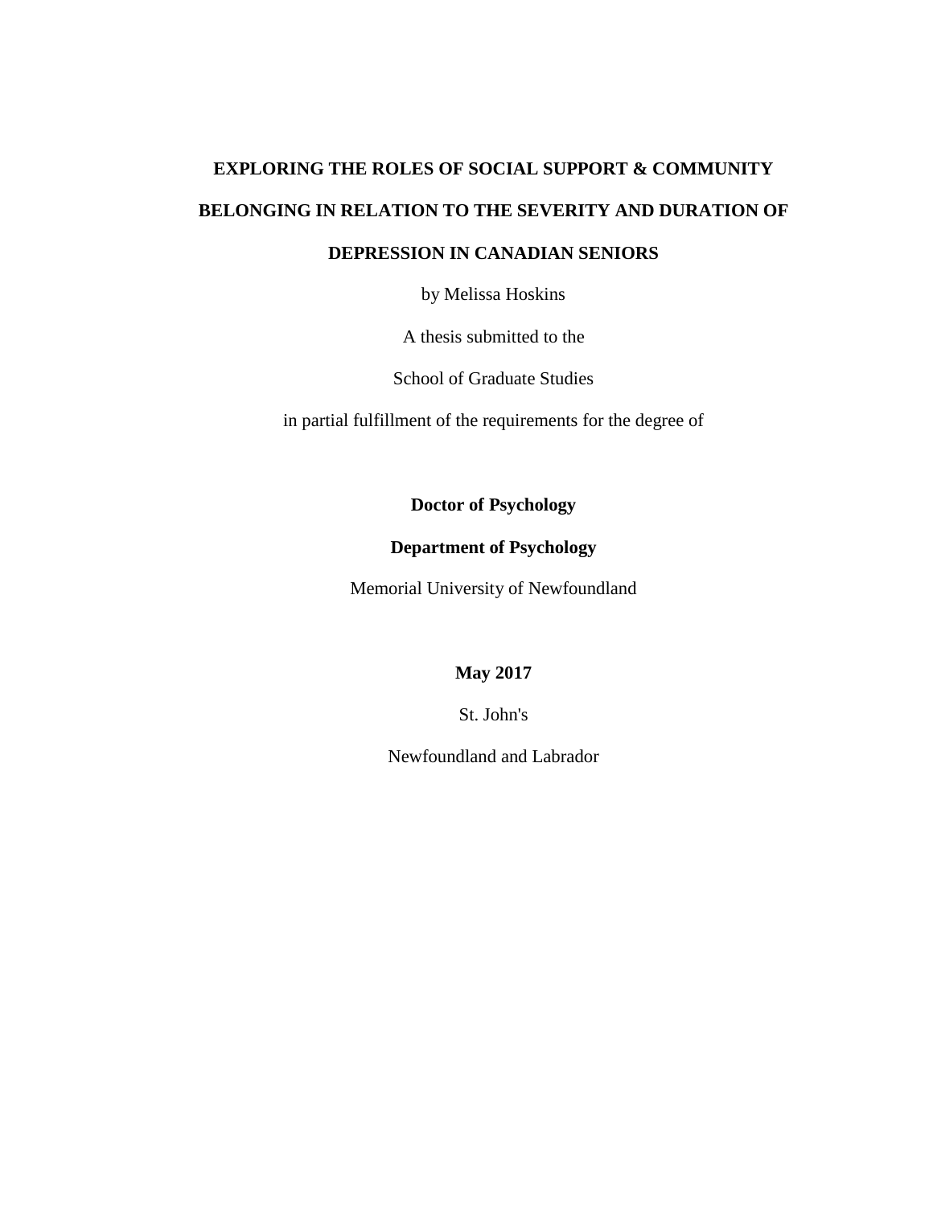# EXPLORING THE ROLES OF SOCIAL SUPPORT & COMMUNITY BELONGING IN RELATION TO THE SEVERITY AND DURATION OF DEPRESSION IN CANADIAN SENIORS

by Melissa Hoskins

A thesis submitted to the

School of Graduate Studies

in partial fulfillment of the requirements for the degree of

**Doctor of Psychology**

**Department of Psychology**

Memorial University of Newfoundland

**May 2017**

St. John's

Newfoundland and Labrador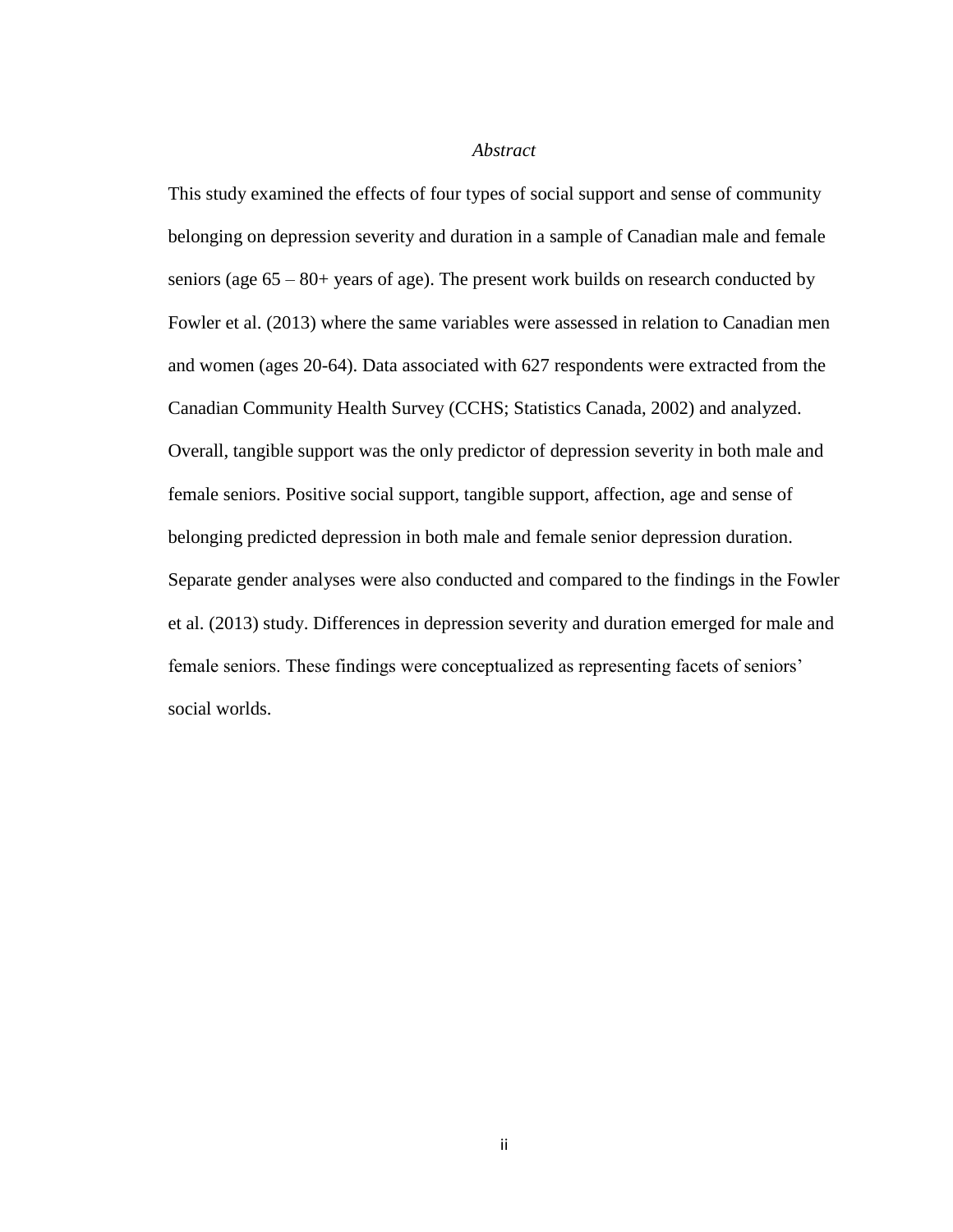*Abstract*

This study examined the effects of four types of social support and sense of community belonging on depression severity and duration in a sample of Canadian male and female seniors (age 65 – 80+ years of age). The present work builds on research conducted by Fowler et al. (2013) where the same variables were assessed in relation to Canadian men and women (ages 20-64). Data associated with 627 respondents were extracted from the Canadian Community Health Survey (CCHS; Statistics Canada, 2002) and analyzed. Overall, tangible support was the only predictor of depression severity in both male and female seniors. Positive social support, tangible support, affection, age and sense of belonging predicted depression in both male and female senior depression duration. Separate gender analyses were also conducted and compared to the findings in the Fowler et al. (2013) study. Differences in depression severity and duration emerged for male and female seniors. These findings were conceptualized as representing facets of seniors' social worlds.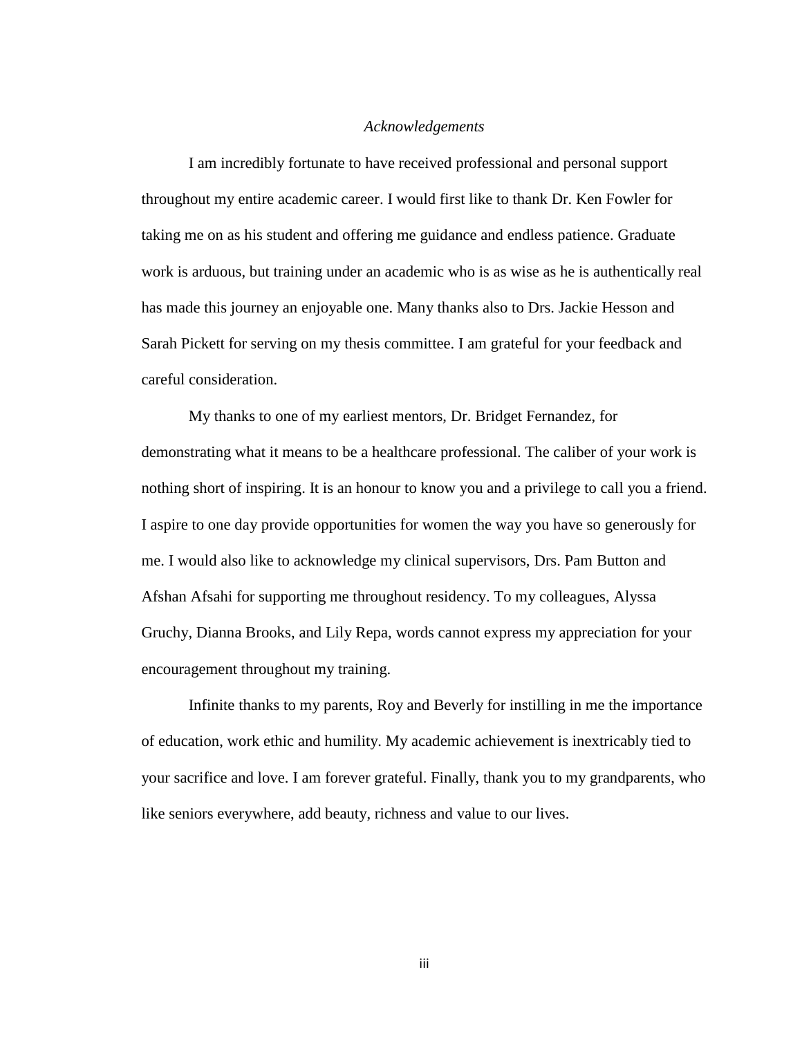*Acknowledgements*

I am incredibly fortunate to have received professional and personal support throughout my entire academic career. I would first like to thank Dr. Ken Fowler for taking me on as his student and offering me guidance and endless patience. Graduate work is arduous, but training under an academic who is as wise as he is authentically real has made this journey an enjoyable one. Many thanks also to Drs. Jackie Hesson and Sarah Pickett for serving on my thesis committee. I am grateful for your feedback and careful consideration.

My thanks to one of my earliest mentors, Dr. Bridget Fernandez, for demonstrating what it means to be a healthcare professional. The caliber of your work is nothing short of inspiring. It is an honour to know you and a privilege to call you a friend. I aspire to one day provide opportunities for women the way you have so generously for me. I would also like to acknowledge my clinical supervisors, Drs. Pam Button and Afshan Afsahi for supporting me throughout residency. To my colleagues, Alyssa Gruchy, Dianna Brooks, and Lily Repa, words cannot express my appreciation for your encouragement throughout my training.

Infinite thanks to my parents, Roy and Beverly for instilling in me the importance of education, work ethic and humility. My academic achievement is inextricably tied to your sacrifice and love. I am forever grateful. Finally, thank you to my grandparents, who like seniors everywhere, add beauty, richness and value to our lives.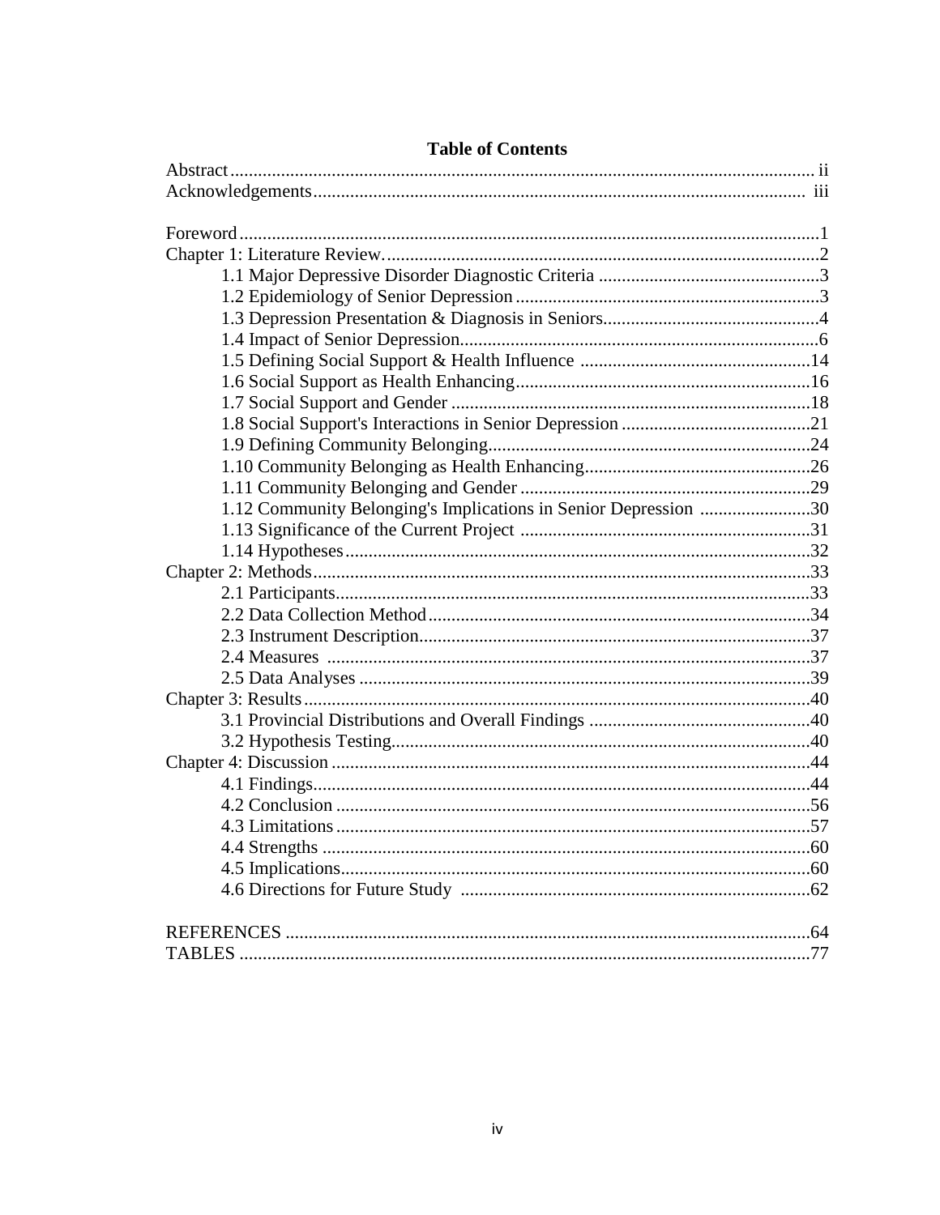# Table of Contents

Abstract ........................................................................................................................... ii
Acknowledgements ......................................................................................................... iii

Foreword ............................................................................................................................1
Chapter 1: Literature Review.............................................................................................2
    1.1 Major Depressive Disorder Diagnostic Criteria ................................................3
    1.2 Epidemiology of Senior Depression ..................................................................3
    1.3 Depression Presentation & Diagnosis in Seniors...............................................4
    1.4 Impact of Senior Depression..............................................................................6
    1.5 Defining Social Support & Health Influence ...................................................14
    1.6 Social Support as Health Enhancing.................................................................16
    1.7 Social Support and Gender ..............................................................................18
    1.8 Social Support's Interactions in Senior Depression .........................................21
    1.9 Defining Community Belonging......................................................................24
    1.10 Community Belonging as Health Enhancing..................................................26
    1.11 Community Belonging and Gender ...............................................................29
    1.12 Community Belonging's Implications in Senior Depression ........................30
    1.13 Significance of the Current Project ...............................................................31
    1.14 Hypotheses.....................................................................................................32
Chapter 2: Methods..........................................................................................................33
    2.1 Participants.......................................................................................................33
    2.2 Data Collection Method...................................................................................34
    2.3 Instrument Description.....................................................................................37
    2.4 Measures .........................................................................................................37
    2.5 Data Analyses ..................................................................................................39
Chapter 3: Results............................................................................................................40
    3.1 Provincial Distributions and Overall Findings ................................................40
    3.2 Hypothesis Testing...........................................................................................40
Chapter 4: Discussion ......................................................................................................44
    4.1 Findings............................................................................................................44
    4.2 Conclusion .......................................................................................................56
    4.3 Limitations .......................................................................................................57
    4.4 Strengths ..........................................................................................................60
    4.5 Implications......................................................................................................60
    4.6 Directions for Future Study ............................................................................62

REFERENCES ................................................................................................................64
TABLES ..........................................................................................................................77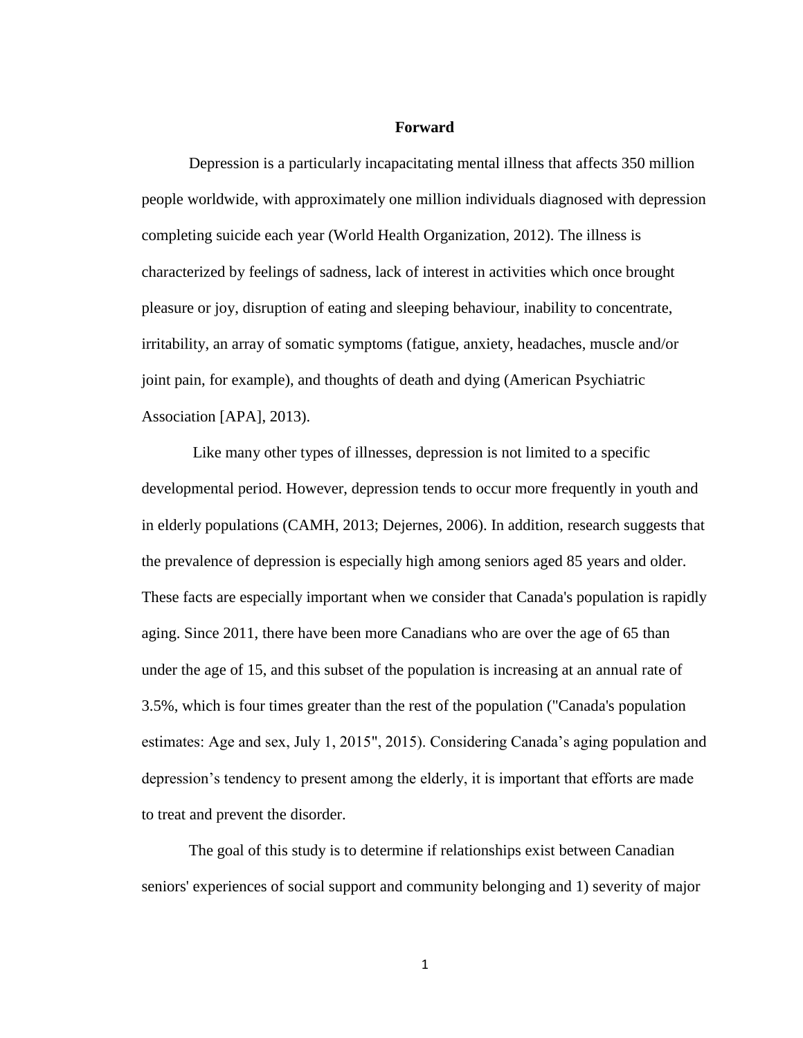## Forward

Depression is a particularly incapacitating mental illness that affects 350 million people worldwide, with approximately one million individuals diagnosed with depression completing suicide each year (World Health Organization, 2012). The illness is characterized by feelings of sadness, lack of interest in activities which once brought pleasure or joy, disruption of eating and sleeping behaviour, inability to concentrate, irritability, an array of somatic symptoms (fatigue, anxiety, headaches, muscle and/or joint pain, for example), and thoughts of death and dying (American Psychiatric Association [APA], 2013).

Like many other types of illnesses, depression is not limited to a specific developmental period. However, depression tends to occur more frequently in youth and in elderly populations (CAMH, 2013; Dejernes, 2006). In addition, research suggests that the prevalence of depression is especially high among seniors aged 85 years and older. These facts are especially important when we consider that Canada's population is rapidly aging. Since 2011, there have been more Canadians who are over the age of 65 than under the age of 15, and this subset of the population is increasing at an annual rate of 3.5%, which is four times greater than the rest of the population ("Canada's population estimates: Age and sex, July 1, 2015", 2015). Considering Canada's aging population and depression's tendency to present among the elderly, it is important that efforts are made to treat and prevent the disorder.

The goal of this study is to determine if relationships exist between Canadian seniors' experiences of social support and community belonging and 1) severity of major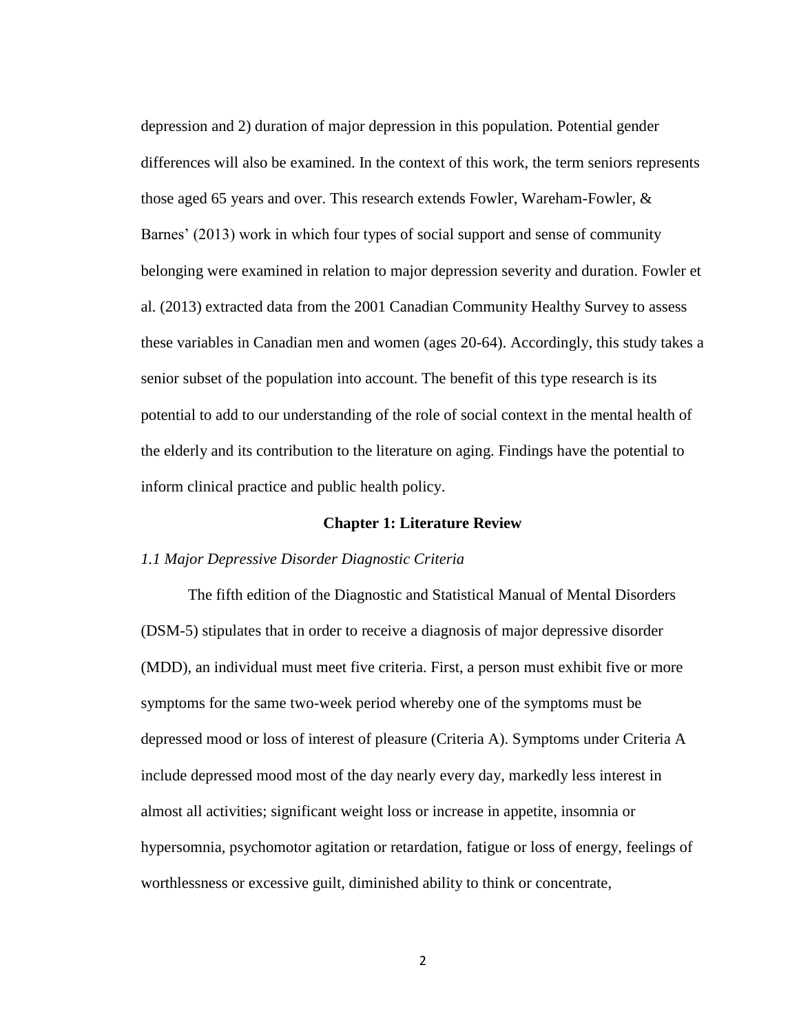depression and 2) duration of major depression in this population. Potential gender differences will also be examined. In the context of this work, the term seniors represents those aged 65 years and over. This research extends Fowler, Wareham-Fowler, & Barnes' (2013) work in which four types of social support and sense of community belonging were examined in relation to major depression severity and duration. Fowler et al. (2013) extracted data from the 2001 Canadian Community Healthy Survey to assess these variables in Canadian men and women (ages 20-64). Accordingly, this study takes a senior subset of the population into account. The benefit of this type research is its potential to add to our understanding of the role of social context in the mental health of the elderly and its contribution to the literature on aging. Findings have the potential to inform clinical practice and public health policy.

# Chapter 1: Literature Review

### *1.1 Major Depressive Disorder Diagnostic Criteria*

The fifth edition of the Diagnostic and Statistical Manual of Mental Disorders (DSM-5) stipulates that in order to receive a diagnosis of major depressive disorder (MDD), an individual must meet five criteria. First, a person must exhibit five or more symptoms for the same two-week period whereby one of the symptoms must be depressed mood or loss of interest of pleasure (Criteria A). Symptoms under Criteria A include depressed mood most of the day nearly every day, markedly less interest in almost all activities; significant weight loss or increase in appetite, insomnia or hypersomnia, psychomotor agitation or retardation, fatigue or loss of energy, feelings of worthlessness or excessive guilt, diminished ability to think or concentrate,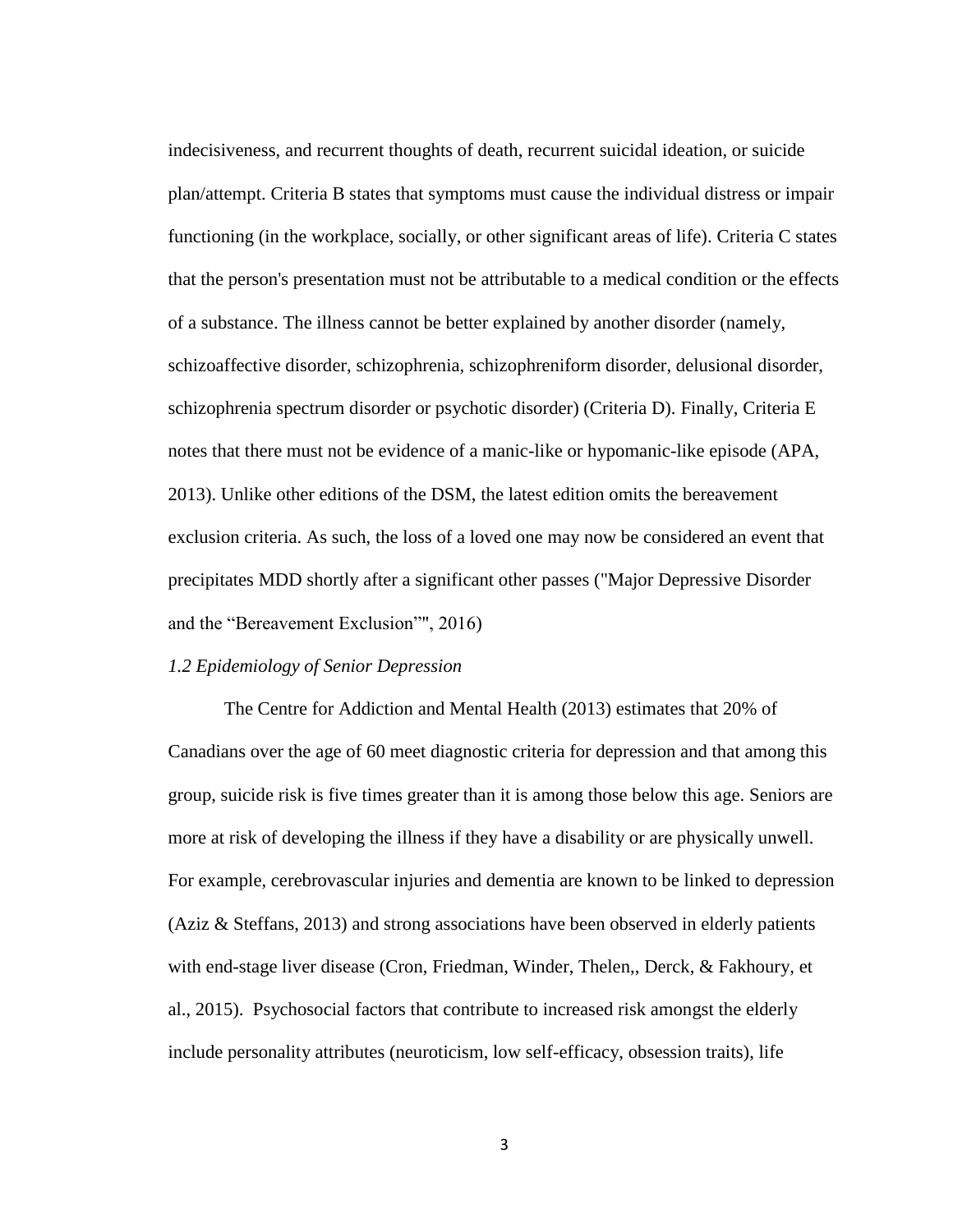indecisiveness, and recurrent thoughts of death, recurrent suicidal ideation, or suicide plan/attempt. Criteria B states that symptoms must cause the individual distress or impair functioning (in the workplace, socially, or other significant areas of life). Criteria C states that the person's presentation must not be attributable to a medical condition or the effects of a substance. The illness cannot be better explained by another disorder (namely, schizoaffective disorder, schizophrenia, schizophreniform disorder, delusional disorder, schizophrenia spectrum disorder or psychotic disorder) (Criteria D). Finally, Criteria E notes that there must not be evidence of a manic-like or hypomanic-like episode (APA, 2013). Unlike other editions of the DSM, the latest edition omits the bereavement exclusion criteria. As such, the loss of a loved one may now be considered an event that precipitates MDD shortly after a significant other passes ("Major Depressive Disorder and the “Bereavement Exclusion”", 2016)

*1.2 Epidemiology of Senior Depression*

The Centre for Addiction and Mental Health (2013) estimates that 20% of Canadians over the age of 60 meet diagnostic criteria for depression and that among this group, suicide risk is five times greater than it is among those below this age. Seniors are more at risk of developing the illness if they have a disability or are physically unwell. For example, cerebrovascular injuries and dementia are known to be linked to depression (Aziz & Steffans, 2013) and strong associations have been observed in elderly patients with end-stage liver disease (Cron, Friedman, Winder, Thelen,, Derck, & Fakhoury, et al., 2015). Psychosocial factors that contribute to increased risk amongst the elderly include personality attributes (neuroticism, low self-efficacy, obsession traits), life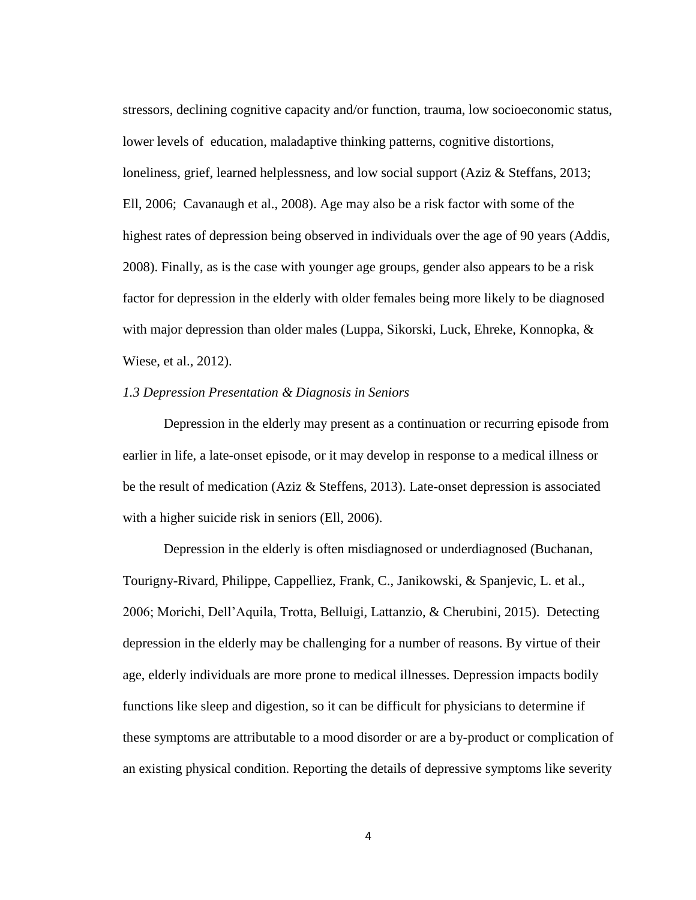stressors, declining cognitive capacity and/or function, trauma, low socioeconomic status, lower levels of education, maladaptive thinking patterns, cognitive distortions, loneliness, grief, learned helplessness, and low social support (Aziz & Steffans, 2013; Ell, 2006; Cavanaugh et al., 2008). Age may also be a risk factor with some of the highest rates of depression being observed in individuals over the age of 90 years (Addis, 2008). Finally, as is the case with younger age groups, gender also appears to be a risk factor for depression in the elderly with older females being more likely to be diagnosed with major depression than older males (Luppa, Sikorski, Luck, Ehreke, Konnopka, & Wiese, et al., 2012).

### *1.3 Depression Presentation & Diagnosis in Seniors*

Depression in the elderly may present as a continuation or recurring episode from earlier in life, a late-onset episode, or it may develop in response to a medical illness or be the result of medication (Aziz & Steffens, 2013). Late-onset depression is associated with a higher suicide risk in seniors (Ell, 2006).

Depression in the elderly is often misdiagnosed or underdiagnosed (Buchanan, Tourigny-Rivard, Philippe, Cappelliez, Frank, C., Janikowski, & Spanjevic, L. et al., 2006; Morichi, Dell'Aquila, Trotta, Belluigi, Lattanzio, & Cherubini, 2015). Detecting depression in the elderly may be challenging for a number of reasons. By virtue of their age, elderly individuals are more prone to medical illnesses. Depression impacts bodily functions like sleep and digestion, so it can be difficult for physicians to determine if these symptoms are attributable to a mood disorder or are a by-product or complication of an existing physical condition. Reporting the details of depressive symptoms like severity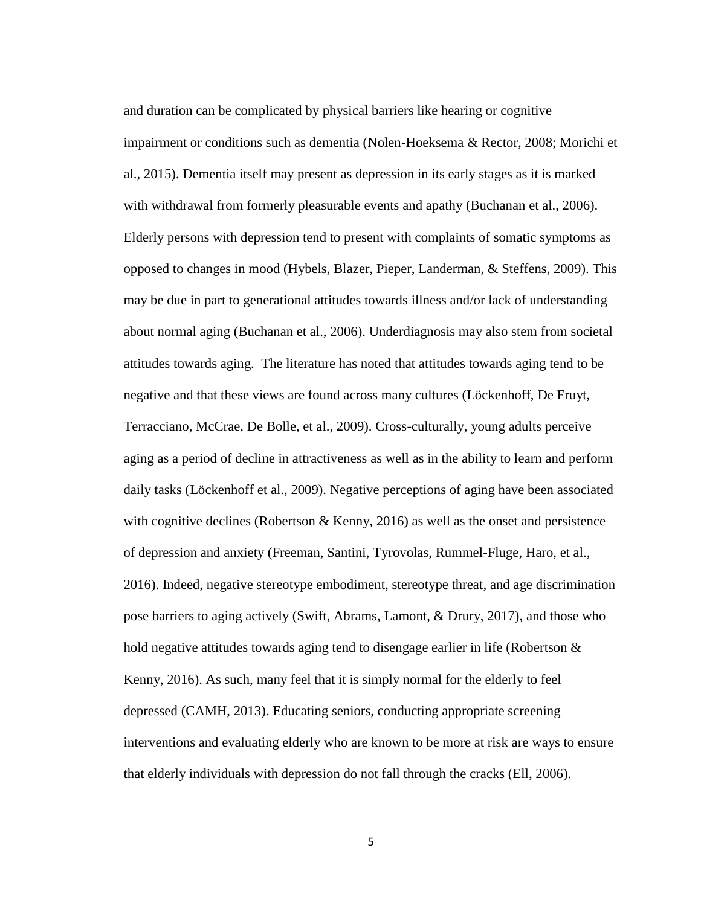and duration can be complicated by physical barriers like hearing or cognitive impairment or conditions such as dementia (Nolen-Hoeksema & Rector, 2008; Morichi et al., 2015). Dementia itself may present as depression in its early stages as it is marked with withdrawal from formerly pleasurable events and apathy (Buchanan et al., 2006). Elderly persons with depression tend to present with complaints of somatic symptoms as opposed to changes in mood (Hybels, Blazer, Pieper, Landerman, & Steffens, 2009). This may be due in part to generational attitudes towards illness and/or lack of understanding about normal aging (Buchanan et al., 2006). Underdiagnosis may also stem from societal attitudes towards aging. The literature has noted that attitudes towards aging tend to be negative and that these views are found across many cultures (Löckenhoff, De Fruyt, Terracciano, McCrae, De Bolle, et al., 2009). Cross-culturally, young adults perceive aging as a period of decline in attractiveness as well as in the ability to learn and perform daily tasks (Löckenhoff et al., 2009). Negative perceptions of aging have been associated with cognitive declines (Robertson & Kenny, 2016) as well as the onset and persistence of depression and anxiety (Freeman, Santini, Tyrovolas, Rummel-Fluge, Haro, et al., 2016). Indeed, negative stereotype embodiment, stereotype threat, and age discrimination pose barriers to aging actively (Swift, Abrams, Lamont, & Drury, 2017), and those who hold negative attitudes towards aging tend to disengage earlier in life (Robertson & Kenny, 2016). As such, many feel that it is simply normal for the elderly to feel depressed (CAMH, 2013). Educating seniors, conducting appropriate screening interventions and evaluating elderly who are known to be more at risk are ways to ensure that elderly individuals with depression do not fall through the cracks (Ell, 2006).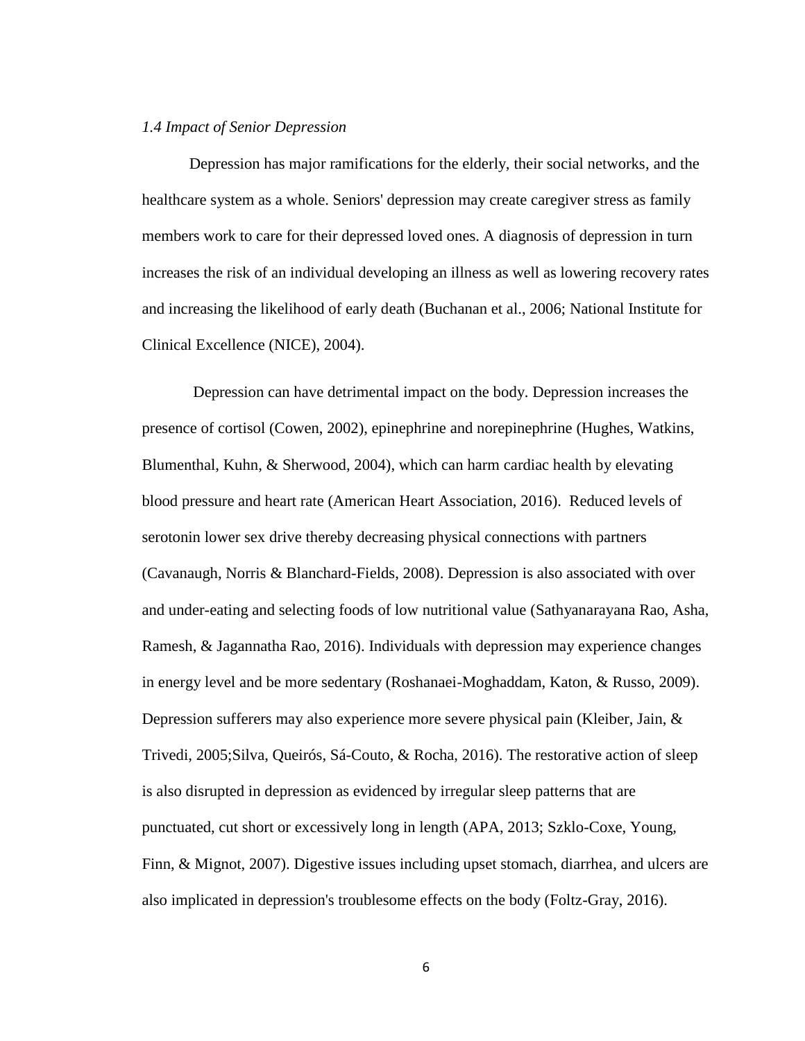*1.4 Impact of Senior Depression*

Depression has major ramifications for the elderly, their social networks, and the healthcare system as a whole. Seniors' depression may create caregiver stress as family members work to care for their depressed loved ones. A diagnosis of depression in turn increases the risk of an individual developing an illness as well as lowering recovery rates and increasing the likelihood of early death (Buchanan et al., 2006; National Institute for Clinical Excellence (NICE), 2004).

Depression can have detrimental impact on the body. Depression increases the presence of cortisol (Cowen, 2002), epinephrine and norepinephrine (Hughes, Watkins, Blumenthal, Kuhn, & Sherwood, 2004), which can harm cardiac health by elevating blood pressure and heart rate (American Heart Association, 2016). Reduced levels of serotonin lower sex drive thereby decreasing physical connections with partners (Cavanaugh, Norris & Blanchard-Fields, 2008). Depression is also associated with over and under-eating and selecting foods of low nutritional value (Sathyanarayana Rao, Asha, Ramesh, & Jagannatha Rao, 2016). Individuals with depression may experience changes in energy level and be more sedentary (Roshanaei-Moghaddam, Katon, & Russo, 2009). Depression sufferers may also experience more severe physical pain (Kleiber, Jain, & Trivedi, 2005;Silva, Queirós, Sá-Couto, & Rocha, 2016). The restorative action of sleep is also disrupted in depression as evidenced by irregular sleep patterns that are punctuated, cut short or excessively long in length (APA, 2013; Szklo-Coxe, Young, Finn, & Mignot, 2007). Digestive issues including upset stomach, diarrhea, and ulcers are also implicated in depression's troublesome effects on the body (Foltz-Gray, 2016).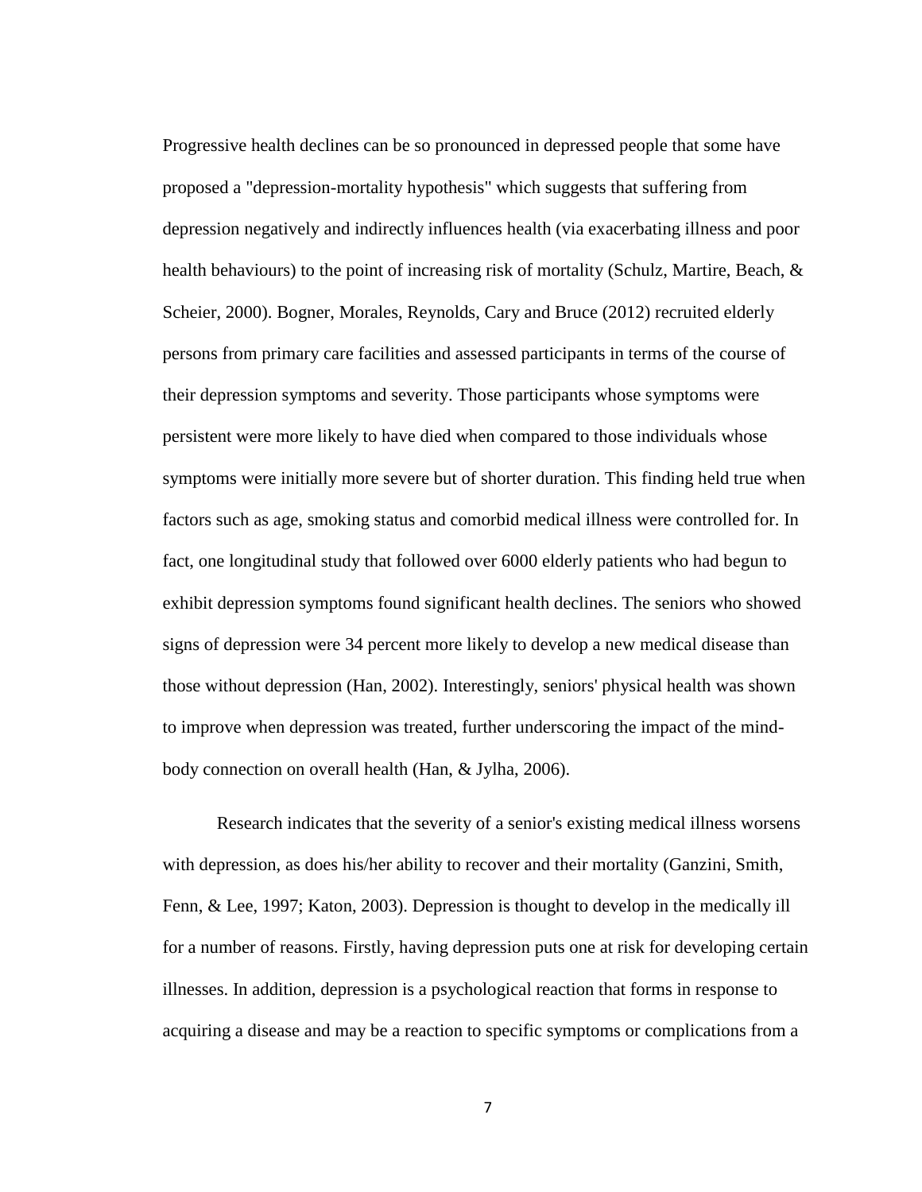Progressive health declines can be so pronounced in depressed people that some have proposed a "depression-mortality hypothesis" which suggests that suffering from depression negatively and indirectly influences health (via exacerbating illness and poor health behaviours) to the point of increasing risk of mortality (Schulz, Martire, Beach, & Scheier, 2000). Bogner, Morales, Reynolds, Cary and Bruce (2012) recruited elderly persons from primary care facilities and assessed participants in terms of the course of their depression symptoms and severity. Those participants whose symptoms were persistent were more likely to have died when compared to those individuals whose symptoms were initially more severe but of shorter duration. This finding held true when factors such as age, smoking status and comorbid medical illness were controlled for. In fact, one longitudinal study that followed over 6000 elderly patients who had begun to exhibit depression symptoms found significant health declines. The seniors who showed signs of depression were 34 percent more likely to develop a new medical disease than those without depression (Han, 2002). Interestingly, seniors' physical health was shown to improve when depression was treated, further underscoring the impact of the mind-body connection on overall health (Han, & Jylha, 2006).

Research indicates that the severity of a senior's existing medical illness worsens with depression, as does his/her ability to recover and their mortality (Ganzini, Smith, Fenn, & Lee, 1997; Katon, 2003). Depression is thought to develop in the medically ill for a number of reasons. Firstly, having depression puts one at risk for developing certain illnesses. In addition, depression is a psychological reaction that forms in response to acquiring a disease and may be a reaction to specific symptoms or complications from a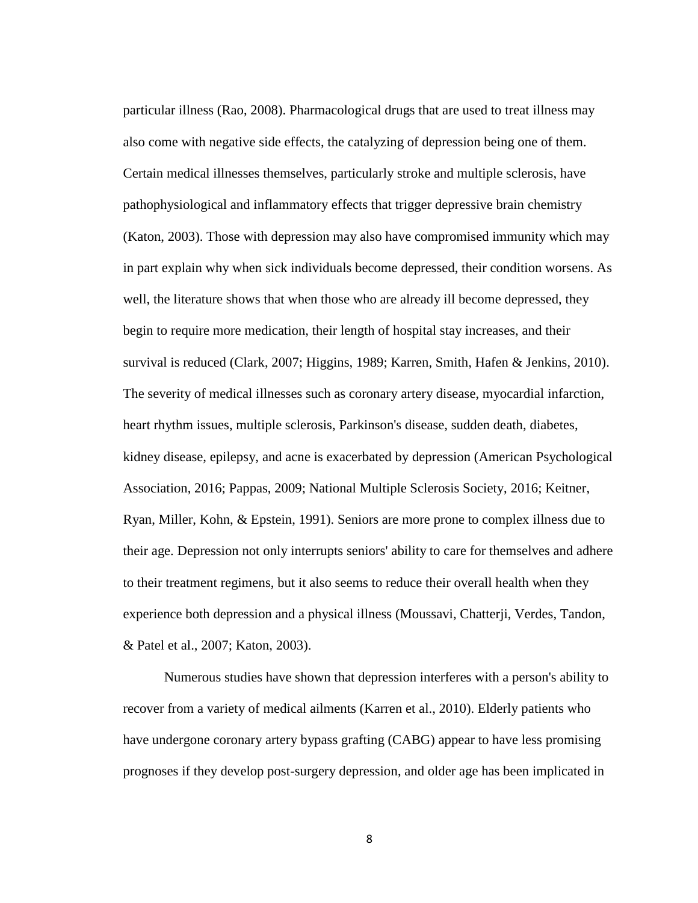particular illness (Rao, 2008). Pharmacological drugs that are used to treat illness may also come with negative side effects, the catalyzing of depression being one of them. Certain medical illnesses themselves, particularly stroke and multiple sclerosis, have pathophysiological and inflammatory effects that trigger depressive brain chemistry (Katon, 2003). Those with depression may also have compromised immunity which may in part explain why when sick individuals become depressed, their condition worsens. As well, the literature shows that when those who are already ill become depressed, they begin to require more medication, their length of hospital stay increases, and their survival is reduced (Clark, 2007; Higgins, 1989; Karren, Smith, Hafen & Jenkins, 2010). The severity of medical illnesses such as coronary artery disease, myocardial infarction, heart rhythm issues, multiple sclerosis, Parkinson's disease, sudden death, diabetes, kidney disease, epilepsy, and acne is exacerbated by depression (American Psychological Association, 2016; Pappas, 2009; National Multiple Sclerosis Society, 2016; Keitner, Ryan, Miller, Kohn, & Epstein, 1991). Seniors are more prone to complex illness due to their age. Depression not only interrupts seniors' ability to care for themselves and adhere to their treatment regimens, but it also seems to reduce their overall health when they experience both depression and a physical illness (Moussavi, Chatterji, Verdes, Tandon, & Patel et al., 2007; Katon, 2003).

Numerous studies have shown that depression interferes with a person's ability to recover from a variety of medical ailments (Karren et al., 2010). Elderly patients who have undergone coronary artery bypass grafting (CABG) appear to have less promising prognoses if they develop post-surgery depression, and older age has been implicated in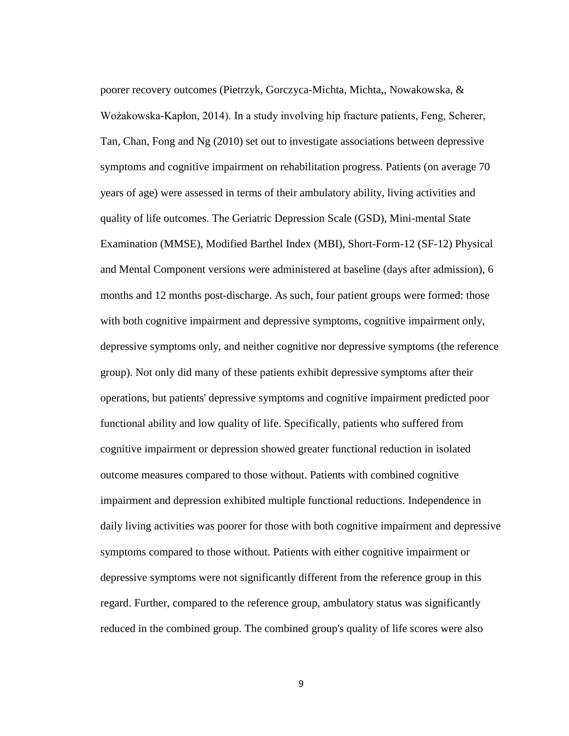poorer recovery outcomes (Pietrzyk, Gorczyca-Michta, Michta,, Nowakowska, & Wożakowska-Kapłon, 2014). In a study involving hip fracture patients, Feng, Scherer, Tan, Chan, Fong and Ng (2010) set out to investigate associations between depressive symptoms and cognitive impairment on rehabilitation progress. Patients (on average 70 years of age) were assessed in terms of their ambulatory ability, living activities and quality of life outcomes. The Geriatric Depression Scale (GSD), Mini-mental State Examination (MMSE), Modified Barthel Index (MBI), Short-Form-12 (SF-12) Physical and Mental Component versions were administered at baseline (days after admission), 6 months and 12 months post-discharge. As such, four patient groups were formed: those with both cognitive impairment and depressive symptoms, cognitive impairment only, depressive symptoms only, and neither cognitive nor depressive symptoms (the reference group). Not only did many of these patients exhibit depressive symptoms after their operations, but patients' depressive symptoms and cognitive impairment predicted poor functional ability and low quality of life. Specifically, patients who suffered from cognitive impairment or depression showed greater functional reduction in isolated outcome measures compared to those without. Patients with combined cognitive impairment and depression exhibited multiple functional reductions. Independence in daily living activities was poorer for those with both cognitive impairment and depressive symptoms compared to those without. Patients with either cognitive impairment or depressive symptoms were not significantly different from the reference group in this regard. Further, compared to the reference group, ambulatory status was significantly reduced in the combined group. The combined group's quality of life scores were also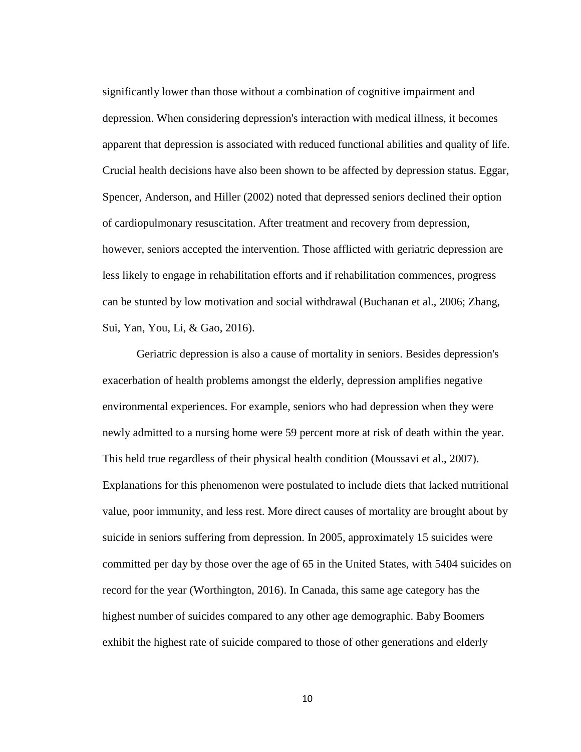significantly lower than those without a combination of cognitive impairment and depression. When considering depression's interaction with medical illness, it becomes apparent that depression is associated with reduced functional abilities and quality of life. Crucial health decisions have also been shown to be affected by depression status. Eggar, Spencer, Anderson, and Hiller (2002) noted that depressed seniors declined their option of cardiopulmonary resuscitation. After treatment and recovery from depression, however, seniors accepted the intervention. Those afflicted with geriatric depression are less likely to engage in rehabilitation efforts and if rehabilitation commences, progress can be stunted by low motivation and social withdrawal (Buchanan et al., 2006; Zhang, Sui, Yan, You, Li, & Gao, 2016).

Geriatric depression is also a cause of mortality in seniors. Besides depression's exacerbation of health problems amongst the elderly, depression amplifies negative environmental experiences. For example, seniors who had depression when they were newly admitted to a nursing home were 59 percent more at risk of death within the year. This held true regardless of their physical health condition (Moussavi et al., 2007). Explanations for this phenomenon were postulated to include diets that lacked nutritional value, poor immunity, and less rest. More direct causes of mortality are brought about by suicide in seniors suffering from depression. In 2005, approximately 15 suicides were committed per day by those over the age of 65 in the United States, with 5404 suicides on record for the year (Worthington, 2016). In Canada, this same age category has the highest number of suicides compared to any other age demographic. Baby Boomers exhibit the highest rate of suicide compared to those of other generations and elderly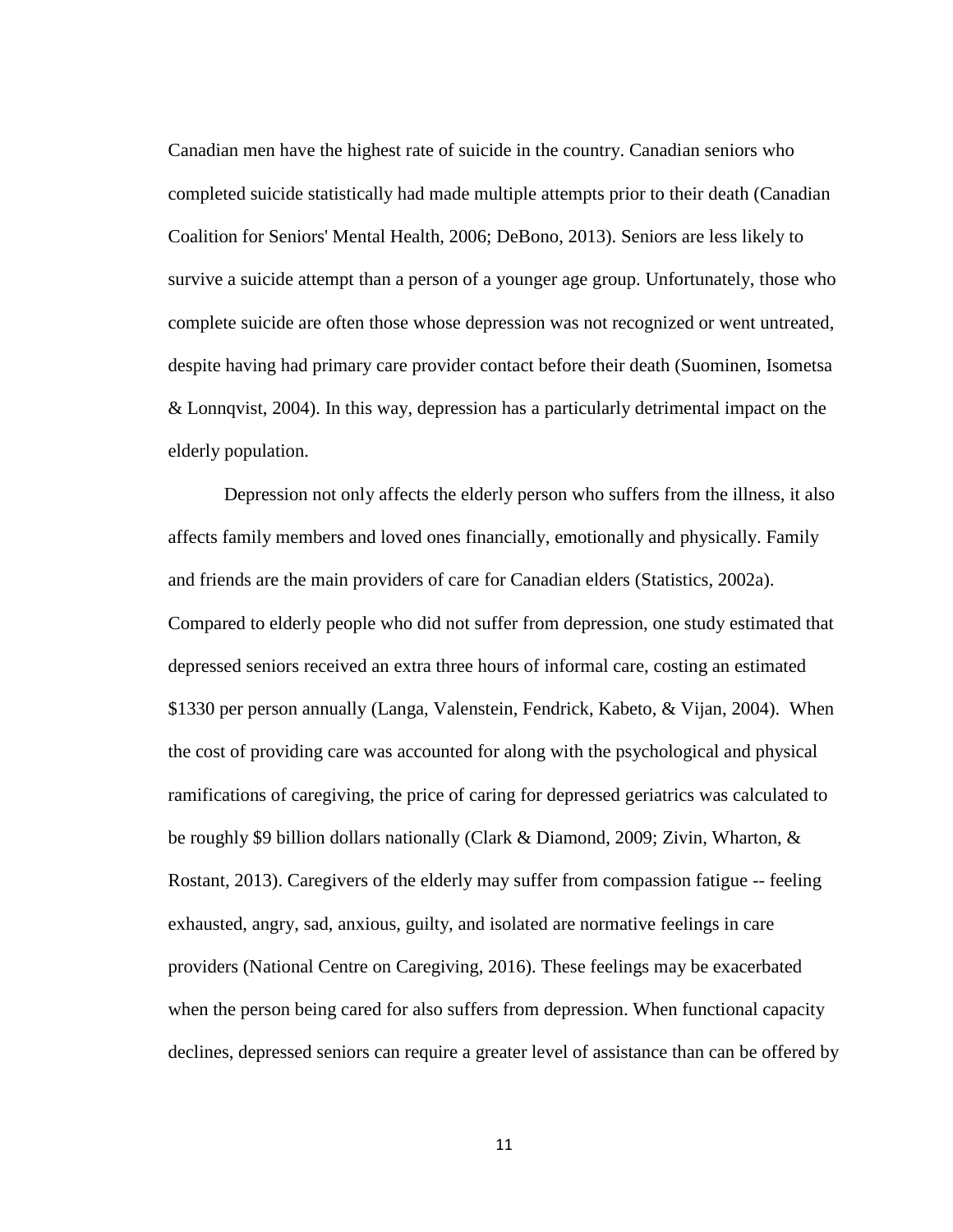Canadian men have the highest rate of suicide in the country. Canadian seniors who completed suicide statistically had made multiple attempts prior to their death (Canadian Coalition for Seniors' Mental Health, 2006; DeBono, 2013). Seniors are less likely to survive a suicide attempt than a person of a younger age group. Unfortunately, those who complete suicide are often those whose depression was not recognized or went untreated, despite having had primary care provider contact before their death (Suominen, Isometsa & Lonnqvist, 2004). In this way, depression has a particularly detrimental impact on the elderly population.

Depression not only affects the elderly person who suffers from the illness, it also affects family members and loved ones financially, emotionally and physically. Family and friends are the main providers of care for Canadian elders (Statistics, 2002a). Compared to elderly people who did not suffer from depression, one study estimated that depressed seniors received an extra three hours of informal care, costing an estimated $1330 per person annually (Langa, Valenstein, Fendrick, Kabeto, & Vijan, 2004). When the cost of providing care was accounted for along with the psychological and physical ramifications of caregiving, the price of caring for depressed geriatrics was calculated to be roughly $9 billion dollars nationally (Clark & Diamond, 2009; Zivin, Wharton, & Rostant, 2013). Caregivers of the elderly may suffer from compassion fatigue -- feeling exhausted, angry, sad, anxious, guilty, and isolated are normative feelings in care providers (National Centre on Caregiving, 2016). These feelings may be exacerbated when the person being cared for also suffers from depression. When functional capacity declines, depressed seniors can require a greater level of assistance than can be offered by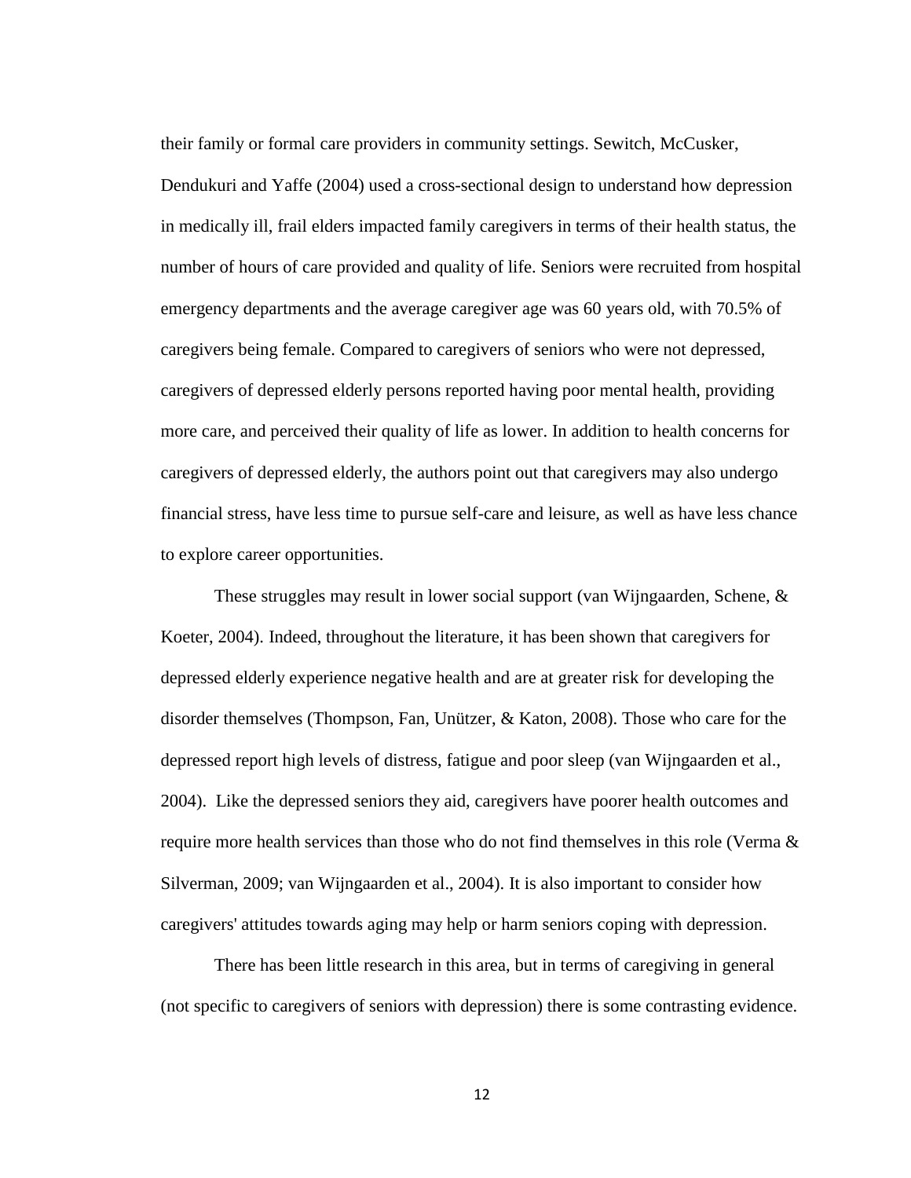their family or formal care providers in community settings. Sewitch, McCusker, Dendukuri and Yaffe (2004) used a cross-sectional design to understand how depression in medically ill, frail elders impacted family caregivers in terms of their health status, the number of hours of care provided and quality of life. Seniors were recruited from hospital emergency departments and the average caregiver age was 60 years old, with 70.5% of caregivers being female. Compared to caregivers of seniors who were not depressed, caregivers of depressed elderly persons reported having poor mental health, providing more care, and perceived their quality of life as lower. In addition to health concerns for caregivers of depressed elderly, the authors point out that caregivers may also undergo financial stress, have less time to pursue self-care and leisure, as well as have less chance to explore career opportunities.

These struggles may result in lower social support (van Wijngaarden, Schene, & Koeter, 2004). Indeed, throughout the literature, it has been shown that caregivers for depressed elderly experience negative health and are at greater risk for developing the disorder themselves (Thompson, Fan, Unützer, & Katon, 2008). Those who care for the depressed report high levels of distress, fatigue and poor sleep (van Wijngaarden et al., 2004). Like the depressed seniors they aid, caregivers have poorer health outcomes and require more health services than those who do not find themselves in this role (Verma & Silverman, 2009; van Wijngaarden et al., 2004). It is also important to consider how caregivers' attitudes towards aging may help or harm seniors coping with depression.

There has been little research in this area, but in terms of caregiving in general (not specific to caregivers of seniors with depression) there is some contrasting evidence.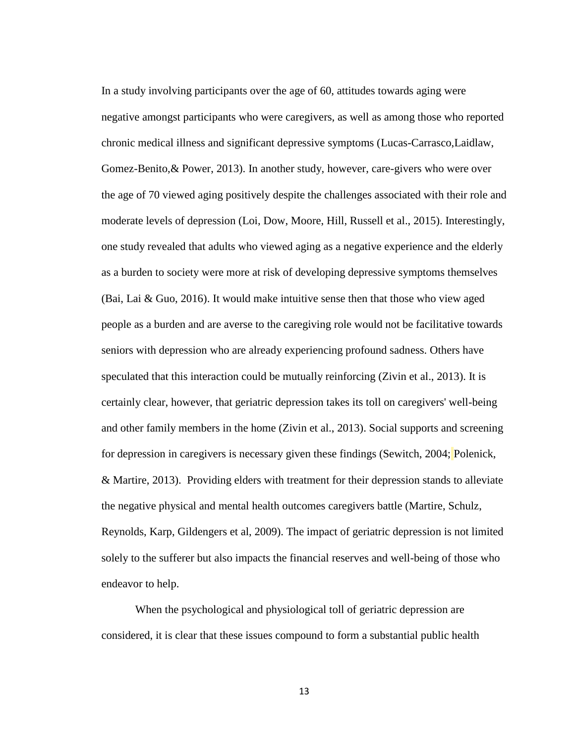In a study involving participants over the age of 60, attitudes towards aging were negative amongst participants who were caregivers, as well as among those who reported chronic medical illness and significant depressive symptoms (Lucas-Carrasco,Laidlaw, Gomez-Benito,& Power, 2013). In another study, however, care-givers who were over the age of 70 viewed aging positively despite the challenges associated with their role and moderate levels of depression (Loi, Dow, Moore, Hill, Russell et al., 2015). Interestingly, one study revealed that adults who viewed aging as a negative experience and the elderly as a burden to society were more at risk of developing depressive symptoms themselves (Bai, Lai & Guo, 2016). It would make intuitive sense then that those who view aged people as a burden and are averse to the caregiving role would not be facilitative towards seniors with depression who are already experiencing profound sadness. Others have speculated that this interaction could be mutually reinforcing (Zivin et al., 2013). It is certainly clear, however, that geriatric depression takes its toll on caregivers' well-being and other family members in the home (Zivin et al., 2013). Social supports and screening for depression in caregivers is necessary given these findings (Sewitch, 2004; Polenick, & Martire, 2013). Providing elders with treatment for their depression stands to alleviate the negative physical and mental health outcomes caregivers battle (Martire, Schulz, Reynolds, Karp, Gildengers et al, 2009). The impact of geriatric depression is not limited solely to the sufferer but also impacts the financial reserves and well-being of those who endeavor to help.

When the psychological and physiological toll of geriatric depression are considered, it is clear that these issues compound to form a substantial public health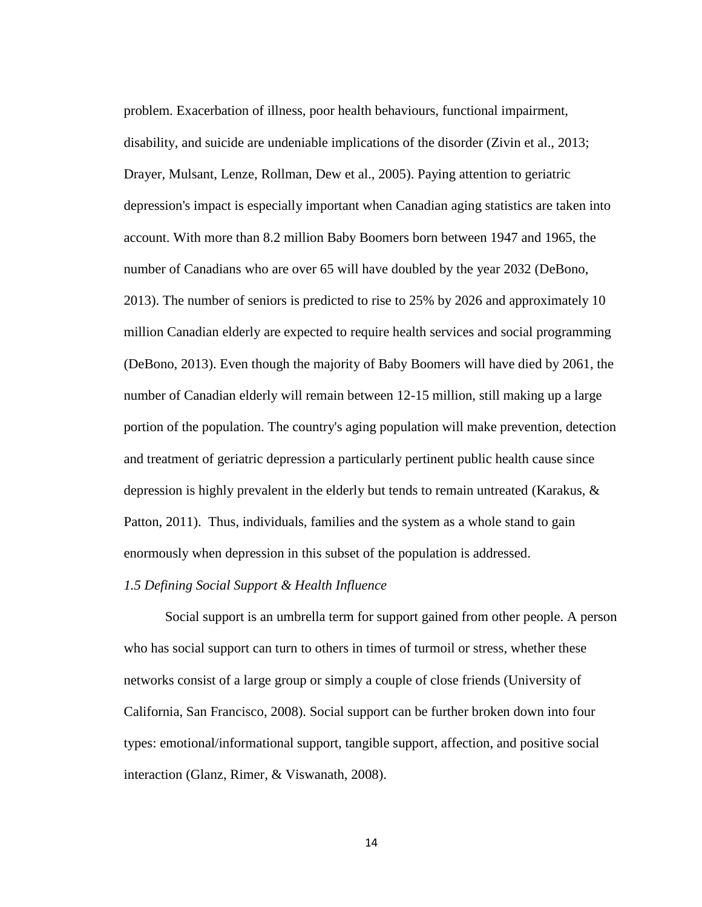problem. Exacerbation of illness, poor health behaviours, functional impairment, disability, and suicide are undeniable implications of the disorder (Zivin et al., 2013; Drayer, Mulsant, Lenze, Rollman, Dew et al., 2005). Paying attention to geriatric depression's impact is especially important when Canadian aging statistics are taken into account. With more than 8.2 million Baby Boomers born between 1947 and 1965, the number of Canadians who are over 65 will have doubled by the year 2032 (DeBono, 2013). The number of seniors is predicted to rise to 25% by 2026 and approximately 10 million Canadian elderly are expected to require health services and social programming (DeBono, 2013). Even though the majority of Baby Boomers will have died by 2061, the number of Canadian elderly will remain between 12-15 million, still making up a large portion of the population. The country's aging population will make prevention, detection and treatment of geriatric depression a particularly pertinent public health cause since depression is highly prevalent in the elderly but tends to remain untreated (Karakus, & Patton, 2011). Thus, individuals, families and the system as a whole stand to gain enormously when depression in this subset of the population is addressed.

### *1.5 Defining Social Support & Health Influence*

Social support is an umbrella term for support gained from other people. A person who has social support can turn to others in times of turmoil or stress, whether these networks consist of a large group or simply a couple of close friends (University of California, San Francisco, 2008). Social support can be further broken down into four types: emotional/informational support, tangible support, affection, and positive social interaction (Glanz, Rimer, & Viswanath, 2008).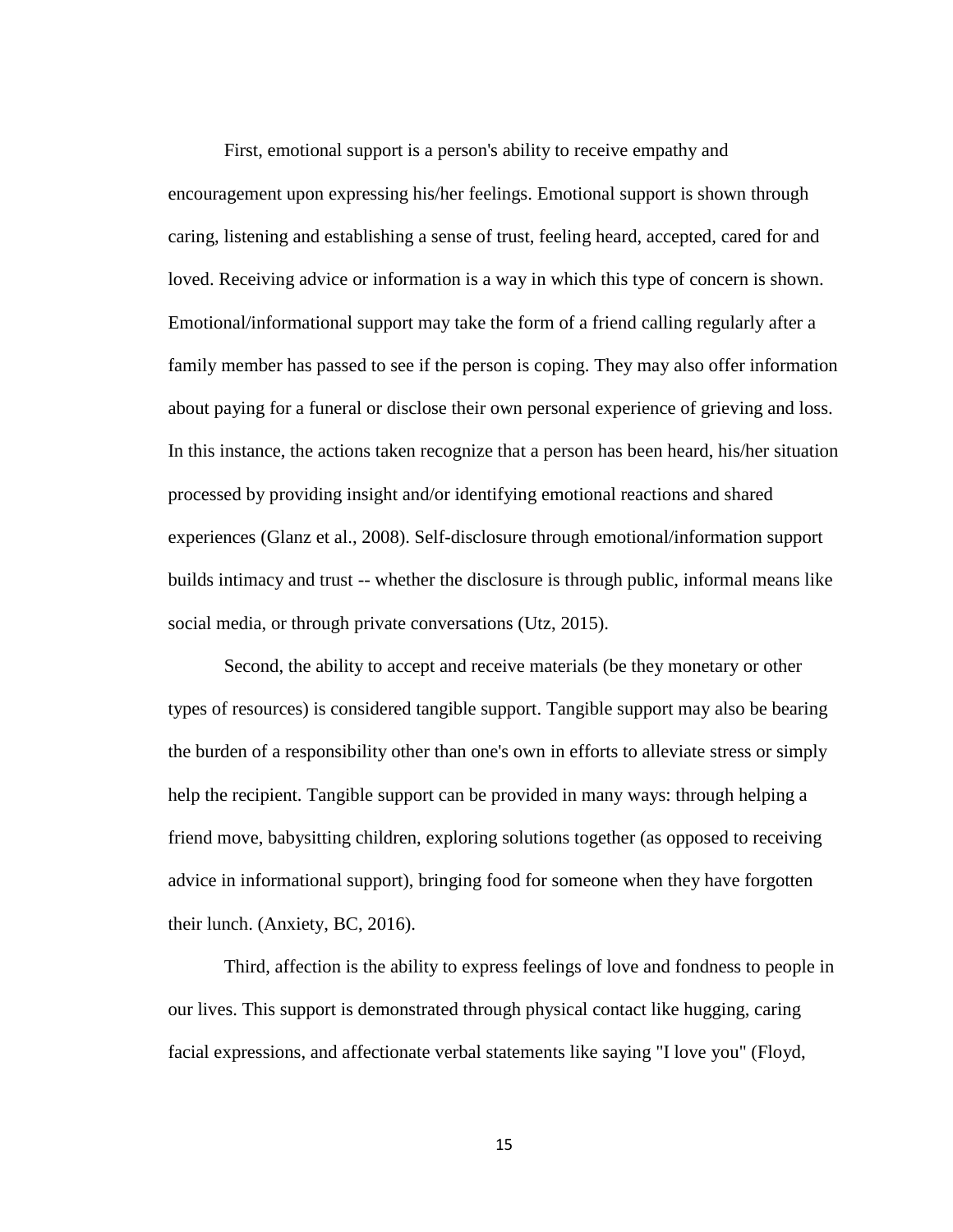First, emotional support is a person's ability to receive empathy and encouragement upon expressing his/her feelings. Emotional support is shown through caring, listening and establishing a sense of trust, feeling heard, accepted, cared for and loved. Receiving advice or information is a way in which this type of concern is shown. Emotional/informational support may take the form of a friend calling regularly after a family member has passed to see if the person is coping. They may also offer information about paying for a funeral or disclose their own personal experience of grieving and loss. In this instance, the actions taken recognize that a person has been heard, his/her situation processed by providing insight and/or identifying emotional reactions and shared experiences (Glanz et al., 2008). Self-disclosure through emotional/information support builds intimacy and trust -- whether the disclosure is through public, informal means like social media, or through private conversations (Utz, 2015).

Second, the ability to accept and receive materials (be they monetary or other types of resources) is considered tangible support. Tangible support may also be bearing the burden of a responsibility other than one's own in efforts to alleviate stress or simply help the recipient. Tangible support can be provided in many ways: through helping a friend move, babysitting children, exploring solutions together (as opposed to receiving advice in informational support), bringing food for someone when they have forgotten their lunch. (Anxiety, BC, 2016).

Third, affection is the ability to express feelings of love and fondness to people in our lives. This support is demonstrated through physical contact like hugging, caring facial expressions, and affectionate verbal statements like saying "I love you" (Floyd,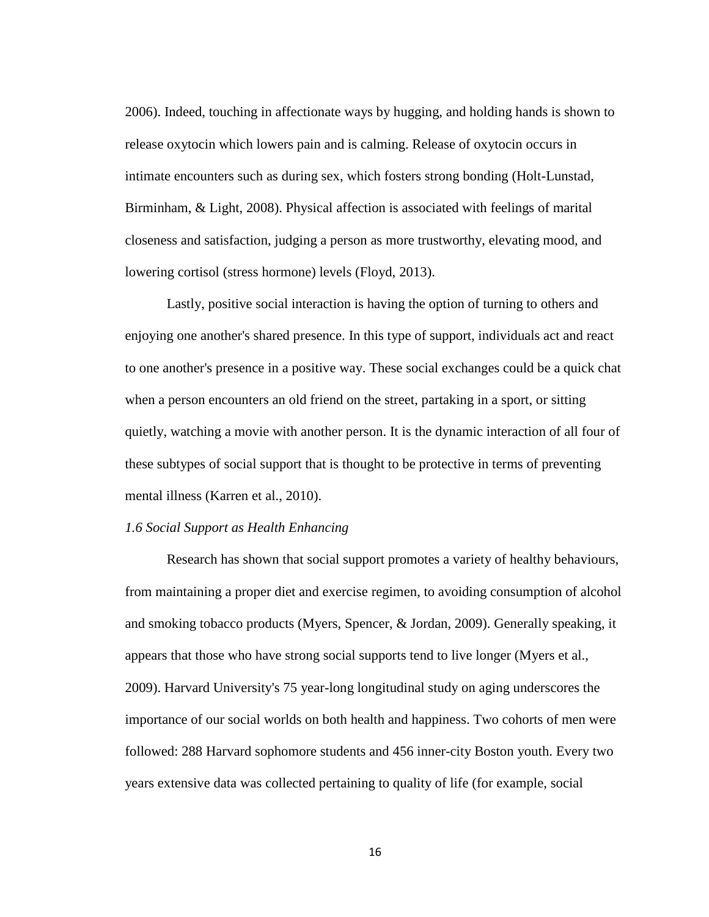2006). Indeed, touching in affectionate ways by hugging, and holding hands is shown to release oxytocin which lowers pain and is calming. Release of oxytocin occurs in intimate encounters such as during sex, which fosters strong bonding (Holt-Lunstad, Birminham, & Light, 2008). Physical affection is associated with feelings of marital closeness and satisfaction, judging a person as more trustworthy, elevating mood, and lowering cortisol (stress hormone) levels (Floyd, 2013).

Lastly, positive social interaction is having the option of turning to others and enjoying one another's shared presence. In this type of support, individuals act and react to one another's presence in a positive way. These social exchanges could be a quick chat when a person encounters an old friend on the street, partaking in a sport, or sitting quietly, watching a movie with another person. It is the dynamic interaction of all four of these subtypes of social support that is thought to be protective in terms of preventing mental illness (Karren et al., 2010).

*1.6 Social Support as Health Enhancing*

Research has shown that social support promotes a variety of healthy behaviours, from maintaining a proper diet and exercise regimen, to avoiding consumption of alcohol and smoking tobacco products (Myers, Spencer, & Jordan, 2009). Generally speaking, it appears that those who have strong social supports tend to live longer (Myers et al., 2009). Harvard University's 75 year-long longitudinal study on aging underscores the importance of our social worlds on both health and happiness. Two cohorts of men were followed: 288 Harvard sophomore students and 456 inner-city Boston youth. Every two years extensive data was collected pertaining to quality of life (for example, social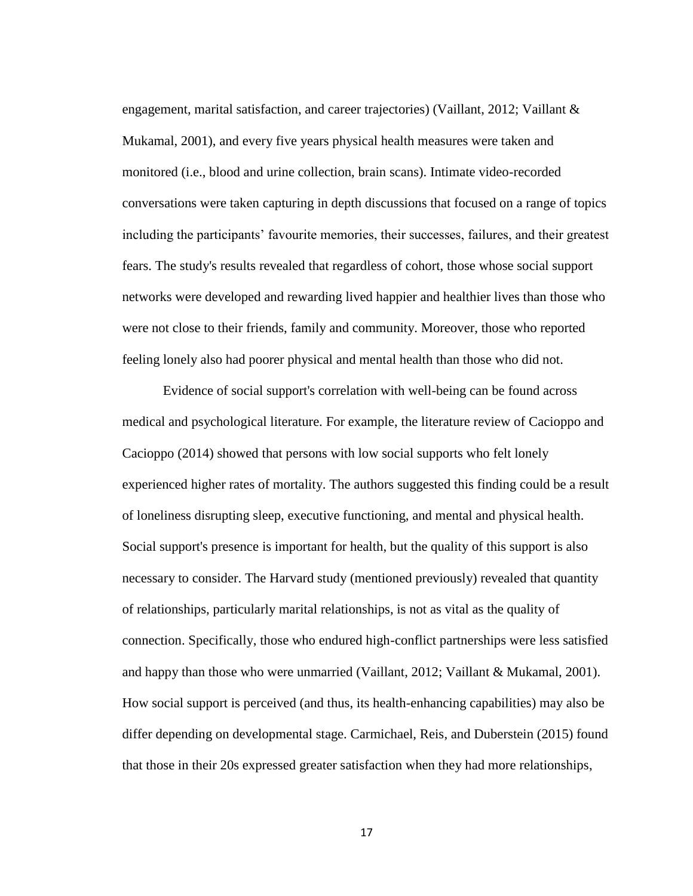engagement, marital satisfaction, and career trajectories) (Vaillant, 2012; Vaillant & Mukamal, 2001), and every five years physical health measures were taken and monitored (i.e., blood and urine collection, brain scans). Intimate video-recorded conversations were taken capturing in depth discussions that focused on a range of topics including the participants' favourite memories, their successes, failures, and their greatest fears. The study's results revealed that regardless of cohort, those whose social support networks were developed and rewarding lived happier and healthier lives than those who were not close to their friends, family and community. Moreover, those who reported feeling lonely also had poorer physical and mental health than those who did not.

Evidence of social support's correlation with well-being can be found across medical and psychological literature. For example, the literature review of Cacioppo and Cacioppo (2014) showed that persons with low social supports who felt lonely experienced higher rates of mortality. The authors suggested this finding could be a result of loneliness disrupting sleep, executive functioning, and mental and physical health. Social support's presence is important for health, but the quality of this support is also necessary to consider. The Harvard study (mentioned previously) revealed that quantity of relationships, particularly marital relationships, is not as vital as the quality of connection. Specifically, those who endured high-conflict partnerships were less satisfied and happy than those who were unmarried (Vaillant, 2012; Vaillant & Mukamal, 2001). How social support is perceived (and thus, its health-enhancing capabilities) may also be differ depending on developmental stage. Carmichael, Reis, and Duberstein (2015) found that those in their 20s expressed greater satisfaction when they had more relationships,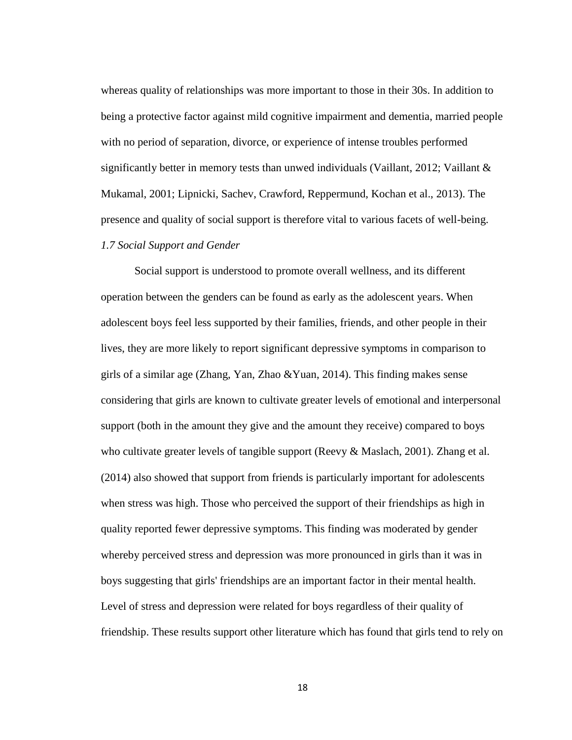whereas quality of relationships was more important to those in their 30s. In addition to being a protective factor against mild cognitive impairment and dementia, married people with no period of separation, divorce, or experience of intense troubles performed significantly better in memory tests than unwed individuals (Vaillant, 2012; Vaillant & Mukamal, 2001; Lipnicki, Sachev, Crawford, Reppermund, Kochan et al., 2013). The presence and quality of social support is therefore vital to various facets of well-being.

### *1.7 Social Support and Gender*

Social support is understood to promote overall wellness, and its different operation between the genders can be found as early as the adolescent years. When adolescent boys feel less supported by their families, friends, and other people in their lives, they are more likely to report significant depressive symptoms in comparison to girls of a similar age (Zhang, Yan, Zhao &Yuan, 2014). This finding makes sense considering that girls are known to cultivate greater levels of emotional and interpersonal support (both in the amount they give and the amount they receive) compared to boys who cultivate greater levels of tangible support (Reevy & Maslach, 2001). Zhang et al. (2014) also showed that support from friends is particularly important for adolescents when stress was high. Those who perceived the support of their friendships as high in quality reported fewer depressive symptoms. This finding was moderated by gender whereby perceived stress and depression was more pronounced in girls than it was in boys suggesting that girls' friendships are an important factor in their mental health. Level of stress and depression were related for boys regardless of their quality of friendship. These results support other literature which has found that girls tend to rely on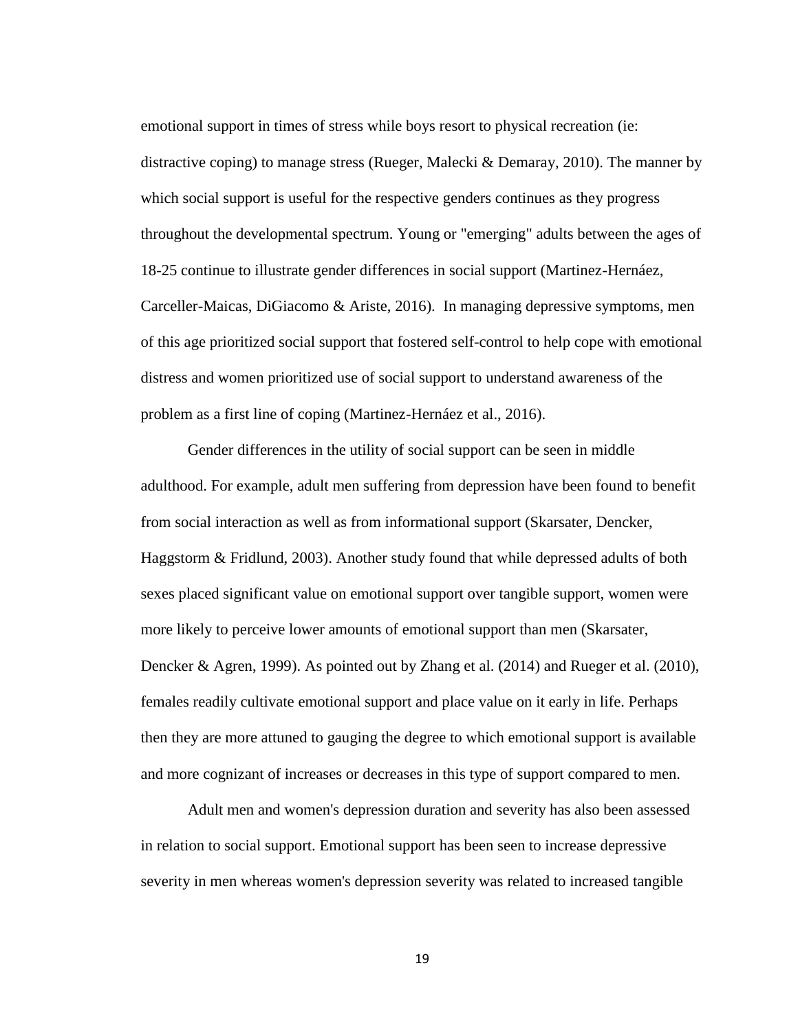emotional support in times of stress while boys resort to physical recreation (ie: distractive coping) to manage stress (Rueger, Malecki & Demaray, 2010). The manner by which social support is useful for the respective genders continues as they progress throughout the developmental spectrum. Young or "emerging" adults between the ages of 18-25 continue to illustrate gender differences in social support (Martinez-Hernáez, Carceller-Maicas, DiGiacomo & Ariste, 2016). In managing depressive symptoms, men of this age prioritized social support that fostered self-control to help cope with emotional distress and women prioritized use of social support to understand awareness of the problem as a first line of coping (Martinez-Hernáez et al., 2016).

Gender differences in the utility of social support can be seen in middle adulthood. For example, adult men suffering from depression have been found to benefit from social interaction as well as from informational support (Skarsater, Dencker, Haggstorm & Fridlund, 2003). Another study found that while depressed adults of both sexes placed significant value on emotional support over tangible support, women were more likely to perceive lower amounts of emotional support than men (Skarsater, Dencker & Agren, 1999). As pointed out by Zhang et al. (2014) and Rueger et al. (2010), females readily cultivate emotional support and place value on it early in life. Perhaps then they are more attuned to gauging the degree to which emotional support is available and more cognizant of increases or decreases in this type of support compared to men.

Adult men and women's depression duration and severity has also been assessed in relation to social support. Emotional support has been seen to increase depressive severity in men whereas women's depression severity was related to increased tangible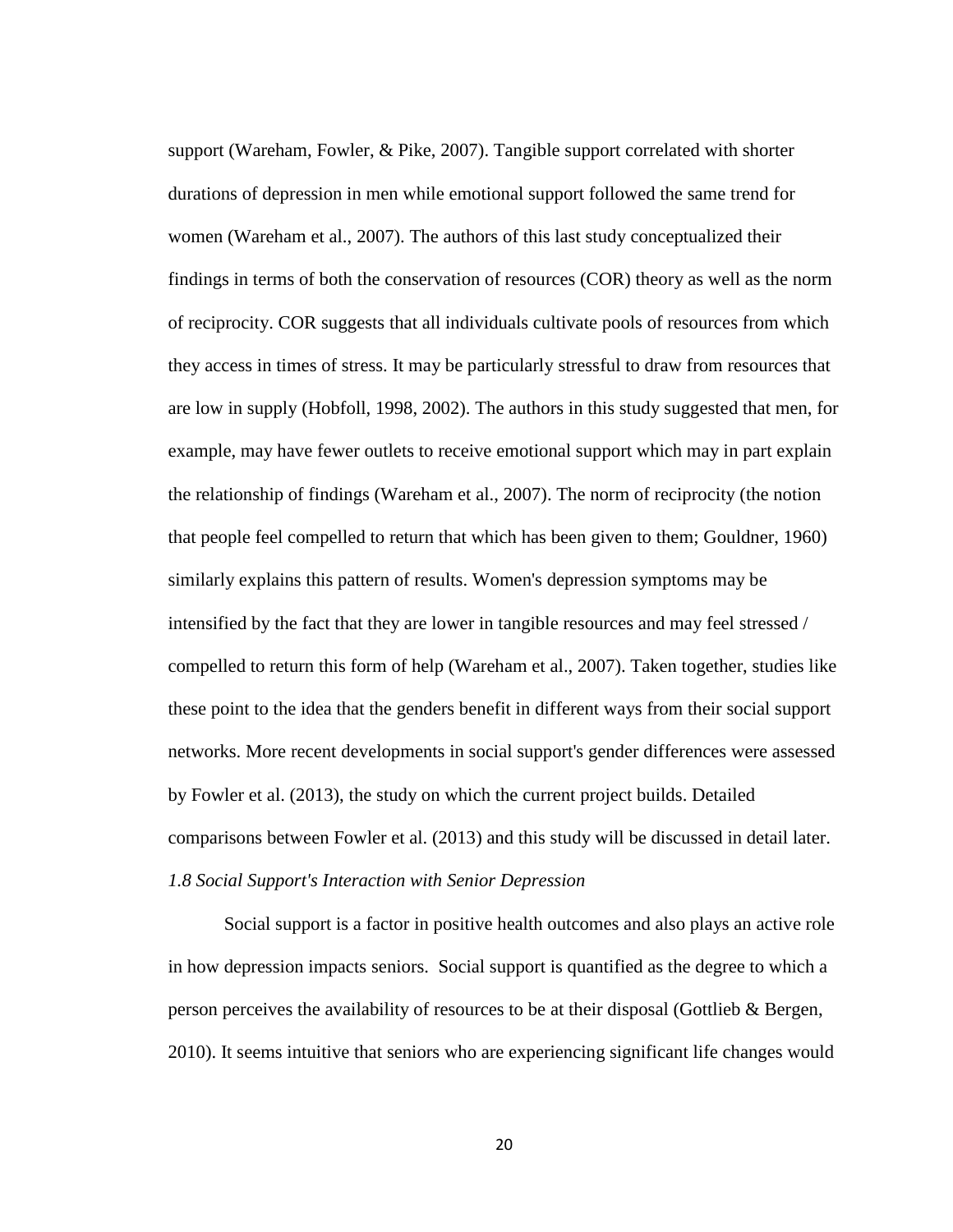support (Wareham, Fowler, & Pike, 2007). Tangible support correlated with shorter durations of depression in men while emotional support followed the same trend for women (Wareham et al., 2007). The authors of this last study conceptualized their findings in terms of both the conservation of resources (COR) theory as well as the norm of reciprocity. COR suggests that all individuals cultivate pools of resources from which they access in times of stress. It may be particularly stressful to draw from resources that are low in supply (Hobfoll, 1998, 2002). The authors in this study suggested that men, for example, may have fewer outlets to receive emotional support which may in part explain the relationship of findings (Wareham et al., 2007). The norm of reciprocity (the notion that people feel compelled to return that which has been given to them; Gouldner, 1960) similarly explains this pattern of results. Women's depression symptoms may be intensified by the fact that they are lower in tangible resources and may feel stressed / compelled to return this form of help (Wareham et al., 2007). Taken together, studies like these point to the idea that the genders benefit in different ways from their social support networks. More recent developments in social support's gender differences were assessed by Fowler et al. (2013), the study on which the current project builds. Detailed comparisons between Fowler et al. (2013) and this study will be discussed in detail later.

### *1.8 Social Support's Interaction with Senior Depression*

Social support is a factor in positive health outcomes and also plays an active role in how depression impacts seniors. Social support is quantified as the degree to which a person perceives the availability of resources to be at their disposal (Gottlieb & Bergen, 2010). It seems intuitive that seniors who are experiencing significant life changes would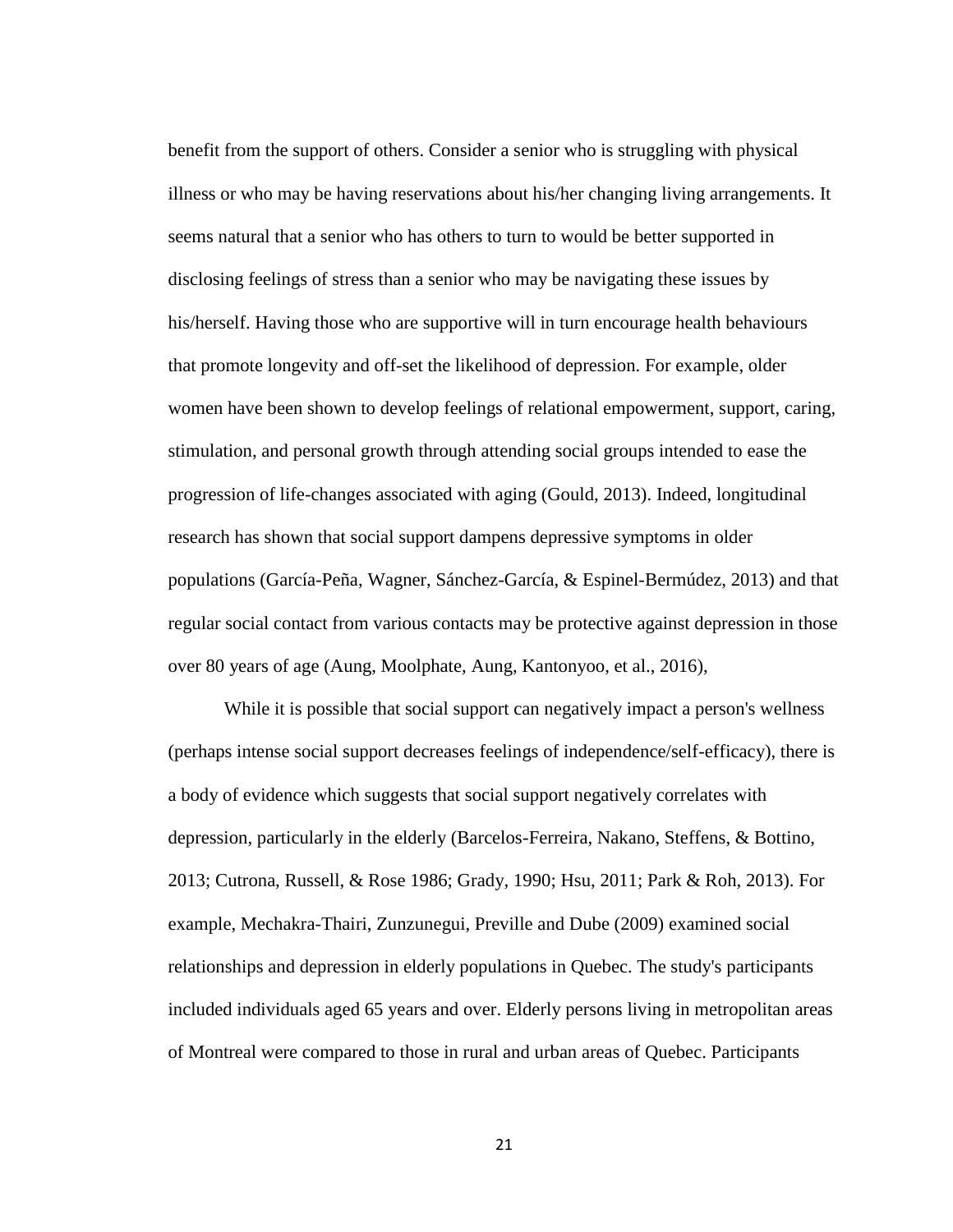benefit from the support of others. Consider a senior who is struggling with physical illness or who may be having reservations about his/her changing living arrangements. It seems natural that a senior who has others to turn to would be better supported in disclosing feelings of stress than a senior who may be navigating these issues by his/herself. Having those who are supportive will in turn encourage health behaviours that promote longevity and off-set the likelihood of depression. For example, older women have been shown to develop feelings of relational empowerment, support, caring, stimulation, and personal growth through attending social groups intended to ease the progression of life-changes associated with aging (Gould, 2013). Indeed, longitudinal research has shown that social support dampens depressive symptoms in older populations (García-Peña, Wagner, Sánchez-García, & Espinel-Bermúdez, 2013) and that regular social contact from various contacts may be protective against depression in those over 80 years of age (Aung, Moolphate, Aung, Kantonyoo, et al., 2016),

While it is possible that social support can negatively impact a person's wellness (perhaps intense social support decreases feelings of independence/self-efficacy), there is a body of evidence which suggests that social support negatively correlates with depression, particularly in the elderly (Barcelos-Ferreira, Nakano, Steffens, & Bottino, 2013; Cutrona, Russell, & Rose 1986; Grady, 1990; Hsu, 2011; Park & Roh, 2013). For example, Mechakra-Thairi, Zunzunegui, Preville and Dube (2009) examined social relationships and depression in elderly populations in Quebec. The study's participants included individuals aged 65 years and over. Elderly persons living in metropolitan areas of Montreal were compared to those in rural and urban areas of Quebec. Participants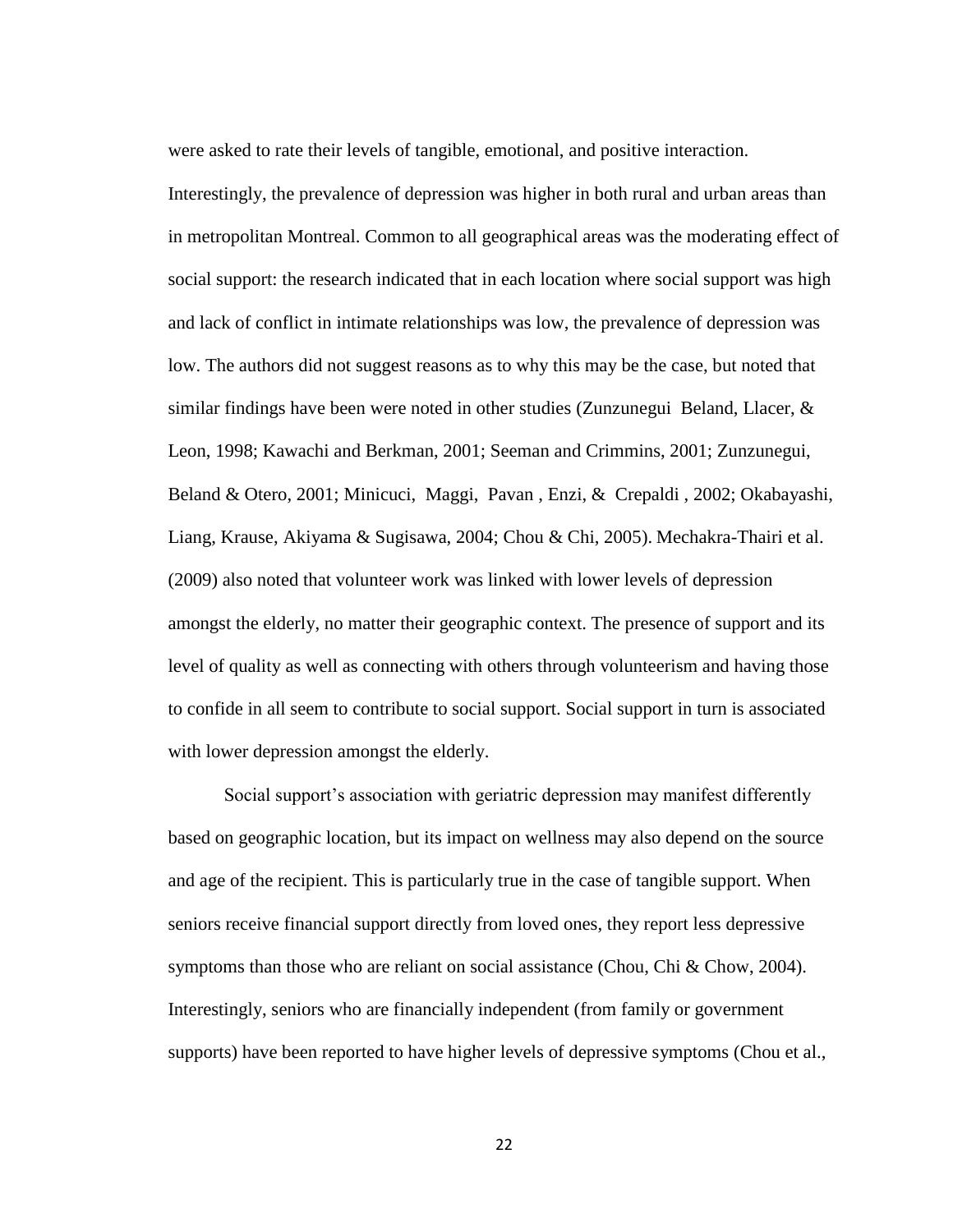were asked to rate their levels of tangible, emotional, and positive interaction. Interestingly, the prevalence of depression was higher in both rural and urban areas than in metropolitan Montreal. Common to all geographical areas was the moderating effect of social support: the research indicated that in each location where social support was high and lack of conflict in intimate relationships was low, the prevalence of depression was low. The authors did not suggest reasons as to why this may be the case, but noted that similar findings have been were noted in other studies (Zunzunegui Beland, Llacer, & Leon, 1998; Kawachi and Berkman, 2001; Seeman and Crimmins, 2001; Zunzunegui, Beland & Otero, 2001; Minicuci, Maggi, Pavan , Enzi, & Crepaldi , 2002; Okabayashi, Liang, Krause, Akiyama & Sugisawa, 2004; Chou & Chi, 2005). Mechakra-Thairi et al. (2009) also noted that volunteer work was linked with lower levels of depression amongst the elderly, no matter their geographic context. The presence of support and its level of quality as well as connecting with others through volunteerism and having those to confide in all seem to contribute to social support. Social support in turn is associated with lower depression amongst the elderly.

Social support's association with geriatric depression may manifest differently based on geographic location, but its impact on wellness may also depend on the source and age of the recipient. This is particularly true in the case of tangible support. When seniors receive financial support directly from loved ones, they report less depressive symptoms than those who are reliant on social assistance (Chou, Chi & Chow, 2004). Interestingly, seniors who are financially independent (from family or government supports) have been reported to have higher levels of depressive symptoms (Chou et al.,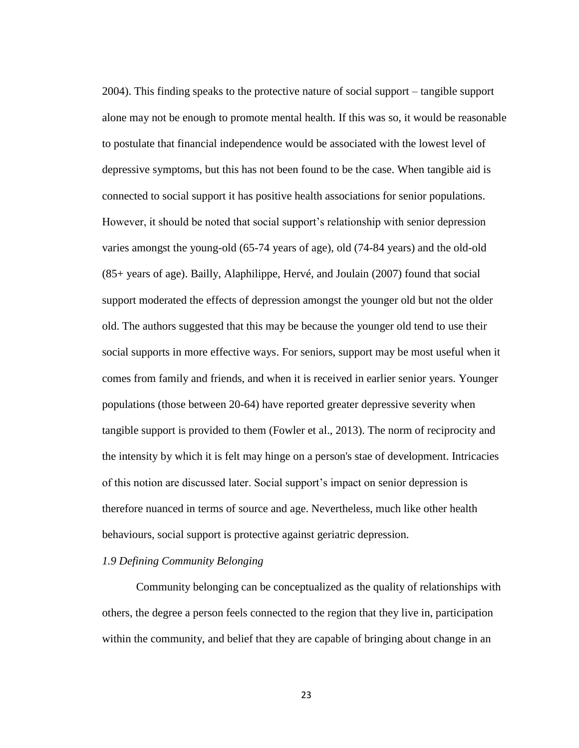2004). This finding speaks to the protective nature of social support – tangible support alone may not be enough to promote mental health. If this was so, it would be reasonable to postulate that financial independence would be associated with the lowest level of depressive symptoms, but this has not been found to be the case. When tangible aid is connected to social support it has positive health associations for senior populations. However, it should be noted that social support's relationship with senior depression varies amongst the young-old (65-74 years of age), old (74-84 years) and the old-old (85+ years of age). Bailly, Alaphilippe, Hervé, and Joulain (2007) found that social support moderated the effects of depression amongst the younger old but not the older old. The authors suggested that this may be because the younger old tend to use their social supports in more effective ways. For seniors, support may be most useful when it comes from family and friends, and when it is received in earlier senior years. Younger populations (those between 20-64) have reported greater depressive severity when tangible support is provided to them (Fowler et al., 2013). The norm of reciprocity and the intensity by which it is felt may hinge on a person's stae of development. Intricacies of this notion are discussed later. Social support's impact on senior depression is therefore nuanced in terms of source and age. Nevertheless, much like other health behaviours, social support is protective against geriatric depression.

### *1.9 Defining Community Belonging*

Community belonging can be conceptualized as the quality of relationships with others, the degree a person feels connected to the region that they live in, participation within the community, and belief that they are capable of bringing about change in an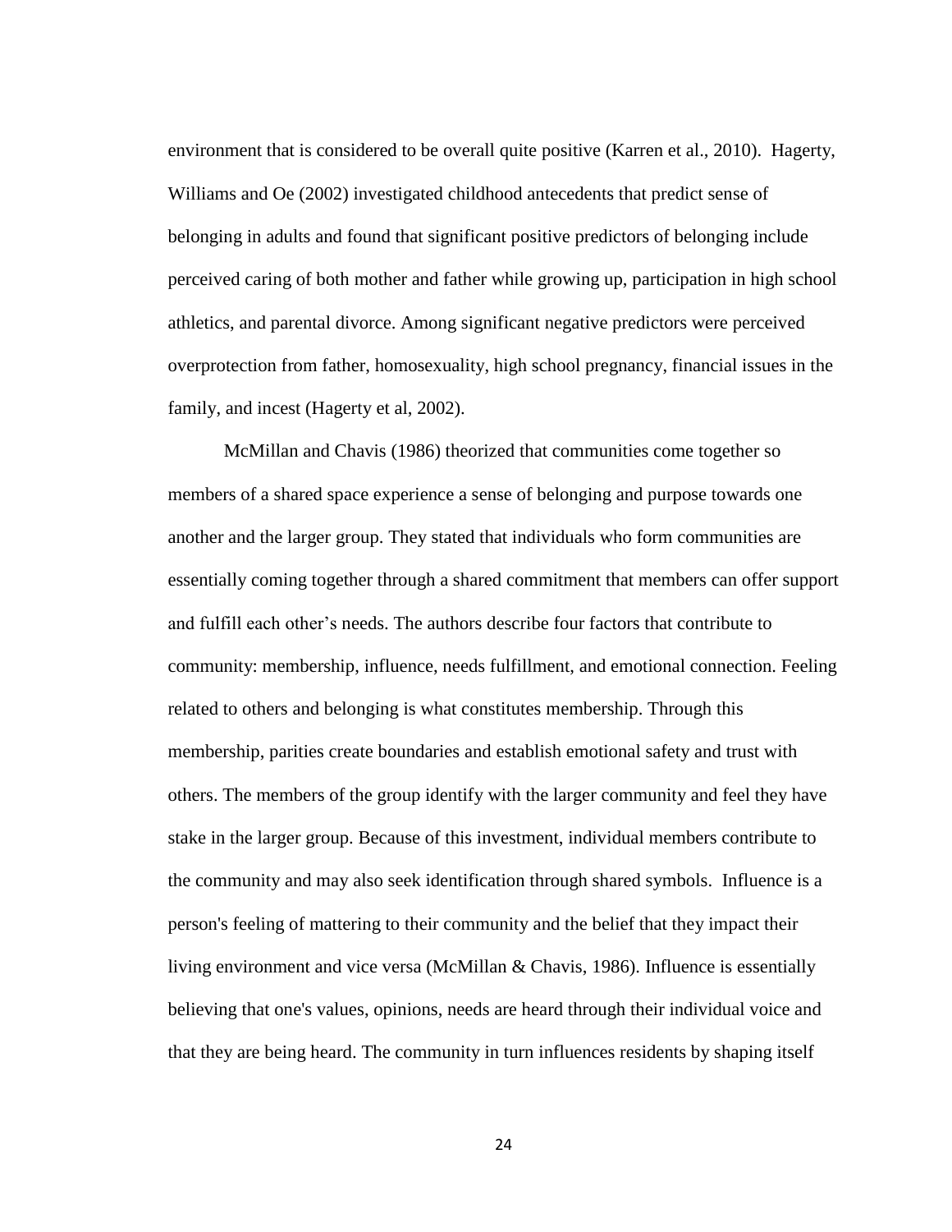environment that is considered to be overall quite positive (Karren et al., 2010). Hagerty, Williams and Oe (2002) investigated childhood antecedents that predict sense of belonging in adults and found that significant positive predictors of belonging include perceived caring of both mother and father while growing up, participation in high school athletics, and parental divorce. Among significant negative predictors were perceived overprotection from father, homosexuality, high school pregnancy, financial issues in the family, and incest (Hagerty et al, 2002).

McMillan and Chavis (1986) theorized that communities come together so members of a shared space experience a sense of belonging and purpose towards one another and the larger group. They stated that individuals who form communities are essentially coming together through a shared commitment that members can offer support and fulfill each other's needs. The authors describe four factors that contribute to community: membership, influence, needs fulfillment, and emotional connection. Feeling related to others and belonging is what constitutes membership. Through this membership, parities create boundaries and establish emotional safety and trust with others. The members of the group identify with the larger community and feel they have stake in the larger group. Because of this investment, individual members contribute to the community and may also seek identification through shared symbols. Influence is a person's feeling of mattering to their community and the belief that they impact their living environment and vice versa (McMillan & Chavis, 1986). Influence is essentially believing that one's values, opinions, needs are heard through their individual voice and that they are being heard. The community in turn influences residents by shaping itself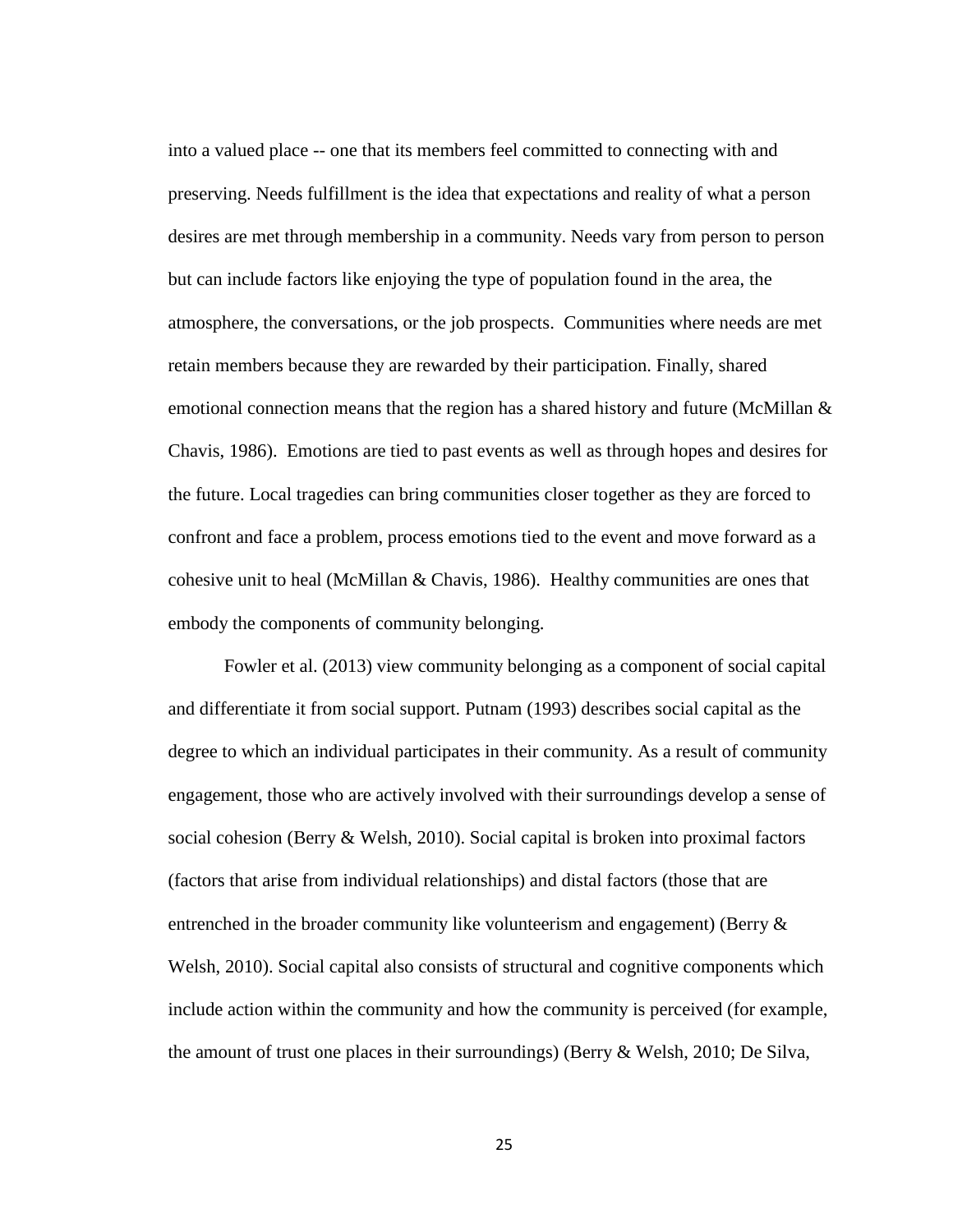into a valued place -- one that its members feel committed to connecting with and preserving. Needs fulfillment is the idea that expectations and reality of what a person desires are met through membership in a community. Needs vary from person to person but can include factors like enjoying the type of population found in the area, the atmosphere, the conversations, or the job prospects. Communities where needs are met retain members because they are rewarded by their participation. Finally, shared emotional connection means that the region has a shared history and future (McMillan & Chavis, 1986). Emotions are tied to past events as well as through hopes and desires for the future. Local tragedies can bring communities closer together as they are forced to confront and face a problem, process emotions tied to the event and move forward as a cohesive unit to heal (McMillan & Chavis, 1986). Healthy communities are ones that embody the components of community belonging.

Fowler et al. (2013) view community belonging as a component of social capital and differentiate it from social support. Putnam (1993) describes social capital as the degree to which an individual participates in their community. As a result of community engagement, those who are actively involved with their surroundings develop a sense of social cohesion (Berry & Welsh, 2010). Social capital is broken into proximal factors (factors that arise from individual relationships) and distal factors (those that are entrenched in the broader community like volunteerism and engagement) (Berry & Welsh, 2010). Social capital also consists of structural and cognitive components which include action within the community and how the community is perceived (for example, the amount of trust one places in their surroundings) (Berry & Welsh, 2010; De Silva,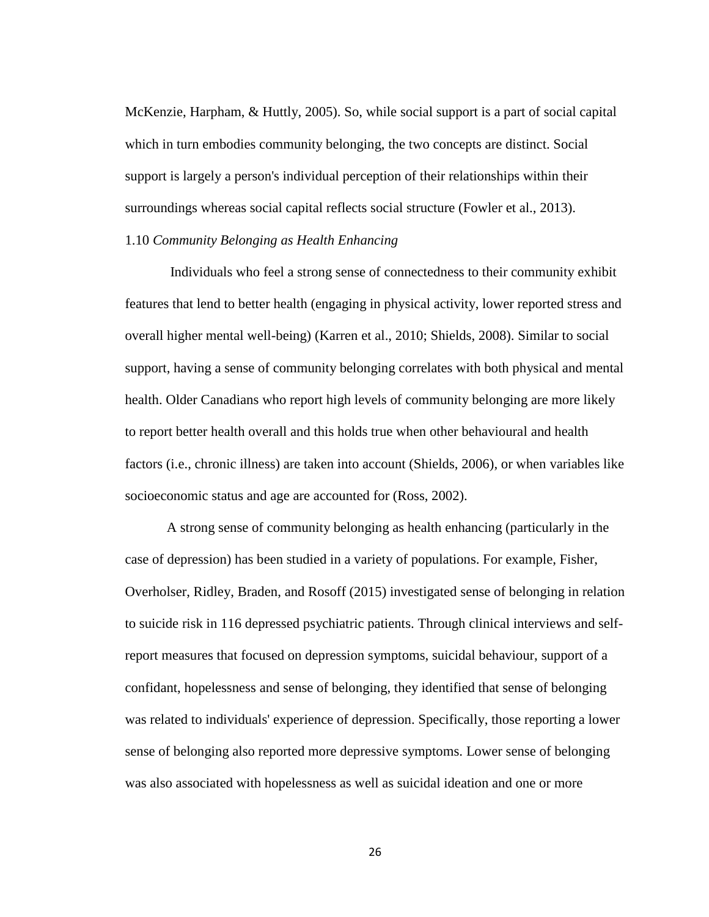McKenzie, Harpham, & Huttly, 2005). So, while social support is a part of social capital which in turn embodies community belonging, the two concepts are distinct. Social support is largely a person's individual perception of their relationships within their surroundings whereas social capital reflects social structure (Fowler et al., 2013).

### 1.10 *Community Belonging as Health Enhancing*

Individuals who feel a strong sense of connectedness to their community exhibit features that lend to better health (engaging in physical activity, lower reported stress and overall higher mental well-being) (Karren et al., 2010; Shields, 2008). Similar to social support, having a sense of community belonging correlates with both physical and mental health. Older Canadians who report high levels of community belonging are more likely to report better health overall and this holds true when other behavioural and health factors (i.e., chronic illness) are taken into account (Shields, 2006), or when variables like socioeconomic status and age are accounted for (Ross, 2002).

A strong sense of community belonging as health enhancing (particularly in the case of depression) has been studied in a variety of populations. For example, Fisher, Overholser, Ridley, Braden, and Rosoff (2015) investigated sense of belonging in relation to suicide risk in 116 depressed psychiatric patients. Through clinical interviews and self-report measures that focused on depression symptoms, suicidal behaviour, support of a confidant, hopelessness and sense of belonging, they identified that sense of belonging was related to individuals' experience of depression. Specifically, those reporting a lower sense of belonging also reported more depressive symptoms. Lower sense of belonging was also associated with hopelessness as well as suicidal ideation and one or more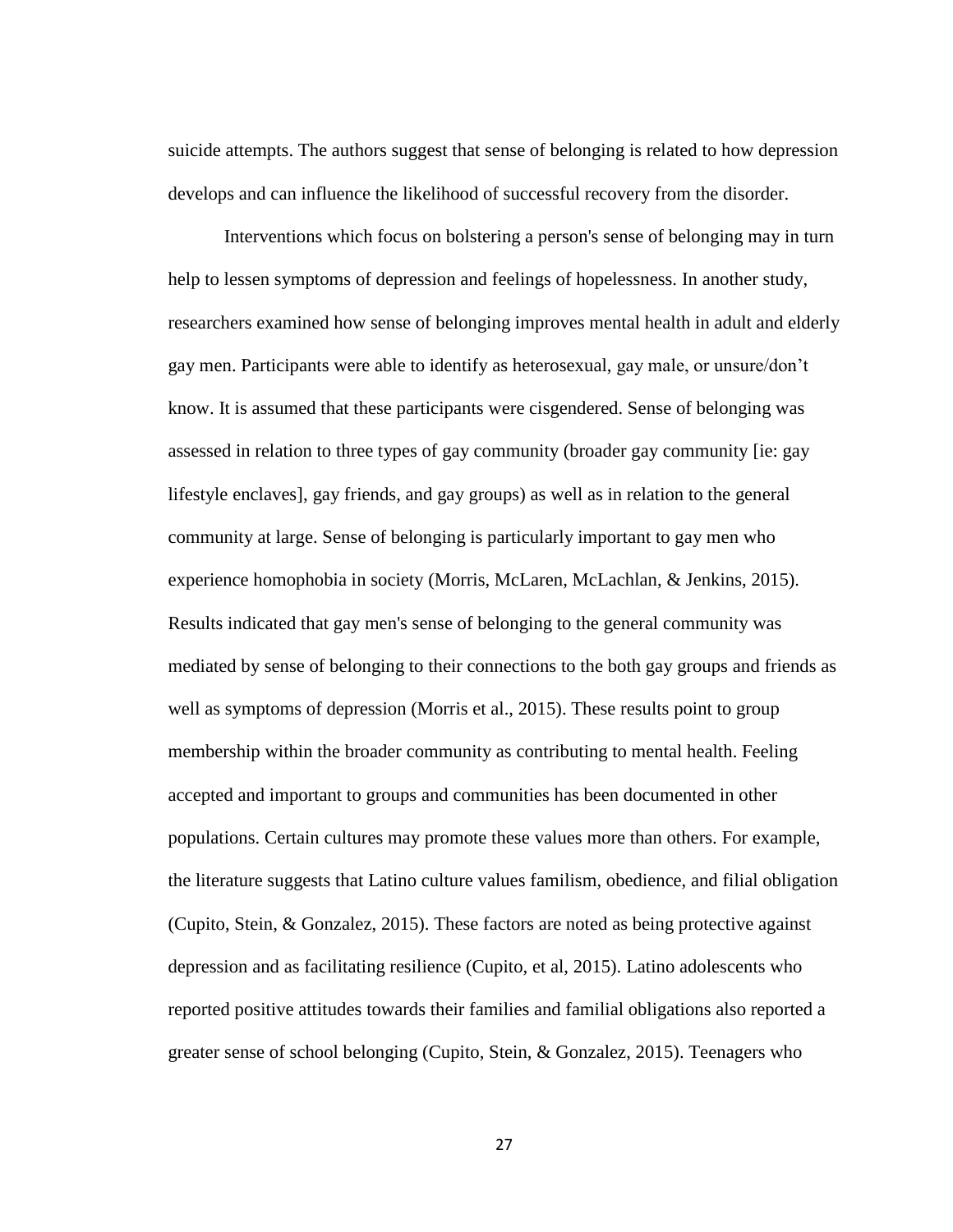suicide attempts. The authors suggest that sense of belonging is related to how depression develops and can influence the likelihood of successful recovery from the disorder.

Interventions which focus on bolstering a person's sense of belonging may in turn help to lessen symptoms of depression and feelings of hopelessness. In another study, researchers examined how sense of belonging improves mental health in adult and elderly gay men. Participants were able to identify as heterosexual, gay male, or unsure/don't know. It is assumed that these participants were cisgendered. Sense of belonging was assessed in relation to three types of gay community (broader gay community [ie: gay lifestyle enclaves], gay friends, and gay groups) as well as in relation to the general community at large. Sense of belonging is particularly important to gay men who experience homophobia in society (Morris, McLaren, McLachlan, & Jenkins, 2015). Results indicated that gay men's sense of belonging to the general community was mediated by sense of belonging to their connections to the both gay groups and friends as well as symptoms of depression (Morris et al., 2015). These results point to group membership within the broader community as contributing to mental health. Feeling accepted and important to groups and communities has been documented in other populations. Certain cultures may promote these values more than others. For example, the literature suggests that Latino culture values familism, obedience, and filial obligation (Cupito, Stein, & Gonzalez, 2015). These factors are noted as being protective against depression and as facilitating resilience (Cupito, et al, 2015). Latino adolescents who reported positive attitudes towards their families and familial obligations also reported a greater sense of school belonging (Cupito, Stein, & Gonzalez, 2015). Teenagers who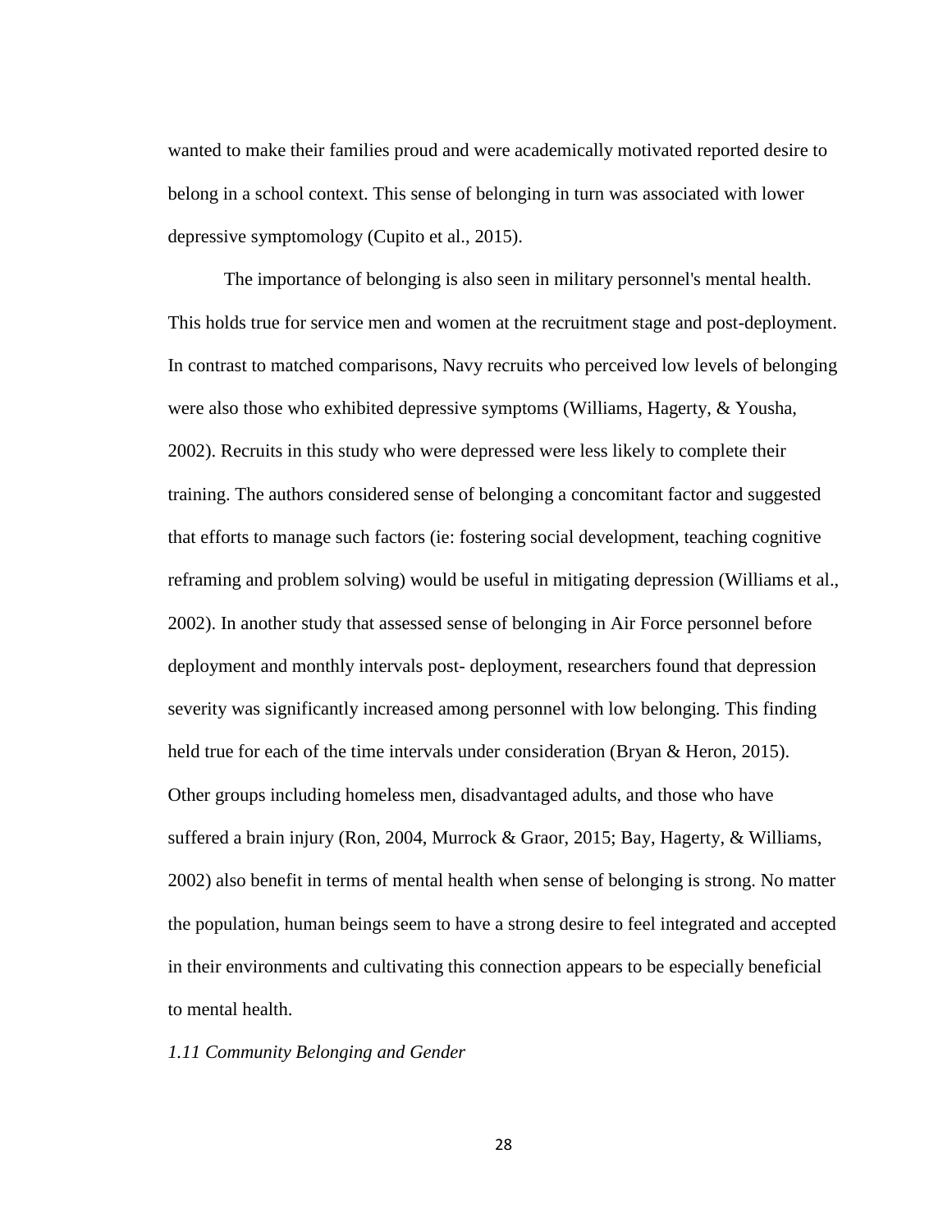wanted to make their families proud and were academically motivated reported desire to belong in a school context. This sense of belonging in turn was associated with lower depressive symptomology (Cupito et al., 2015).

The importance of belonging is also seen in military personnel's mental health. This holds true for service men and women at the recruitment stage and post-deployment. In contrast to matched comparisons, Navy recruits who perceived low levels of belonging were also those who exhibited depressive symptoms (Williams, Hagerty, & Yousha, 2002). Recruits in this study who were depressed were less likely to complete their training. The authors considered sense of belonging a concomitant factor and suggested that efforts to manage such factors (ie: fostering social development, teaching cognitive reframing and problem solving) would be useful in mitigating depression (Williams et al., 2002). In another study that assessed sense of belonging in Air Force personnel before deployment and monthly intervals post- deployment, researchers found that depression severity was significantly increased among personnel with low belonging. This finding held true for each of the time intervals under consideration (Bryan & Heron, 2015). Other groups including homeless men, disadvantaged adults, and those who have suffered a brain injury (Ron, 2004, Murrock & Graor, 2015; Bay, Hagerty, & Williams, 2002) also benefit in terms of mental health when sense of belonging is strong. No matter the population, human beings seem to have a strong desire to feel integrated and accepted in their environments and cultivating this connection appears to be especially beneficial to mental health.

### *1.11 Community Belonging and Gender*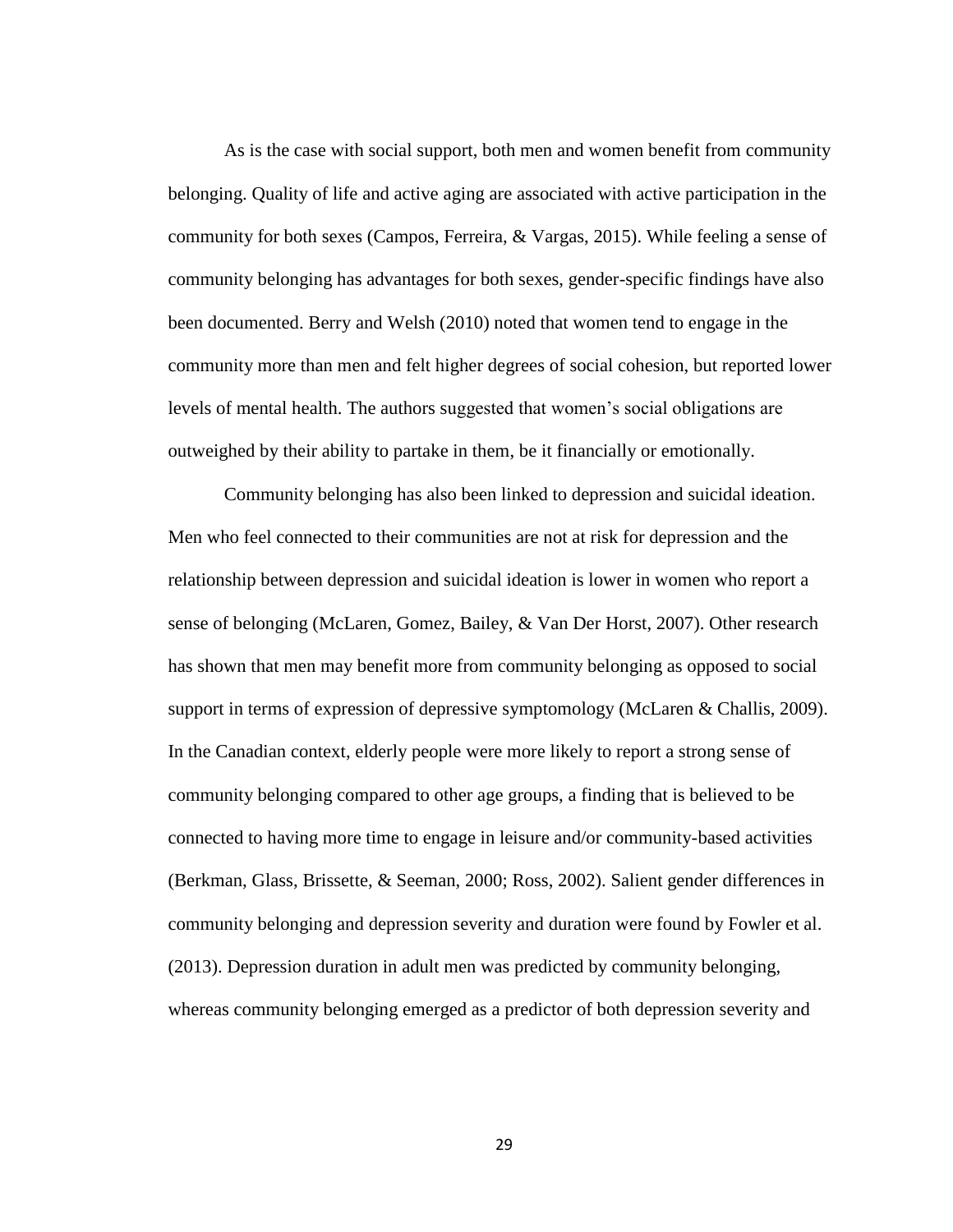As is the case with social support, both men and women benefit from community belonging. Quality of life and active aging are associated with active participation in the community for both sexes (Campos, Ferreira, & Vargas, 2015). While feeling a sense of community belonging has advantages for both sexes, gender-specific findings have also been documented. Berry and Welsh (2010) noted that women tend to engage in the community more than men and felt higher degrees of social cohesion, but reported lower levels of mental health. The authors suggested that women's social obligations are outweighed by their ability to partake in them, be it financially or emotionally.

Community belonging has also been linked to depression and suicidal ideation. Men who feel connected to their communities are not at risk for depression and the relationship between depression and suicidal ideation is lower in women who report a sense of belonging (McLaren, Gomez, Bailey, & Van Der Horst, 2007). Other research has shown that men may benefit more from community belonging as opposed to social support in terms of expression of depressive symptomology (McLaren & Challis, 2009). In the Canadian context, elderly people were more likely to report a strong sense of community belonging compared to other age groups, a finding that is believed to be connected to having more time to engage in leisure and/or community-based activities (Berkman, Glass, Brissette, & Seeman, 2000; Ross, 2002). Salient gender differences in community belonging and depression severity and duration were found by Fowler et al. (2013). Depression duration in adult men was predicted by community belonging, whereas community belonging emerged as a predictor of both depression severity and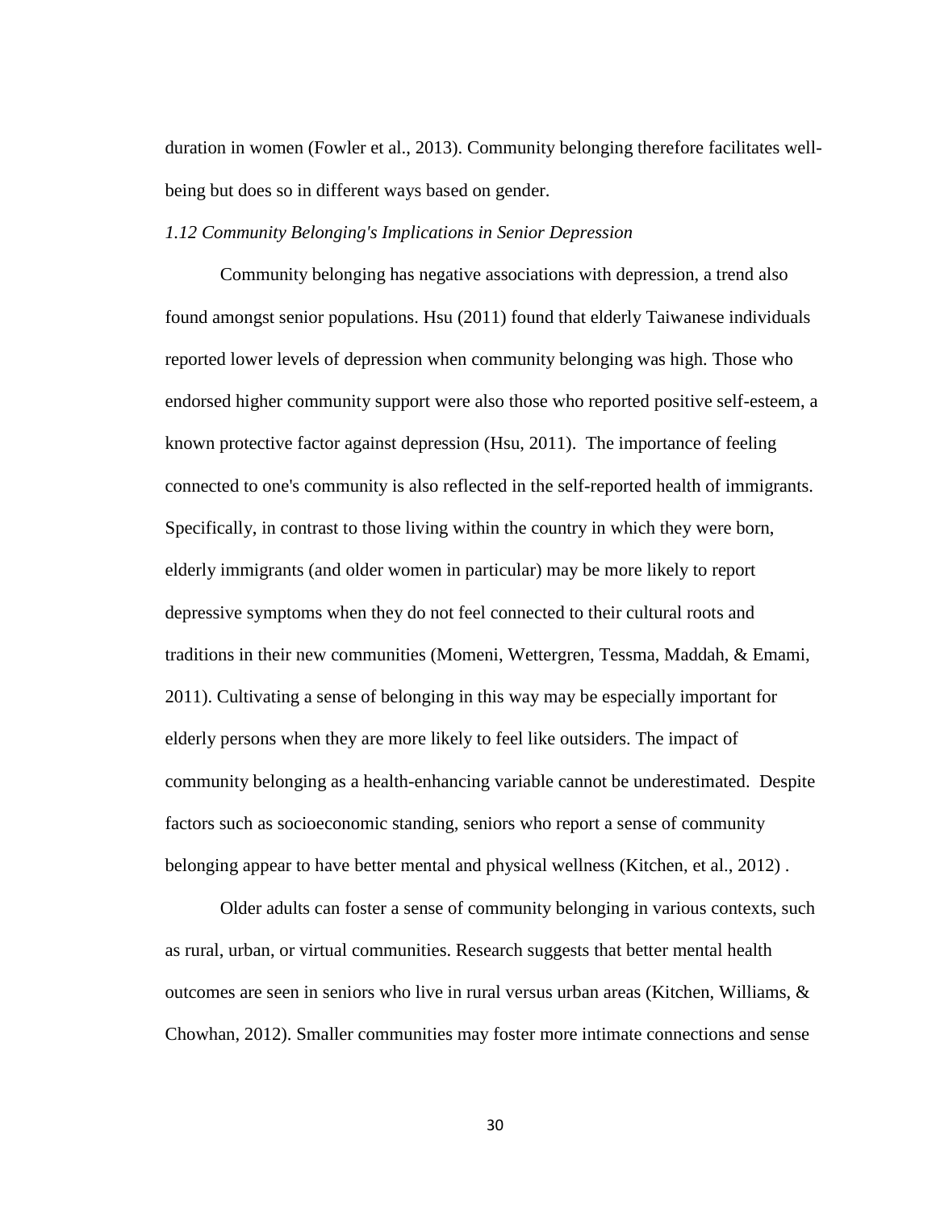duration in women (Fowler et al., 2013). Community belonging therefore facilitates well-being but does so in different ways based on gender.

### *1.12 Community Belonging's Implications in Senior Depression*

Community belonging has negative associations with depression, a trend also found amongst senior populations. Hsu (2011) found that elderly Taiwanese individuals reported lower levels of depression when community belonging was high. Those who endorsed higher community support were also those who reported positive self-esteem, a known protective factor against depression (Hsu, 2011). The importance of feeling connected to one's community is also reflected in the self-reported health of immigrants. Specifically, in contrast to those living within the country in which they were born, elderly immigrants (and older women in particular) may be more likely to report depressive symptoms when they do not feel connected to their cultural roots and traditions in their new communities (Momeni, Wettergren, Tessma, Maddah, & Emami, 2011). Cultivating a sense of belonging in this way may be especially important for elderly persons when they are more likely to feel like outsiders. The impact of community belonging as a health-enhancing variable cannot be underestimated. Despite factors such as socioeconomic standing, seniors who report a sense of community belonging appear to have better mental and physical wellness (Kitchen, et al., 2012) .

Older adults can foster a sense of community belonging in various contexts, such as rural, urban, or virtual communities. Research suggests that better mental health outcomes are seen in seniors who live in rural versus urban areas (Kitchen, Williams, & Chowhan, 2012). Smaller communities may foster more intimate connections and sense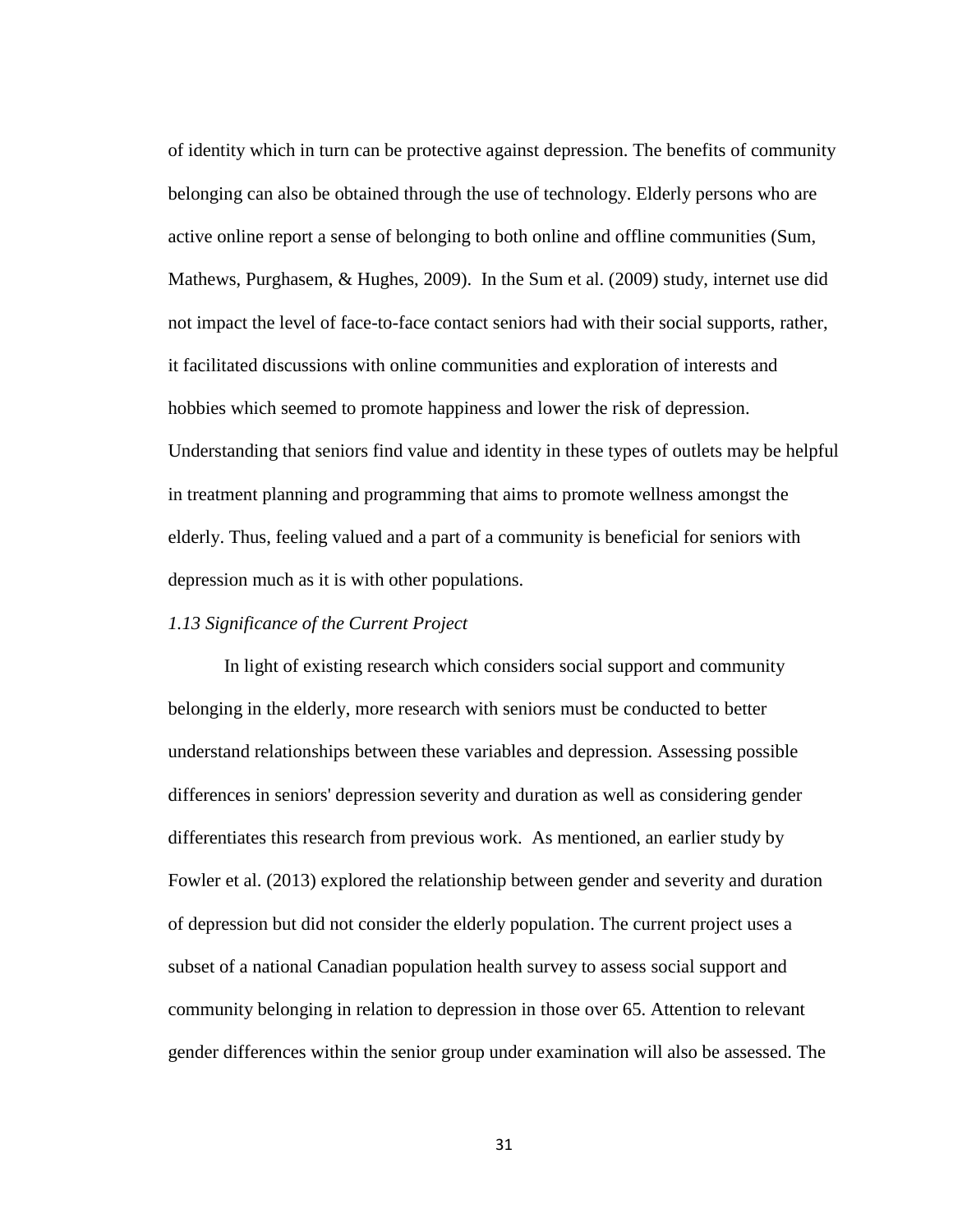of identity which in turn can be protective against depression. The benefits of community belonging can also be obtained through the use of technology. Elderly persons who are active online report a sense of belonging to both online and offline communities (Sum, Mathews, Purghasem, & Hughes, 2009). In the Sum et al. (2009) study, internet use did not impact the level of face-to-face contact seniors had with their social supports, rather, it facilitated discussions with online communities and exploration of interests and hobbies which seemed to promote happiness and lower the risk of depression. Understanding that seniors find value and identity in these types of outlets may be helpful in treatment planning and programming that aims to promote wellness amongst the elderly. Thus, feeling valued and a part of a community is beneficial for seniors with depression much as it is with other populations.

### *1.13 Significance of the Current Project*

In light of existing research which considers social support and community belonging in the elderly, more research with seniors must be conducted to better understand relationships between these variables and depression. Assessing possible differences in seniors' depression severity and duration as well as considering gender differentiates this research from previous work. As mentioned, an earlier study by Fowler et al. (2013) explored the relationship between gender and severity and duration of depression but did not consider the elderly population. The current project uses a subset of a national Canadian population health survey to assess social support and community belonging in relation to depression in those over 65. Attention to relevant gender differences within the senior group under examination will also be assessed. The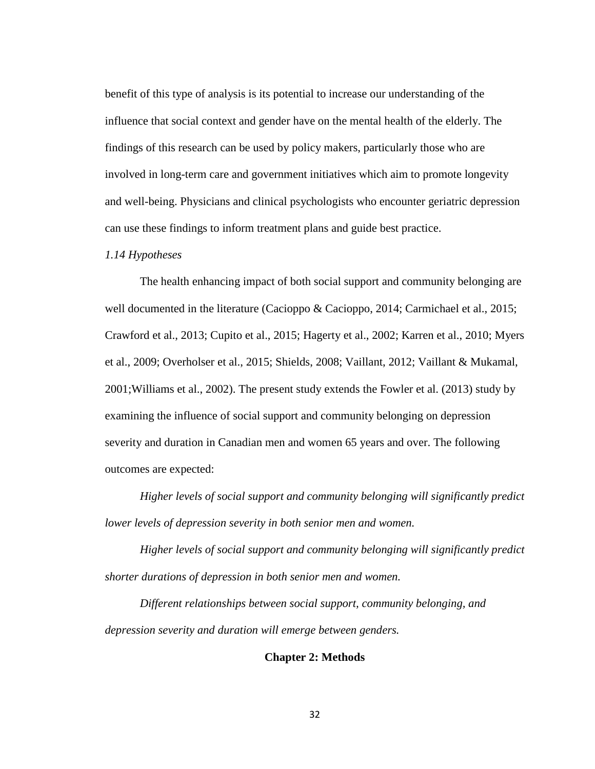benefit of this type of analysis is its potential to increase our understanding of the influence that social context and gender have on the mental health of the elderly. The findings of this research can be used by policy makers, particularly those who are involved in long-term care and government initiatives which aim to promote longevity and well-being. Physicians and clinical psychologists who encounter geriatric depression can use these findings to inform treatment plans and guide best practice.

### *1.14 Hypotheses*

The health enhancing impact of both social support and community belonging are well documented in the literature (Cacioppo & Cacioppo, 2014; Carmichael et al., 2015; Crawford et al., 2013; Cupito et al., 2015; Hagerty et al., 2002; Karren et al., 2010; Myers et al., 2009; Overholser et al., 2015; Shields, 2008; Vaillant, 2012; Vaillant & Mukamal, 2001;Williams et al., 2002). The present study extends the Fowler et al. (2013) study by examining the influence of social support and community belonging on depression severity and duration in Canadian men and women 65 years and over. The following outcomes are expected:

*Higher levels of social support and community belonging will significantly predict lower levels of depression severity in both senior men and women.*

*Higher levels of social support and community belonging will significantly predict shorter durations of depression in both senior men and women.*

*Different relationships between social support, community belonging, and depression severity and duration will emerge between genders.*

## Chapter 2: Methods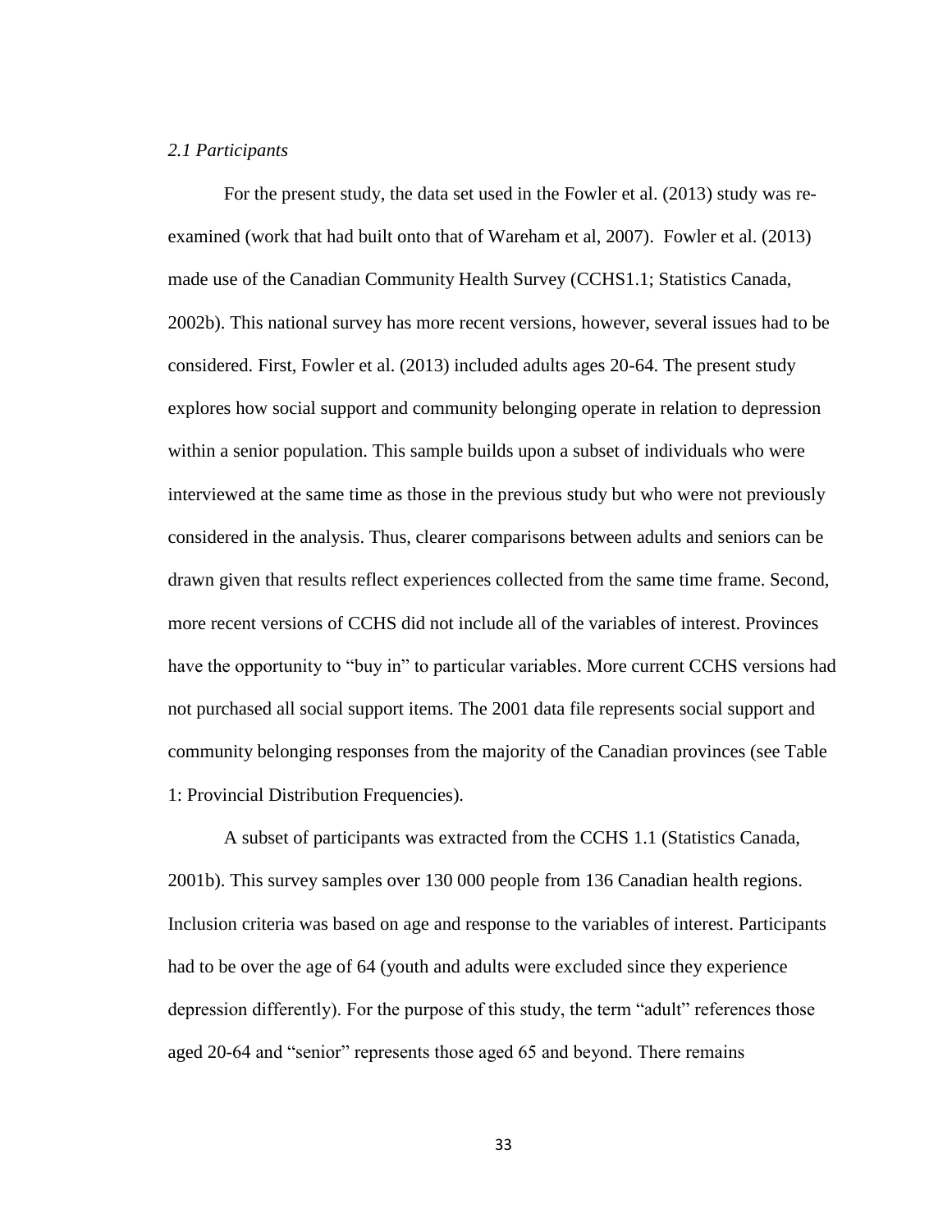*2.1 Participants*

For the present study, the data set used in the Fowler et al. (2013) study was re-examined (work that had built onto that of Wareham et al, 2007). Fowler et al. (2013) made use of the Canadian Community Health Survey (CCHS1.1; Statistics Canada, 2002b). This national survey has more recent versions, however, several issues had to be considered. First, Fowler et al. (2013) included adults ages 20-64. The present study explores how social support and community belonging operate in relation to depression within a senior population. This sample builds upon a subset of individuals who were interviewed at the same time as those in the previous study but who were not previously considered in the analysis. Thus, clearer comparisons between adults and seniors can be drawn given that results reflect experiences collected from the same time frame. Second, more recent versions of CCHS did not include all of the variables of interest. Provinces have the opportunity to "buy in" to particular variables. More current CCHS versions had not purchased all social support items. The 2001 data file represents social support and community belonging responses from the majority of the Canadian provinces (see Table 1: Provincial Distribution Frequencies).

A subset of participants was extracted from the CCHS 1.1 (Statistics Canada, 2001b). This survey samples over 130 000 people from 136 Canadian health regions. Inclusion criteria was based on age and response to the variables of interest. Participants had to be over the age of 64 (youth and adults were excluded since they experience depression differently). For the purpose of this study, the term "adult" references those aged 20-64 and "senior" represents those aged 65 and beyond. There remains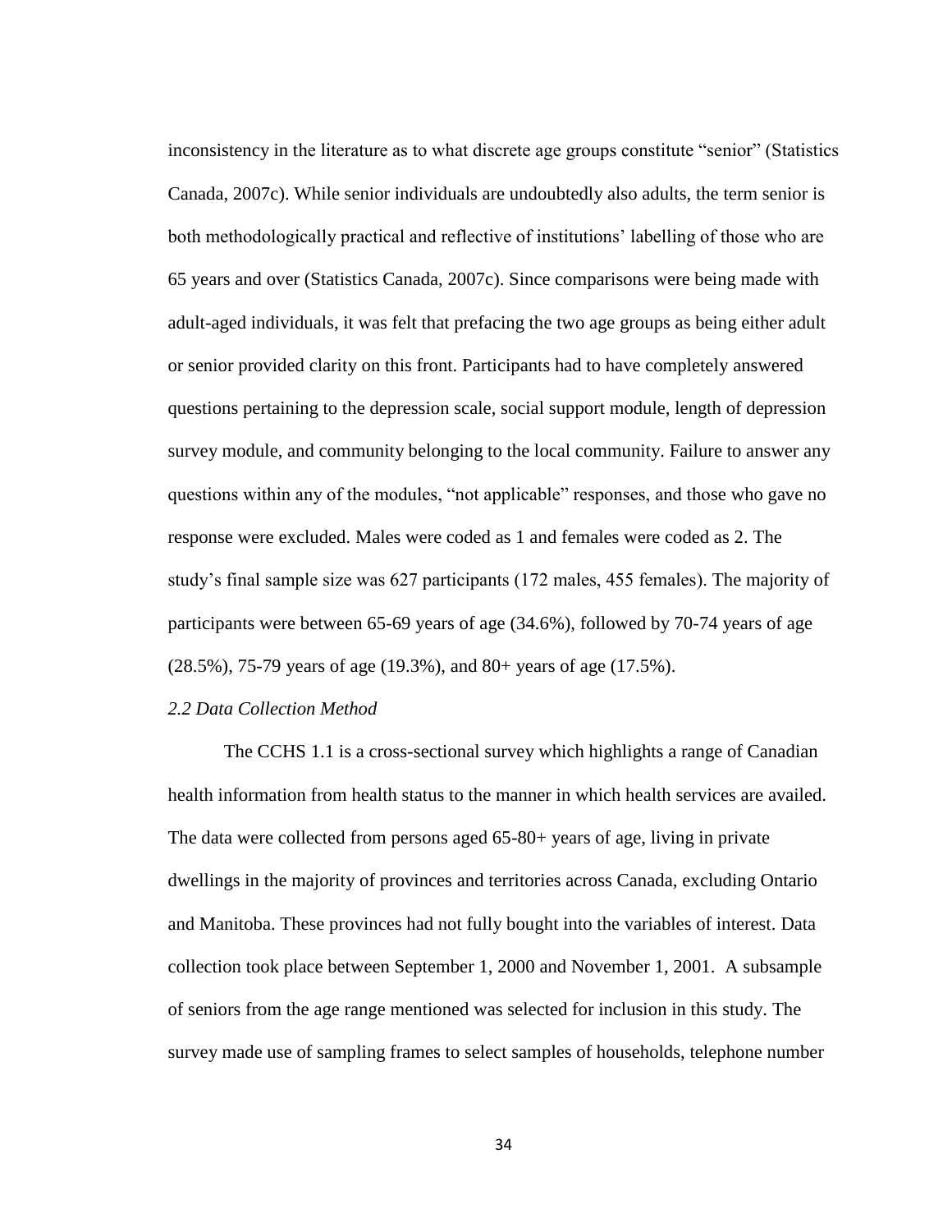inconsistency in the literature as to what discrete age groups constitute "senior" (Statistics Canada, 2007c). While senior individuals are undoubtedly also adults, the term senior is both methodologically practical and reflective of institutions' labelling of those who are 65 years and over (Statistics Canada, 2007c). Since comparisons were being made with adult-aged individuals, it was felt that prefacing the two age groups as being either adult or senior provided clarity on this front. Participants had to have completely answered questions pertaining to the depression scale, social support module, length of depression survey module, and community belonging to the local community. Failure to answer any questions within any of the modules, "not applicable" responses, and those who gave no response were excluded. Males were coded as 1 and females were coded as 2. The study's final sample size was 627 participants (172 males, 455 females). The majority of participants were between 65-69 years of age (34.6%), followed by 70-74 years of age (28.5%), 75-79 years of age (19.3%), and 80+ years of age (17.5%).

### *2.2 Data Collection Method*

The CCHS 1.1 is a cross-sectional survey which highlights a range of Canadian health information from health status to the manner in which health services are availed. The data were collected from persons aged 65-80+ years of age, living in private dwellings in the majority of provinces and territories across Canada, excluding Ontario and Manitoba. These provinces had not fully bought into the variables of interest. Data collection took place between September 1, 2000 and November 1, 2001. A subsample of seniors from the age range mentioned was selected for inclusion in this study. The survey made use of sampling frames to select samples of households, telephone number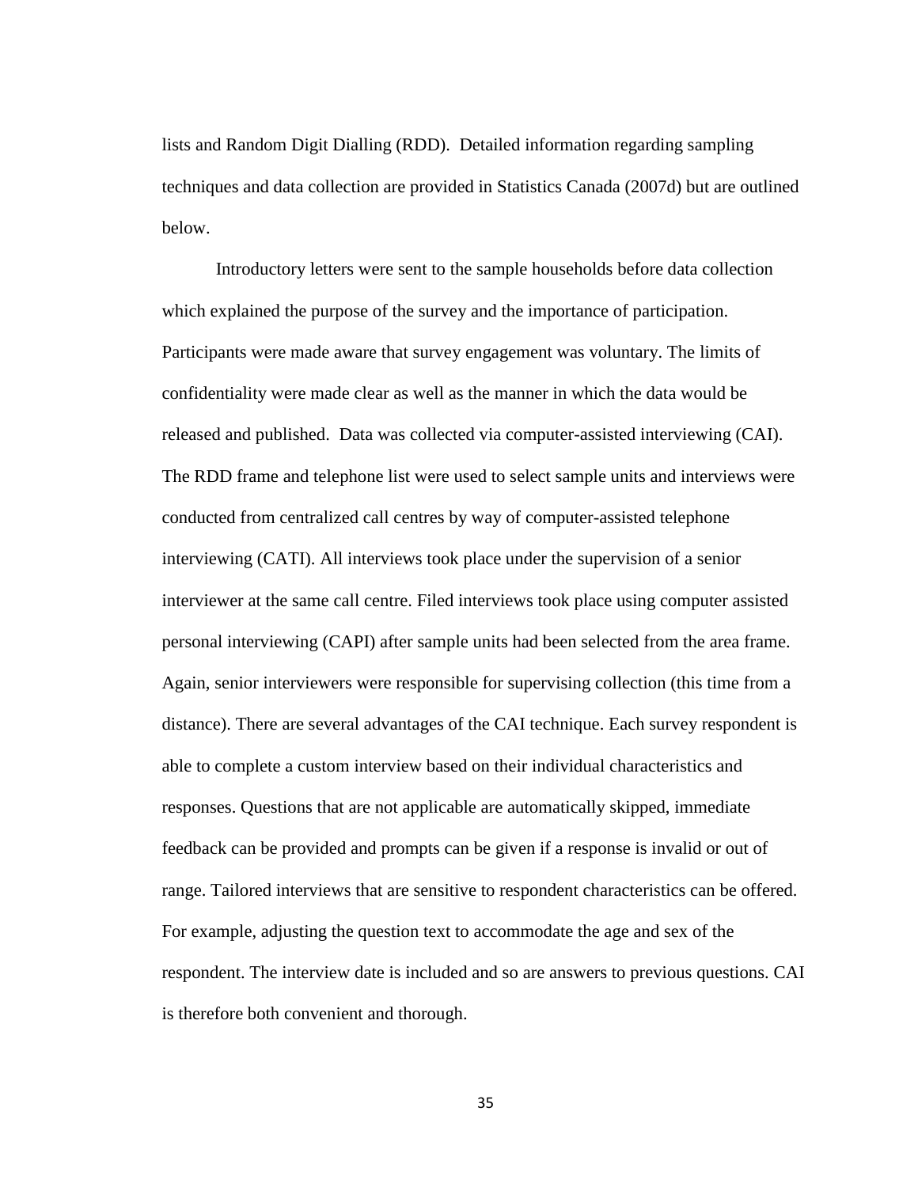lists and Random Digit Dialling (RDD). Detailed information regarding sampling techniques and data collection are provided in Statistics Canada (2007d) but are outlined below.

Introductory letters were sent to the sample households before data collection which explained the purpose of the survey and the importance of participation. Participants were made aware that survey engagement was voluntary. The limits of confidentiality were made clear as well as the manner in which the data would be released and published. Data was collected via computer-assisted interviewing (CAI). The RDD frame and telephone list were used to select sample units and interviews were conducted from centralized call centres by way of computer-assisted telephone interviewing (CATI). All interviews took place under the supervision of a senior interviewer at the same call centre. Filed interviews took place using computer assisted personal interviewing (CAPI) after sample units had been selected from the area frame. Again, senior interviewers were responsible for supervising collection (this time from a distance). There are several advantages of the CAI technique. Each survey respondent is able to complete a custom interview based on their individual characteristics and responses. Questions that are not applicable are automatically skipped, immediate feedback can be provided and prompts can be given if a response is invalid or out of range. Tailored interviews that are sensitive to respondent characteristics can be offered. For example, adjusting the question text to accommodate the age and sex of the respondent. The interview date is included and so are answers to previous questions. CAI is therefore both convenient and thorough.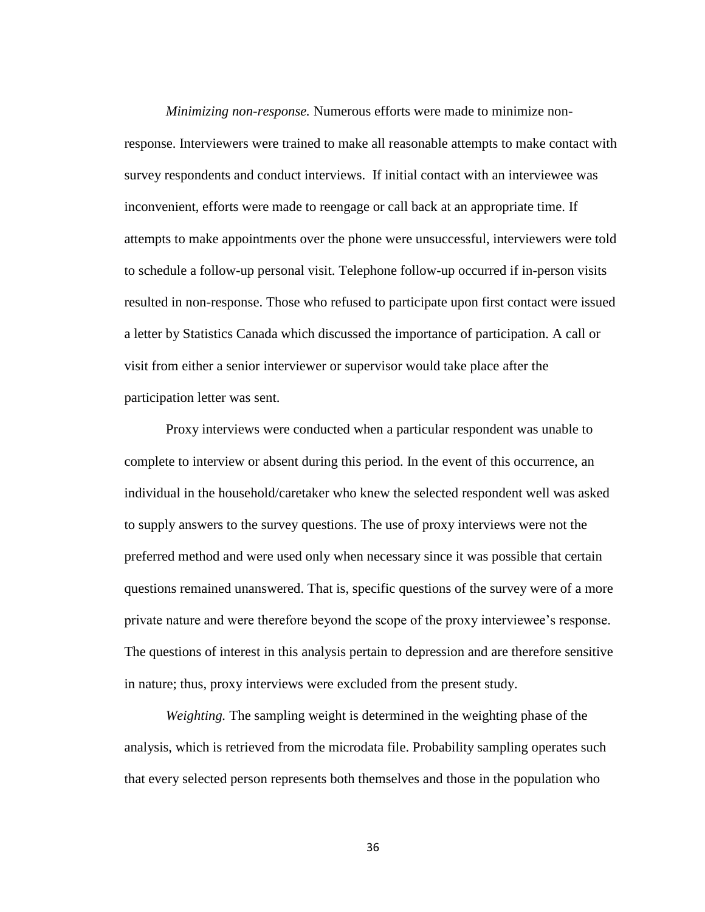*Minimizing non-response.* Numerous efforts were made to minimize non-response. Interviewers were trained to make all reasonable attempts to make contact with survey respondents and conduct interviews. If initial contact with an interviewee was inconvenient, efforts were made to reengage or call back at an appropriate time. If attempts to make appointments over the phone were unsuccessful, interviewers were told to schedule a follow-up personal visit. Telephone follow-up occurred if in-person visits resulted in non-response. Those who refused to participate upon first contact were issued a letter by Statistics Canada which discussed the importance of participation. A call or visit from either a senior interviewer or supervisor would take place after the participation letter was sent.

Proxy interviews were conducted when a particular respondent was unable to complete to interview or absent during this period. In the event of this occurrence, an individual in the household/caretaker who knew the selected respondent well was asked to supply answers to the survey questions. The use of proxy interviews were not the preferred method and were used only when necessary since it was possible that certain questions remained unanswered. That is, specific questions of the survey were of a more private nature and were therefore beyond the scope of the proxy interviewee's response. The questions of interest in this analysis pertain to depression and are therefore sensitive in nature; thus, proxy interviews were excluded from the present study.

*Weighting.* The sampling weight is determined in the weighting phase of the analysis, which is retrieved from the microdata file. Probability sampling operates such that every selected person represents both themselves and those in the population who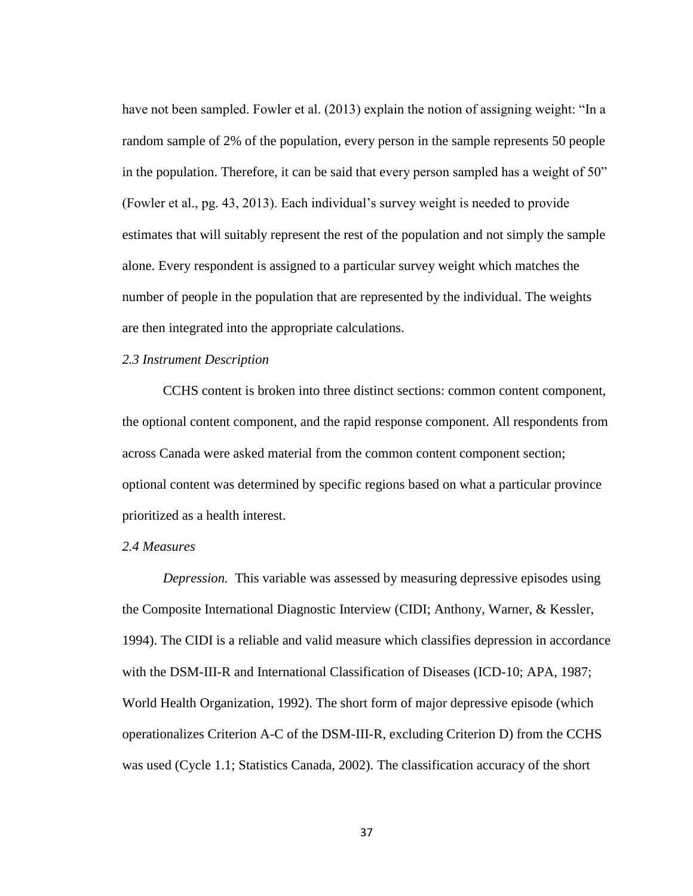have not been sampled. Fowler et al. (2013) explain the notion of assigning weight: "In a random sample of 2% of the population, every person in the sample represents 50 people in the population. Therefore, it can be said that every person sampled has a weight of 50" (Fowler et al., pg. 43, 2013). Each individual's survey weight is needed to provide estimates that will suitably represent the rest of the population and not simply the sample alone. Every respondent is assigned to a particular survey weight which matches the number of people in the population that are represented by the individual. The weights are then integrated into the appropriate calculations.

### *2.3 Instrument Description*

CCHS content is broken into three distinct sections: common content component, the optional content component, and the rapid response component. All respondents from across Canada were asked material from the common content component section; optional content was determined by specific regions based on what a particular province prioritized as a health interest.

### *2.4 Measures*

*Depression.* This variable was assessed by measuring depressive episodes using the Composite International Diagnostic Interview (CIDI; Anthony, Warner, & Kessler, 1994). The CIDI is a reliable and valid measure which classifies depression in accordance with the DSM-III-R and International Classification of Diseases (ICD-10; APA, 1987; World Health Organization, 1992). The short form of major depressive episode (which operationalizes Criterion A-C of the DSM-III-R, excluding Criterion D) from the CCHS was used (Cycle 1.1; Statistics Canada, 2002). The classification accuracy of the short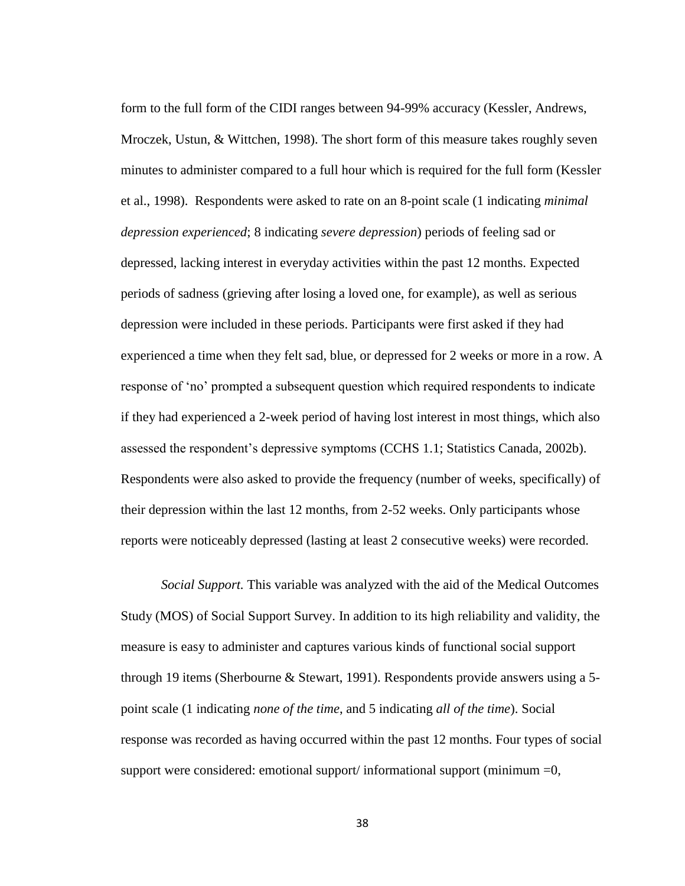form to the full form of the CIDI ranges between 94-99% accuracy (Kessler, Andrews, Mroczek, Ustun, & Wittchen, 1998). The short form of this measure takes roughly seven minutes to administer compared to a full hour which is required for the full form (Kessler et al., 1998). Respondents were asked to rate on an 8-point scale (1 indicating *minimal depression experienced*; 8 indicating *severe depression*) periods of feeling sad or depressed, lacking interest in everyday activities within the past 12 months. Expected periods of sadness (grieving after losing a loved one, for example), as well as serious depression were included in these periods. Participants were first asked if they had experienced a time when they felt sad, blue, or depressed for 2 weeks or more in a row. A response of 'no' prompted a subsequent question which required respondents to indicate if they had experienced a 2-week period of having lost interest in most things, which also assessed the respondent's depressive symptoms (CCHS 1.1; Statistics Canada, 2002b). Respondents were also asked to provide the frequency (number of weeks, specifically) of their depression within the last 12 months, from 2-52 weeks. Only participants whose reports were noticeably depressed (lasting at least 2 consecutive weeks) were recorded.

*Social Support.* This variable was analyzed with the aid of the Medical Outcomes Study (MOS) of Social Support Survey. In addition to its high reliability and validity, the measure is easy to administer and captures various kinds of functional social support through 19 items (Sherbourne & Stewart, 1991). Respondents provide answers using a 5-point scale (1 indicating *none of the time*, and 5 indicating *all of the time*). Social response was recorded as having occurred within the past 12 months. Four types of social support were considered: emotional support/ informational support (minimum =0,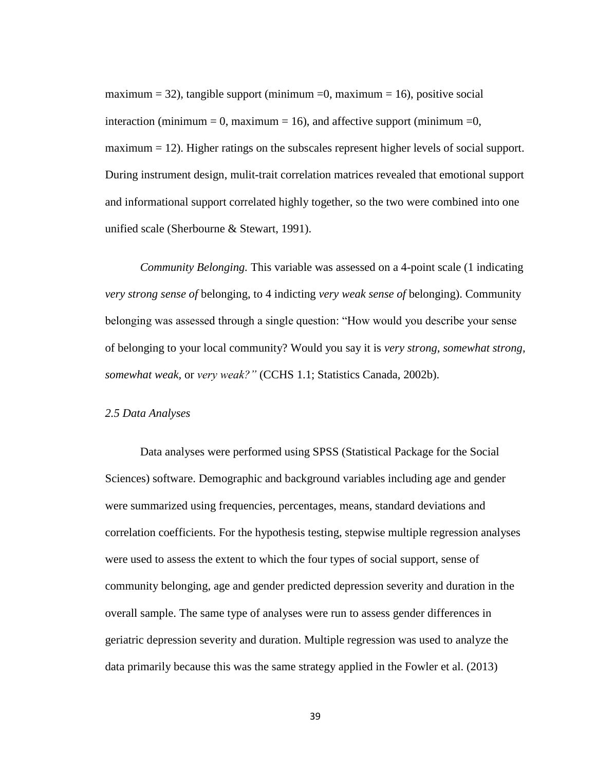maximum = 32), tangible support (minimum =0, maximum = 16), positive social interaction (minimum = 0, maximum = 16), and affective support (minimum =0, maximum = 12). Higher ratings on the subscales represent higher levels of social support. During instrument design, mulit-trait correlation matrices revealed that emotional support and informational support correlated highly together, so the two were combined into one unified scale (Sherbourne & Stewart, 1991).

*Community Belonging.* This variable was assessed on a 4-point scale (1 indicating *very strong sense of* belonging, to 4 indicting *very weak sense of* belonging). Community belonging was assessed through a single question: "How would you describe your sense of belonging to your local community? Would you say it is *very strong, somewhat strong, somewhat weak,* or *very weak?"* (CCHS 1.1; Statistics Canada, 2002b).

*2.5 Data Analyses*

Data analyses were performed using SPSS (Statistical Package for the Social Sciences) software. Demographic and background variables including age and gender were summarized using frequencies, percentages, means, standard deviations and correlation coefficients. For the hypothesis testing, stepwise multiple regression analyses were used to assess the extent to which the four types of social support, sense of community belonging, age and gender predicted depression severity and duration in the overall sample. The same type of analyses were run to assess gender differences in geriatric depression severity and duration. Multiple regression was used to analyze the data primarily because this was the same strategy applied in the Fowler et al. (2013)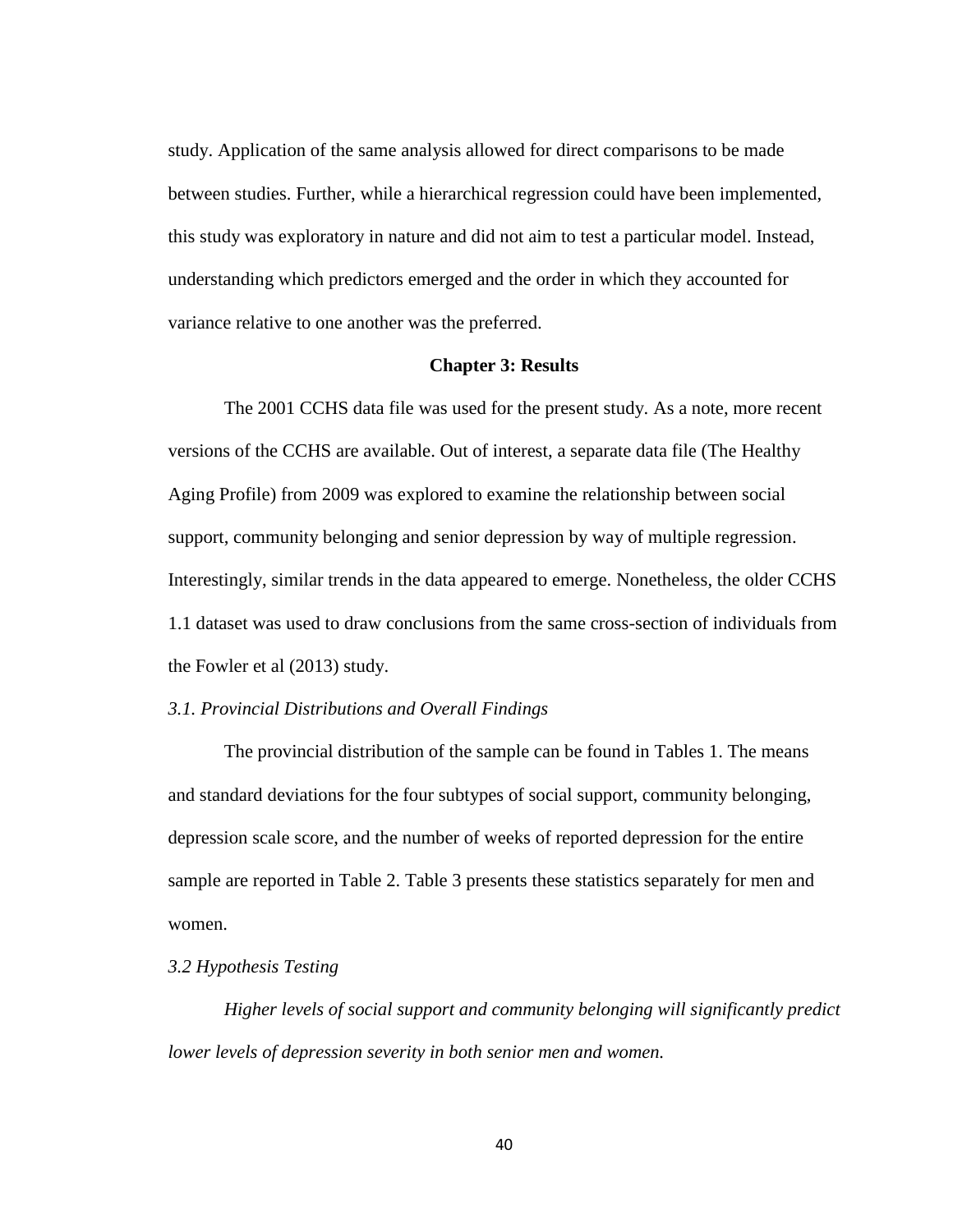study. Application of the same analysis allowed for direct comparisons to be made between studies. Further, while a hierarchical regression could have been implemented, this study was exploratory in nature and did not aim to test a particular model. Instead, understanding which predictors emerged and the order in which they accounted for variance relative to one another was the preferred.

## Chapter 3: Results

The 2001 CCHS data file was used for the present study. As a note, more recent versions of the CCHS are available. Out of interest, a separate data file (The Healthy Aging Profile) from 2009 was explored to examine the relationship between social support, community belonging and senior depression by way of multiple regression. Interestingly, similar trends in the data appeared to emerge. Nonetheless, the older CCHS 1.1 dataset was used to draw conclusions from the same cross-section of individuals from the Fowler et al (2013) study.

### *3.1. Provincial Distributions and Overall Findings*

The provincial distribution of the sample can be found in Tables 1. The means and standard deviations for the four subtypes of social support, community belonging, depression scale score, and the number of weeks of reported depression for the entire sample are reported in Table 2. Table 3 presents these statistics separately for men and women.

### *3.2 Hypothesis Testing*

*Higher levels of social support and community belonging will significantly predict lower levels of depression severity in both senior men and women.*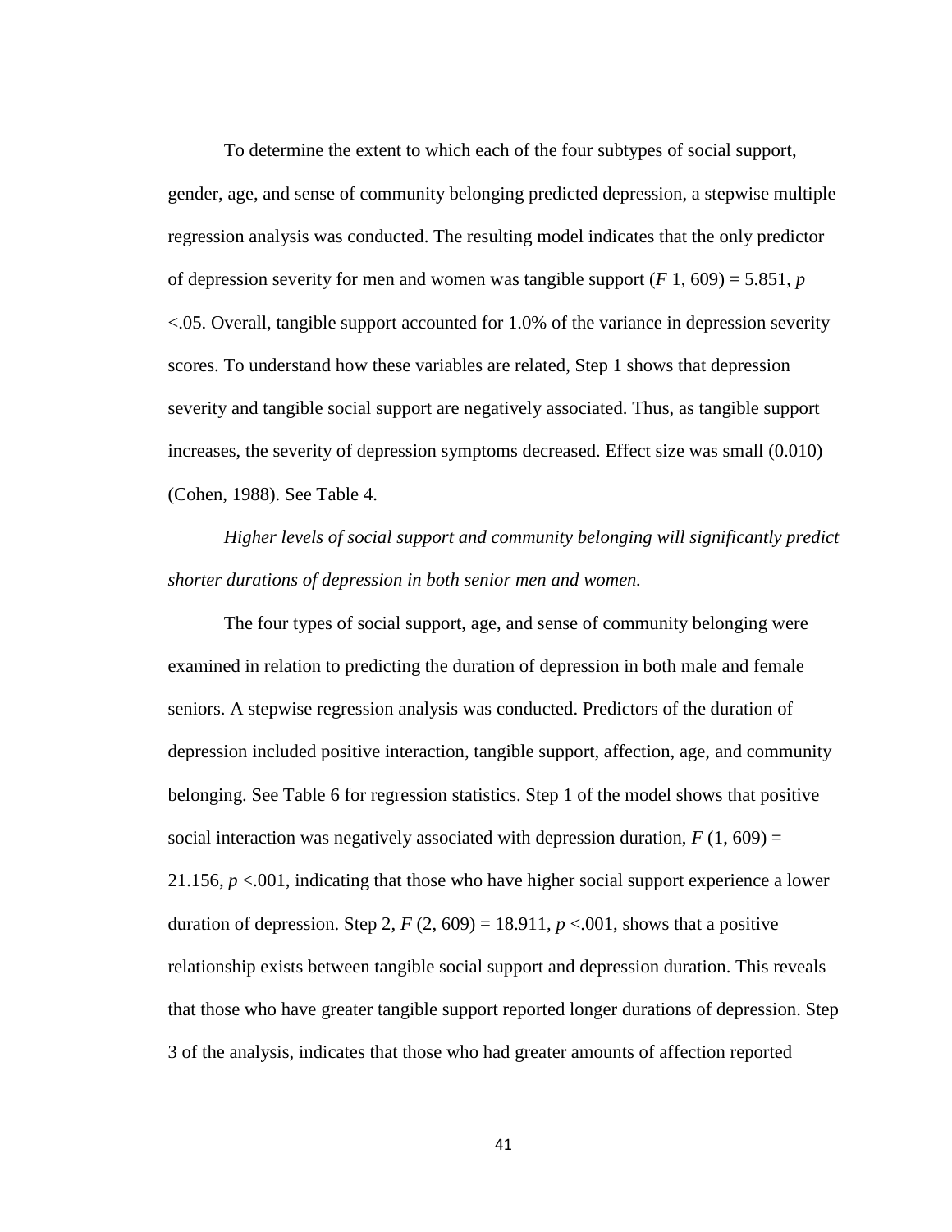To determine the extent to which each of the four subtypes of social support, gender, age, and sense of community belonging predicted depression, a stepwise multiple regression analysis was conducted. The resulting model indicates that the only predictor of depression severity for men and women was tangible support ($F$ 1, 609) = 5.851, $p$ <.05. Overall, tangible support accounted for 1.0% of the variance in depression severity scores. To understand how these variables are related, Step 1 shows that depression severity and tangible social support are negatively associated. Thus, as tangible support increases, the severity of depression symptoms decreased. Effect size was small (0.010) (Cohen, 1988). See Table 4.

*Higher levels of social support and community belonging will significantly predict shorter durations of depression in both senior men and women.*

The four types of social support, age, and sense of community belonging were examined in relation to predicting the duration of depression in both male and female seniors. A stepwise regression analysis was conducted. Predictors of the duration of depression included positive interaction, tangible support, affection, age, and community belonging. See Table 6 for regression statistics. Step 1 of the model shows that positive social interaction was negatively associated with depression duration, $F$ (1, 609) = 21.156, $p$ <.001, indicating that those who have higher social support experience a lower duration of depression. Step 2, $F$ (2, 609) = 18.911, $p$ <.001, shows that a positive relationship exists between tangible social support and depression duration. This reveals that those who have greater tangible support reported longer durations of depression. Step 3 of the analysis, indicates that those who had greater amounts of affection reported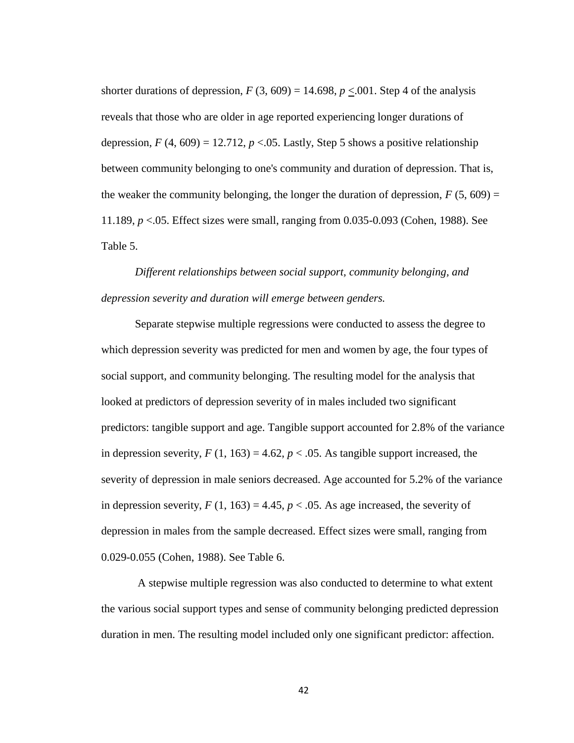shorter durations of depression, $F$ (3, 609) = 14.698, $p \leq .001$. Step 4 of the analysis reveals that those who are older in age reported experiencing longer durations of depression, $F$ (4, 609) = 12.712, $p < .05$. Lastly, Step 5 shows a positive relationship between community belonging to one's community and duration of depression. That is, the weaker the community belonging, the longer the duration of depression, $F$ (5, 609) = 11.189, $p < .05$. Effect sizes were small, ranging from 0.035-0.093 (Cohen, 1988). See Table 5.

*Different relationships between social support, community belonging, and depression severity and duration will emerge between genders.*

Separate stepwise multiple regressions were conducted to assess the degree to which depression severity was predicted for men and women by age, the four types of social support, and community belonging. The resulting model for the analysis that looked at predictors of depression severity of in males included two significant predictors: tangible support and age. Tangible support accounted for 2.8% of the variance in depression severity, $F$ (1, 163) = 4.62, $p < .05$. As tangible support increased, the severity of depression in male seniors decreased. Age accounted for 5.2% of the variance in depression severity, $F$ (1, 163) = 4.45, $p < .05$. As age increased, the severity of depression in males from the sample decreased. Effect sizes were small, ranging from 0.029-0.055 (Cohen, 1988). See Table 6.

A stepwise multiple regression was also conducted to determine to what extent the various social support types and sense of community belonging predicted depression duration in men. The resulting model included only one significant predictor: affection.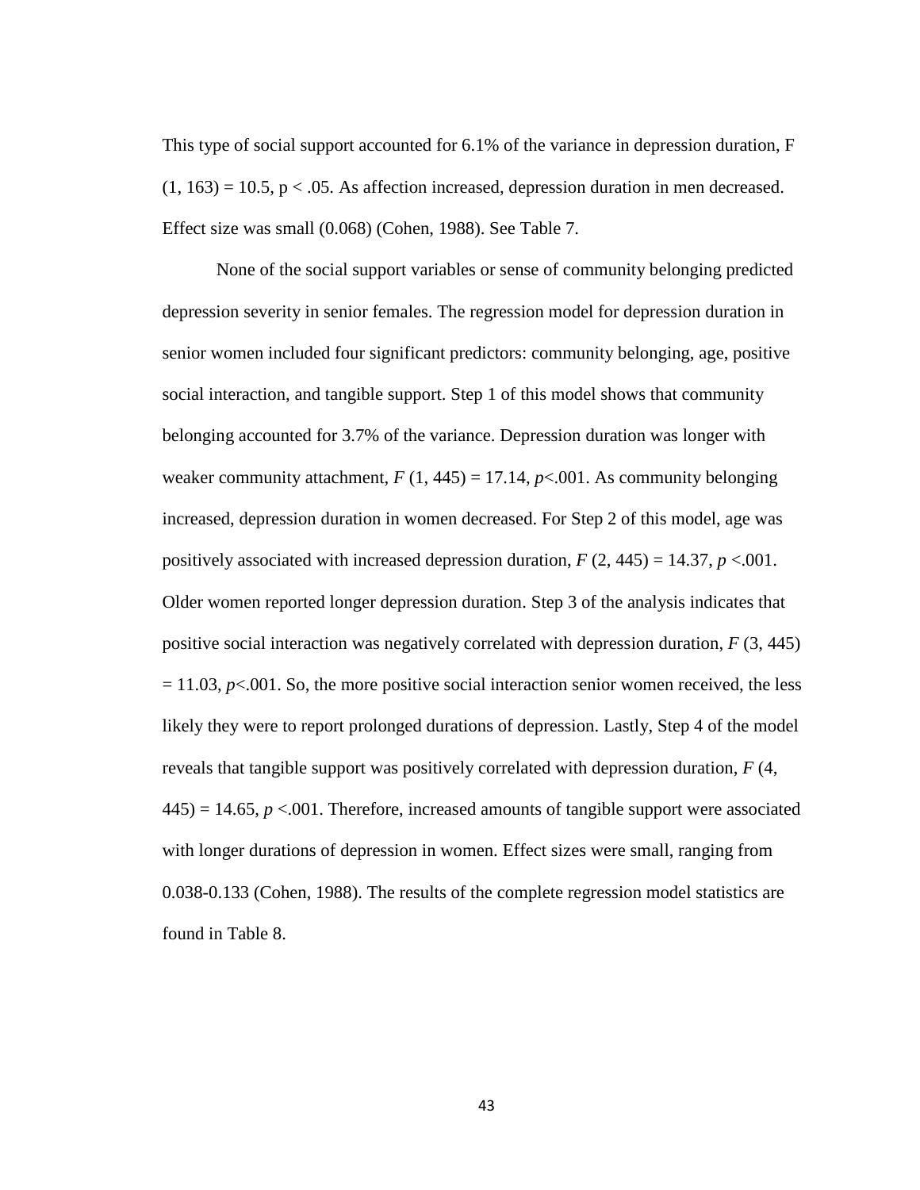This type of social support accounted for 6.1% of the variance in depression duration, $F(1, 163) = 10.5$, $p < .05$. As affection increased, depression duration in men decreased. Effect size was small (0.068) (Cohen, 1988). See Table 7.

None of the social support variables or sense of community belonging predicted depression severity in senior females. The regression model for depression duration in senior women included four significant predictors: community belonging, age, positive social interaction, and tangible support. Step 1 of this model shows that community belonging accounted for 3.7% of the variance. Depression duration was longer with weaker community attachment, $F(1, 445) = 17.14$, $p<.001$. As community belonging increased, depression duration in women decreased. For Step 2 of this model, age was positively associated with increased depression duration, $F(2, 445) = 14.37$, $p <.001$. Older women reported longer depression duration. Step 3 of the analysis indicates that positive social interaction was negatively correlated with depression duration, $F(3, 445) = 11.03$, $p<.001$. So, the more positive social interaction senior women received, the less likely they were to report prolonged durations of depression. Lastly, Step 4 of the model reveals that tangible support was positively correlated with depression duration, $F(4, 445) = 14.65$, $p <.001$. Therefore, increased amounts of tangible support were associated with longer durations of depression in women. Effect sizes were small, ranging from 0.038-0.133 (Cohen, 1988). The results of the complete regression model statistics are found in Table 8.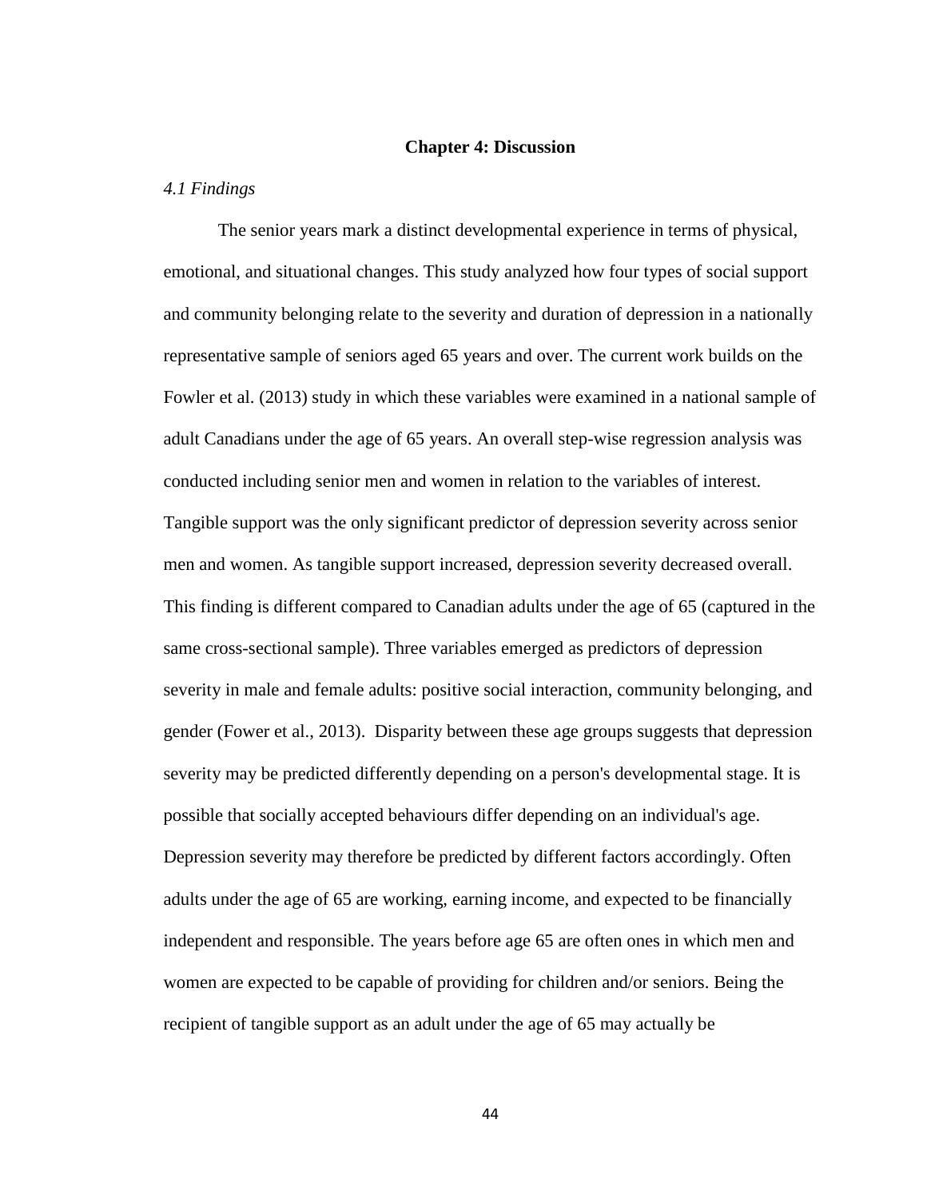# Chapter 4: Discussion

*4.1 Findings*

The senior years mark a distinct developmental experience in terms of physical, emotional, and situational changes. This study analyzed how four types of social support and community belonging relate to the severity and duration of depression in a nationally representative sample of seniors aged 65 years and over. The current work builds on the Fowler et al. (2013) study in which these variables were examined in a national sample of adult Canadians under the age of 65 years. An overall step-wise regression analysis was conducted including senior men and women in relation to the variables of interest. Tangible support was the only significant predictor of depression severity across senior men and women. As tangible support increased, depression severity decreased overall. This finding is different compared to Canadian adults under the age of 65 (captured in the same cross-sectional sample). Three variables emerged as predictors of depression severity in male and female adults: positive social interaction, community belonging, and gender (Fower et al., 2013). Disparity between these age groups suggests that depression severity may be predicted differently depending on a person's developmental stage. It is possible that socially accepted behaviours differ depending on an individual's age. Depression severity may therefore be predicted by different factors accordingly. Often adults under the age of 65 are working, earning income, and expected to be financially independent and responsible. The years before age 65 are often ones in which men and women are expected to be capable of providing for children and/or seniors. Being the recipient of tangible support as an adult under the age of 65 may actually be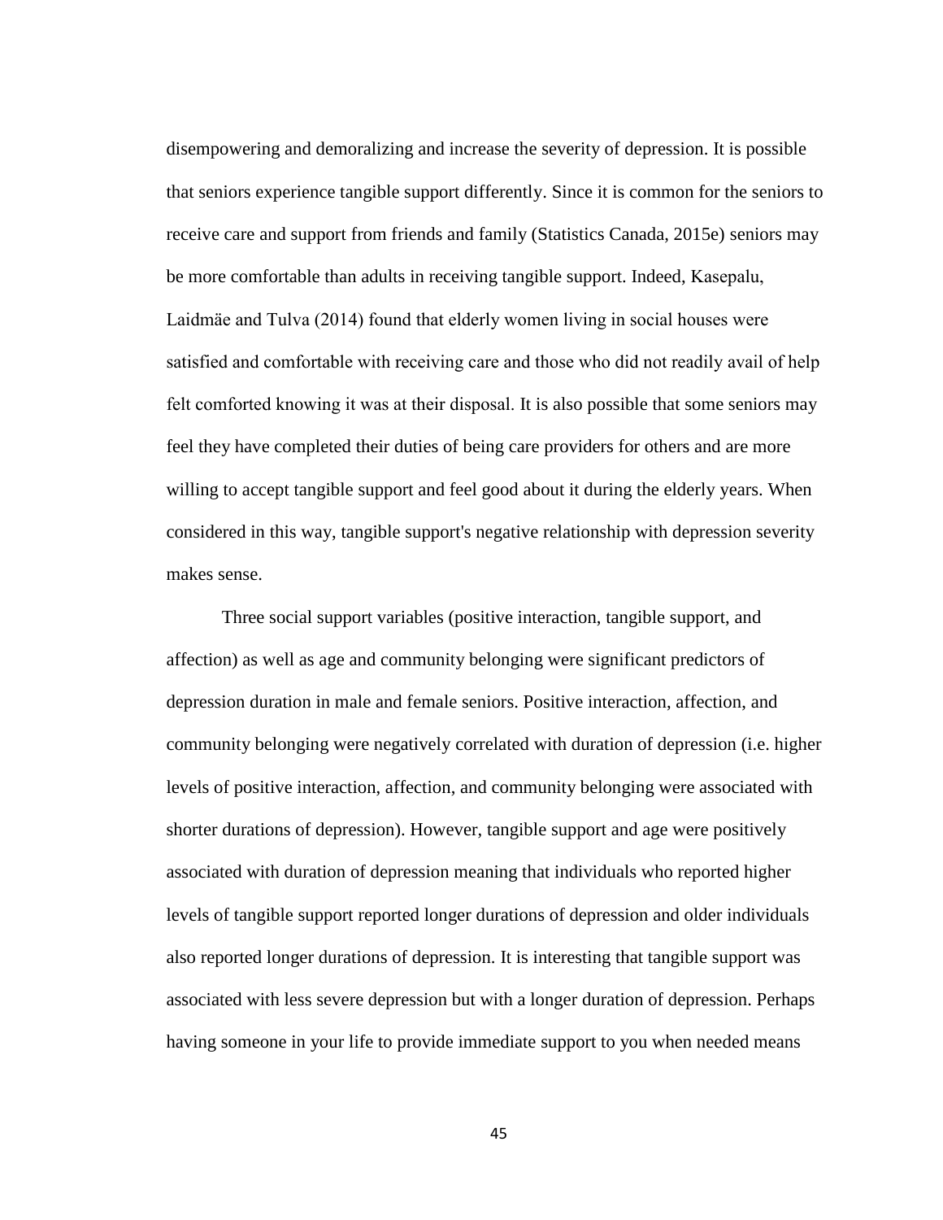disempowering and demoralizing and increase the severity of depression. It is possible that seniors experience tangible support differently. Since it is common for the seniors to receive care and support from friends and family (Statistics Canada, 2015e) seniors may be more comfortable than adults in receiving tangible support. Indeed, Kasepalu, Laidmäe and Tulva (2014) found that elderly women living in social houses were satisfied and comfortable with receiving care and those who did not readily avail of help felt comforted knowing it was at their disposal. It is also possible that some seniors may feel they have completed their duties of being care providers for others and are more willing to accept tangible support and feel good about it during the elderly years. When considered in this way, tangible support's negative relationship with depression severity makes sense.

Three social support variables (positive interaction, tangible support, and affection) as well as age and community belonging were significant predictors of depression duration in male and female seniors. Positive interaction, affection, and community belonging were negatively correlated with duration of depression (i.e. higher levels of positive interaction, affection, and community belonging were associated with shorter durations of depression). However, tangible support and age were positively associated with duration of depression meaning that individuals who reported higher levels of tangible support reported longer durations of depression and older individuals also reported longer durations of depression. It is interesting that tangible support was associated with less severe depression but with a longer duration of depression. Perhaps having someone in your life to provide immediate support to you when needed means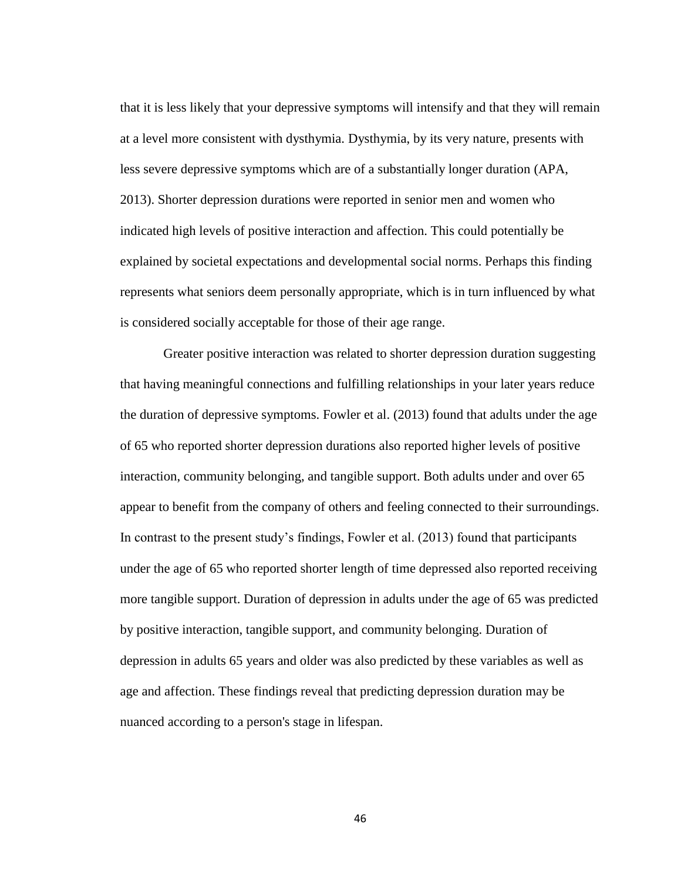that it is less likely that your depressive symptoms will intensify and that they will remain at a level more consistent with dysthymia. Dysthymia, by its very nature, presents with less severe depressive symptoms which are of a substantially longer duration (APA, 2013). Shorter depression durations were reported in senior men and women who indicated high levels of positive interaction and affection. This could potentially be explained by societal expectations and developmental social norms. Perhaps this finding represents what seniors deem personally appropriate, which is in turn influenced by what is considered socially acceptable for those of their age range.

Greater positive interaction was related to shorter depression duration suggesting that having meaningful connections and fulfilling relationships in your later years reduce the duration of depressive symptoms. Fowler et al. (2013) found that adults under the age of 65 who reported shorter depression durations also reported higher levels of positive interaction, community belonging, and tangible support. Both adults under and over 65 appear to benefit from the company of others and feeling connected to their surroundings. In contrast to the present study's findings, Fowler et al. (2013) found that participants under the age of 65 who reported shorter length of time depressed also reported receiving more tangible support. Duration of depression in adults under the age of 65 was predicted by positive interaction, tangible support, and community belonging. Duration of depression in adults 65 years and older was also predicted by these variables as well as age and affection. These findings reveal that predicting depression duration may be nuanced according to a person's stage in lifespan.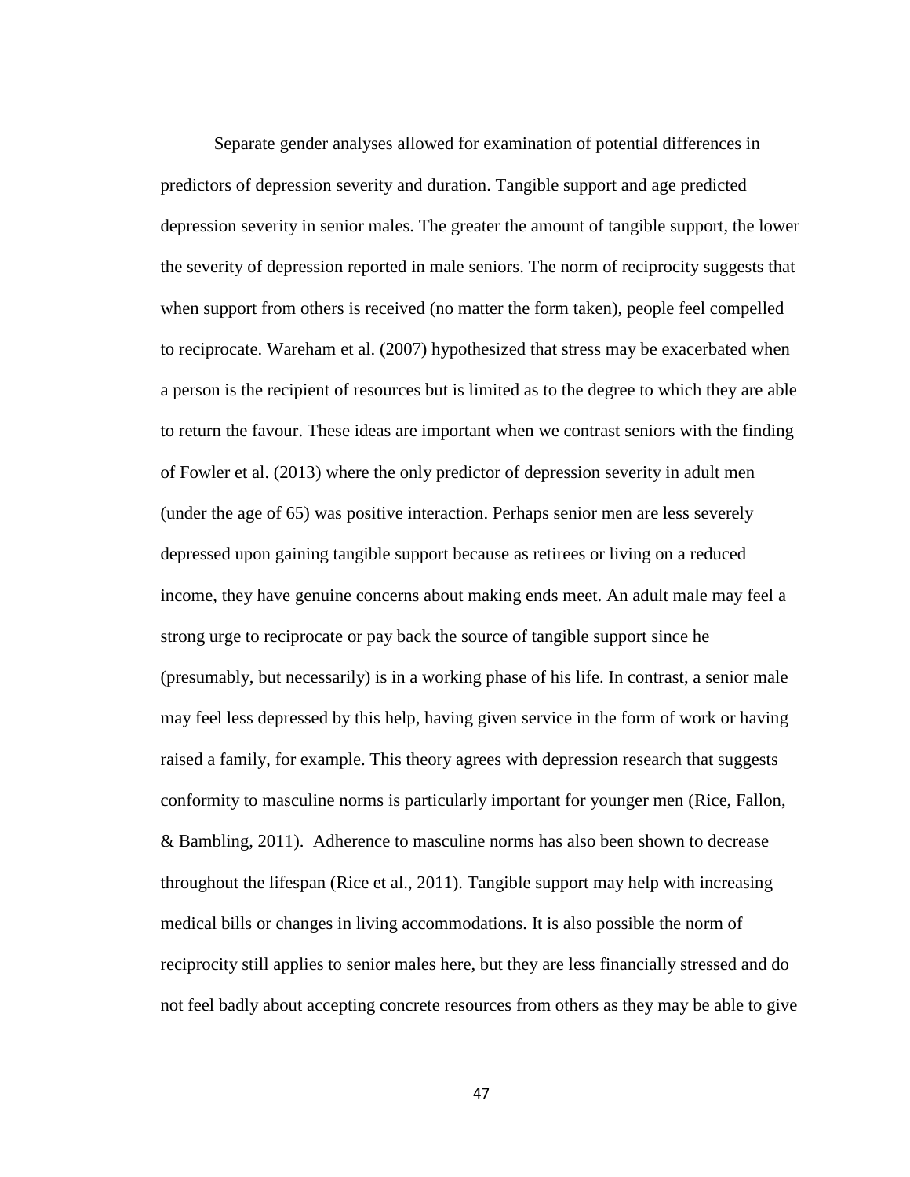Separate gender analyses allowed for examination of potential differences in predictors of depression severity and duration. Tangible support and age predicted depression severity in senior males. The greater the amount of tangible support, the lower the severity of depression reported in male seniors. The norm of reciprocity suggests that when support from others is received (no matter the form taken), people feel compelled to reciprocate. Wareham et al. (2007) hypothesized that stress may be exacerbated when a person is the recipient of resources but is limited as to the degree to which they are able to return the favour. These ideas are important when we contrast seniors with the finding of Fowler et al. (2013) where the only predictor of depression severity in adult men (under the age of 65) was positive interaction. Perhaps senior men are less severely depressed upon gaining tangible support because as retirees or living on a reduced income, they have genuine concerns about making ends meet. An adult male may feel a strong urge to reciprocate or pay back the source of tangible support since he (presumably, but necessarily) is in a working phase of his life. In contrast, a senior male may feel less depressed by this help, having given service in the form of work or having raised a family, for example. This theory agrees with depression research that suggests conformity to masculine norms is particularly important for younger men (Rice, Fallon, & Bambling, 2011). Adherence to masculine norms has also been shown to decrease throughout the lifespan (Rice et al., 2011). Tangible support may help with increasing medical bills or changes in living accommodations. It is also possible the norm of reciprocity still applies to senior males here, but they are less financially stressed and do not feel badly about accepting concrete resources from others as they may be able to give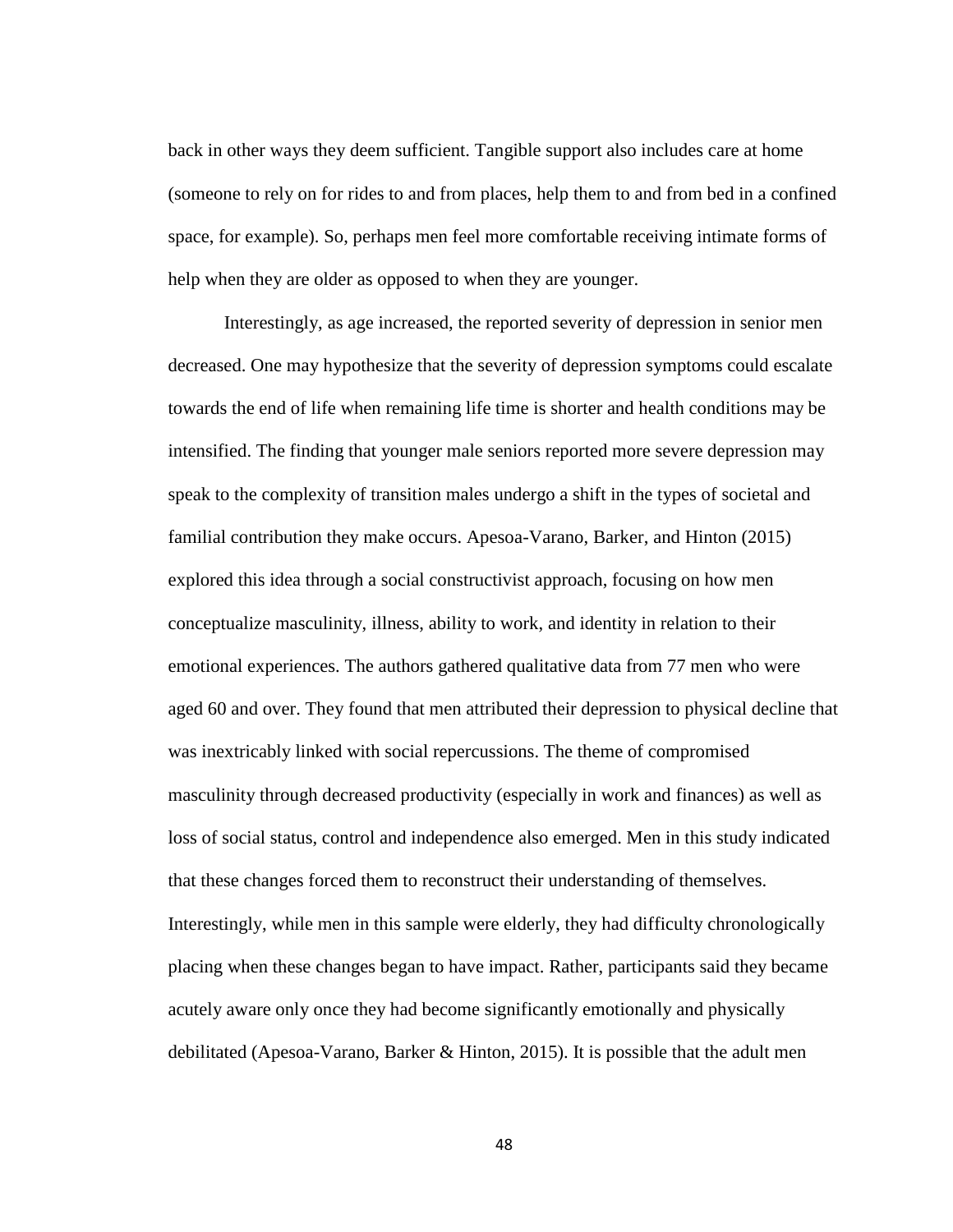back in other ways they deem sufficient. Tangible support also includes care at home (someone to rely on for rides to and from places, help them to and from bed in a confined space, for example). So, perhaps men feel more comfortable receiving intimate forms of help when they are older as opposed to when they are younger.

Interestingly, as age increased, the reported severity of depression in senior men decreased. One may hypothesize that the severity of depression symptoms could escalate towards the end of life when remaining life time is shorter and health conditions may be intensified. The finding that younger male seniors reported more severe depression may speak to the complexity of transition males undergo a shift in the types of societal and familial contribution they make occurs. Apesoa-Varano, Barker, and Hinton (2015) explored this idea through a social constructivist approach, focusing on how men conceptualize masculinity, illness, ability to work, and identity in relation to their emotional experiences. The authors gathered qualitative data from 77 men who were aged 60 and over. They found that men attributed their depression to physical decline that was inextricably linked with social repercussions. The theme of compromised masculinity through decreased productivity (especially in work and finances) as well as loss of social status, control and independence also emerged. Men in this study indicated that these changes forced them to reconstruct their understanding of themselves. Interestingly, while men in this sample were elderly, they had difficulty chronologically placing when these changes began to have impact. Rather, participants said they became acutely aware only once they had become significantly emotionally and physically debilitated (Apesoa-Varano, Barker & Hinton, 2015). It is possible that the adult men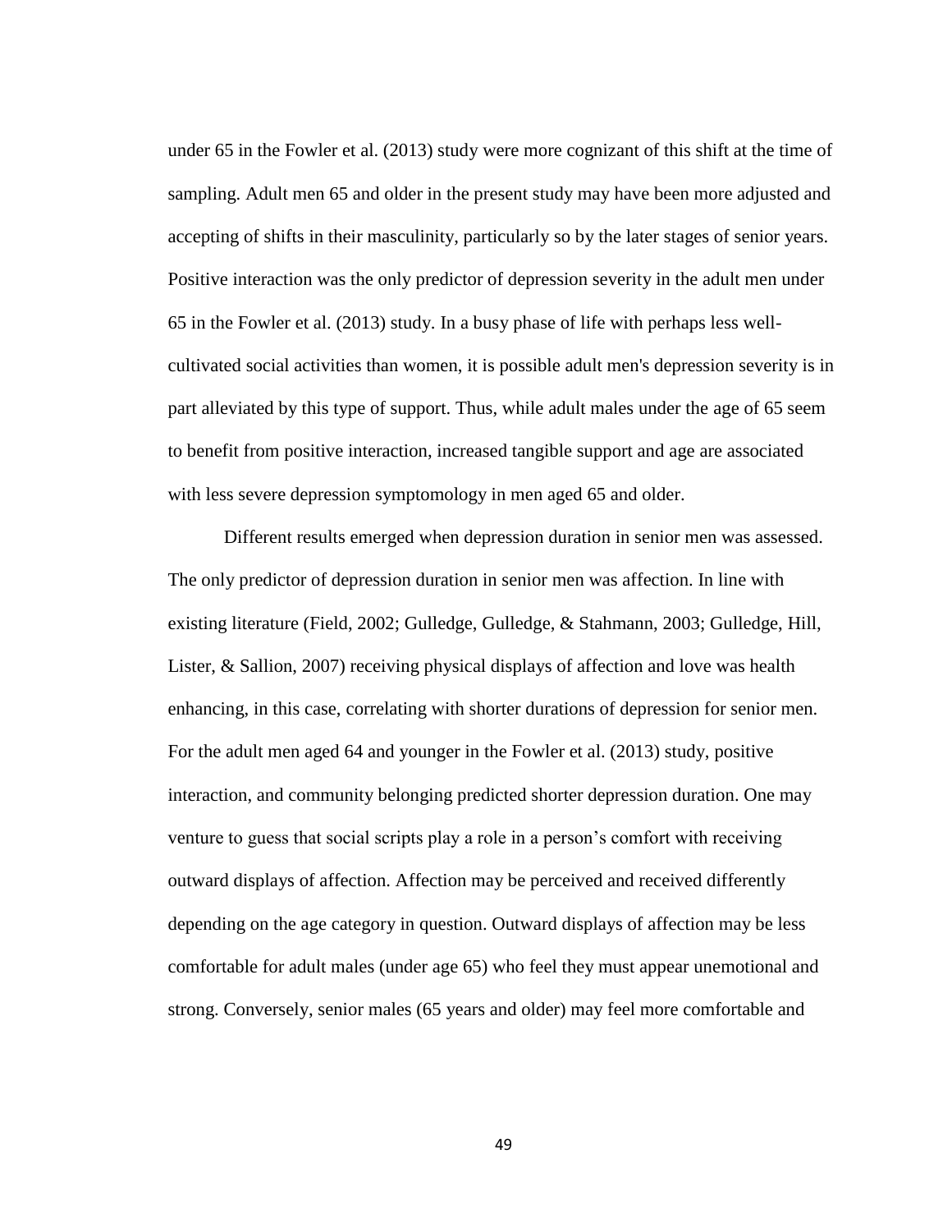under 65 in the Fowler et al. (2013) study were more cognizant of this shift at the time of sampling. Adult men 65 and older in the present study may have been more adjusted and accepting of shifts in their masculinity, particularly so by the later stages of senior years. Positive interaction was the only predictor of depression severity in the adult men under 65 in the Fowler et al. (2013) study. In a busy phase of life with perhaps less well-cultivated social activities than women, it is possible adult men's depression severity is in part alleviated by this type of support. Thus, while adult males under the age of 65 seem to benefit from positive interaction, increased tangible support and age are associated with less severe depression symptomology in men aged 65 and older.

Different results emerged when depression duration in senior men was assessed. The only predictor of depression duration in senior men was affection. In line with existing literature (Field, 2002; Gulledge, Gulledge, & Stahmann, 2003; Gulledge, Hill, Lister, & Sallion, 2007) receiving physical displays of affection and love was health enhancing, in this case, correlating with shorter durations of depression for senior men. For the adult men aged 64 and younger in the Fowler et al. (2013) study, positive interaction, and community belonging predicted shorter depression duration. One may venture to guess that social scripts play a role in a person's comfort with receiving outward displays of affection. Affection may be perceived and received differently depending on the age category in question. Outward displays of affection may be less comfortable for adult males (under age 65) who feel they must appear unemotional and strong. Conversely, senior males (65 years and older) may feel more comfortable and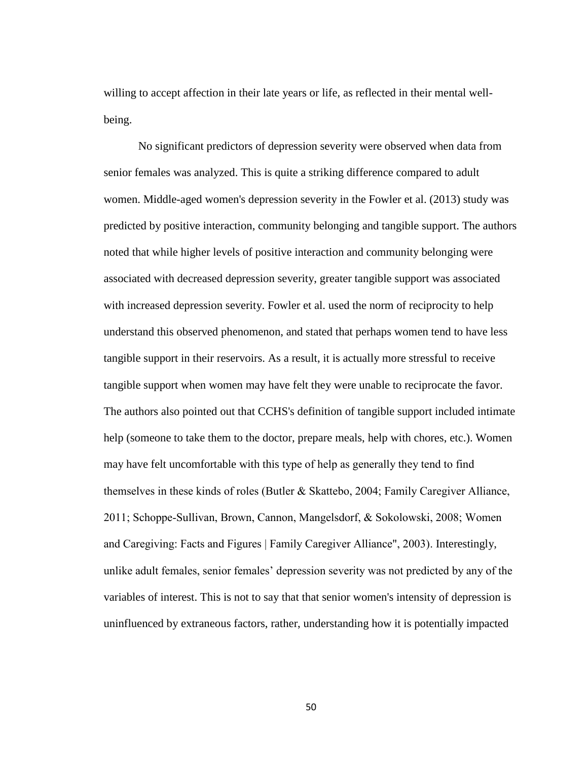willing to accept affection in their late years or life, as reflected in their mental well-being.

No significant predictors of depression severity were observed when data from senior females was analyzed. This is quite a striking difference compared to adult women. Middle-aged women's depression severity in the Fowler et al. (2013) study was predicted by positive interaction, community belonging and tangible support. The authors noted that while higher levels of positive interaction and community belonging were associated with decreased depression severity, greater tangible support was associated with increased depression severity. Fowler et al. used the norm of reciprocity to help understand this observed phenomenon, and stated that perhaps women tend to have less tangible support in their reservoirs. As a result, it is actually more stressful to receive tangible support when women may have felt they were unable to reciprocate the favor. The authors also pointed out that CCHS's definition of tangible support included intimate help (someone to take them to the doctor, prepare meals, help with chores, etc.). Women may have felt uncomfortable with this type of help as generally they tend to find themselves in these kinds of roles (Butler & Skattebo, 2004; Family Caregiver Alliance, 2011; Schoppe-Sullivan, Brown, Cannon, Mangelsdorf, & Sokolowski, 2008; Women and Caregiving: Facts and Figures | Family Caregiver Alliance", 2003). Interestingly, unlike adult females, senior females' depression severity was not predicted by any of the variables of interest. This is not to say that that senior women's intensity of depression is uninfluenced by extraneous factors, rather, understanding how it is potentially impacted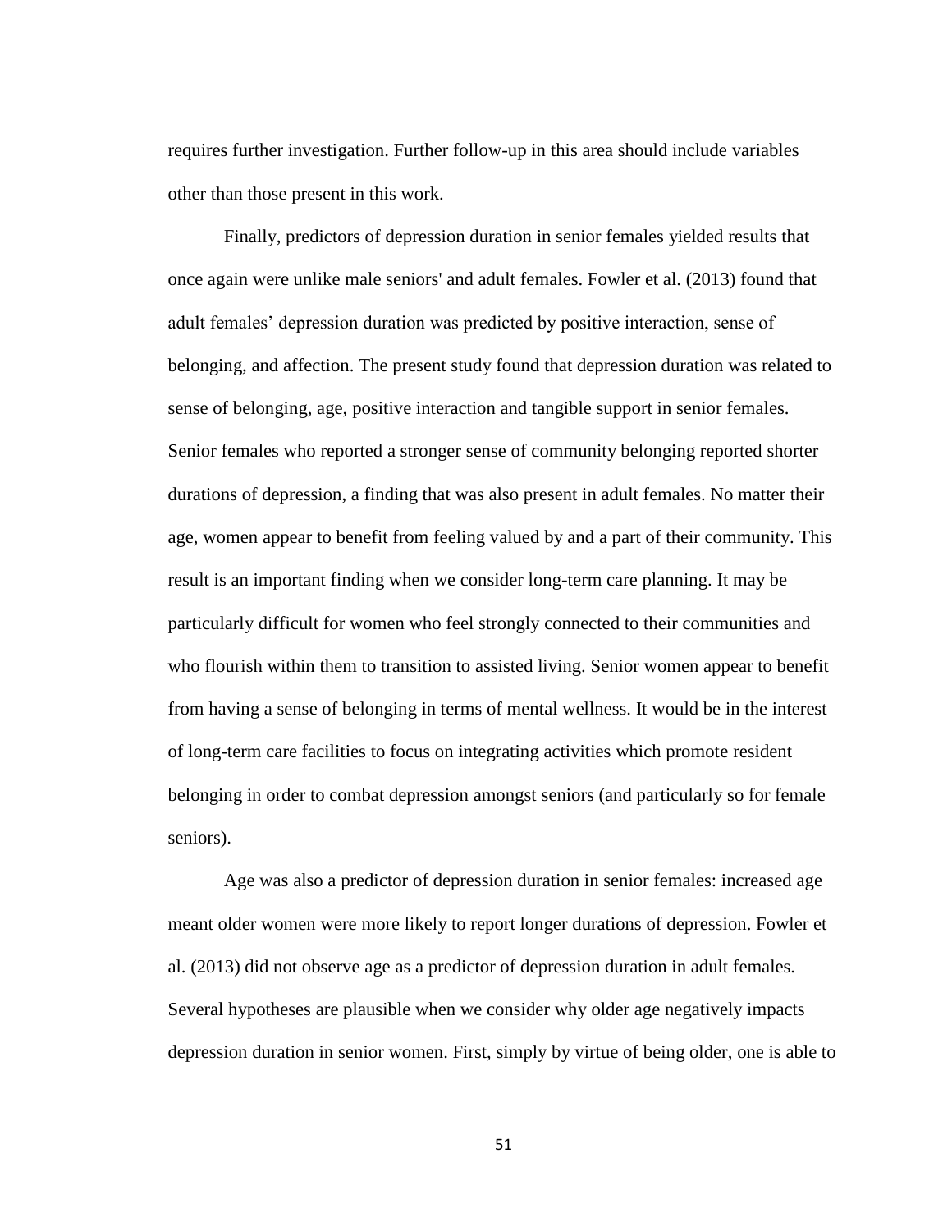requires further investigation. Further follow-up in this area should include variables other than those present in this work.

Finally, predictors of depression duration in senior females yielded results that once again were unlike male seniors' and adult females. Fowler et al. (2013) found that adult females' depression duration was predicted by positive interaction, sense of belonging, and affection. The present study found that depression duration was related to sense of belonging, age, positive interaction and tangible support in senior females. Senior females who reported a stronger sense of community belonging reported shorter durations of depression, a finding that was also present in adult females. No matter their age, women appear to benefit from feeling valued by and a part of their community. This result is an important finding when we consider long-term care planning. It may be particularly difficult for women who feel strongly connected to their communities and who flourish within them to transition to assisted living. Senior women appear to benefit from having a sense of belonging in terms of mental wellness. It would be in the interest of long-term care facilities to focus on integrating activities which promote resident belonging in order to combat depression amongst seniors (and particularly so for female seniors).

Age was also a predictor of depression duration in senior females: increased age meant older women were more likely to report longer durations of depression. Fowler et al. (2013) did not observe age as a predictor of depression duration in adult females. Several hypotheses are plausible when we consider why older age negatively impacts depression duration in senior women. First, simply by virtue of being older, one is able to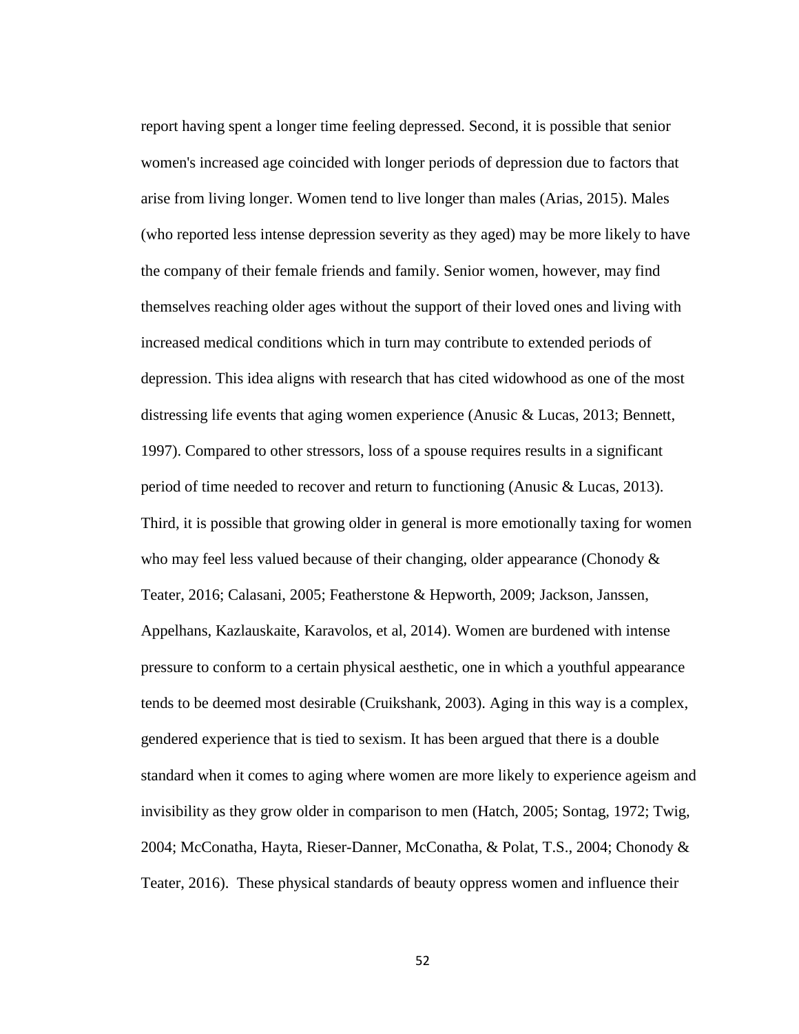report having spent a longer time feeling depressed. Second, it is possible that senior women's increased age coincided with longer periods of depression due to factors that arise from living longer. Women tend to live longer than males (Arias, 2015). Males (who reported less intense depression severity as they aged) may be more likely to have the company of their female friends and family. Senior women, however, may find themselves reaching older ages without the support of their loved ones and living with increased medical conditions which in turn may contribute to extended periods of depression. This idea aligns with research that has cited widowhood as one of the most distressing life events that aging women experience (Anusic & Lucas, 2013; Bennett, 1997). Compared to other stressors, loss of a spouse requires results in a significant period of time needed to recover and return to functioning (Anusic & Lucas, 2013). Third, it is possible that growing older in general is more emotionally taxing for women who may feel less valued because of their changing, older appearance (Chonody & Teater, 2016; Calasani, 2005; Featherstone & Hepworth, 2009; Jackson, Janssen, Appelhans, Kazlauskaite, Karavolos, et al, 2014). Women are burdened with intense pressure to conform to a certain physical aesthetic, one in which a youthful appearance tends to be deemed most desirable (Cruikshank, 2003). Aging in this way is a complex, gendered experience that is tied to sexism. It has been argued that there is a double standard when it comes to aging where women are more likely to experience ageism and invisibility as they grow older in comparison to men (Hatch, 2005; Sontag, 1972; Twig, 2004; McConatha, Hayta, Rieser-Danner, McConatha, & Polat, T.S., 2004; Chonody & Teater, 2016). These physical standards of beauty oppress women and influence their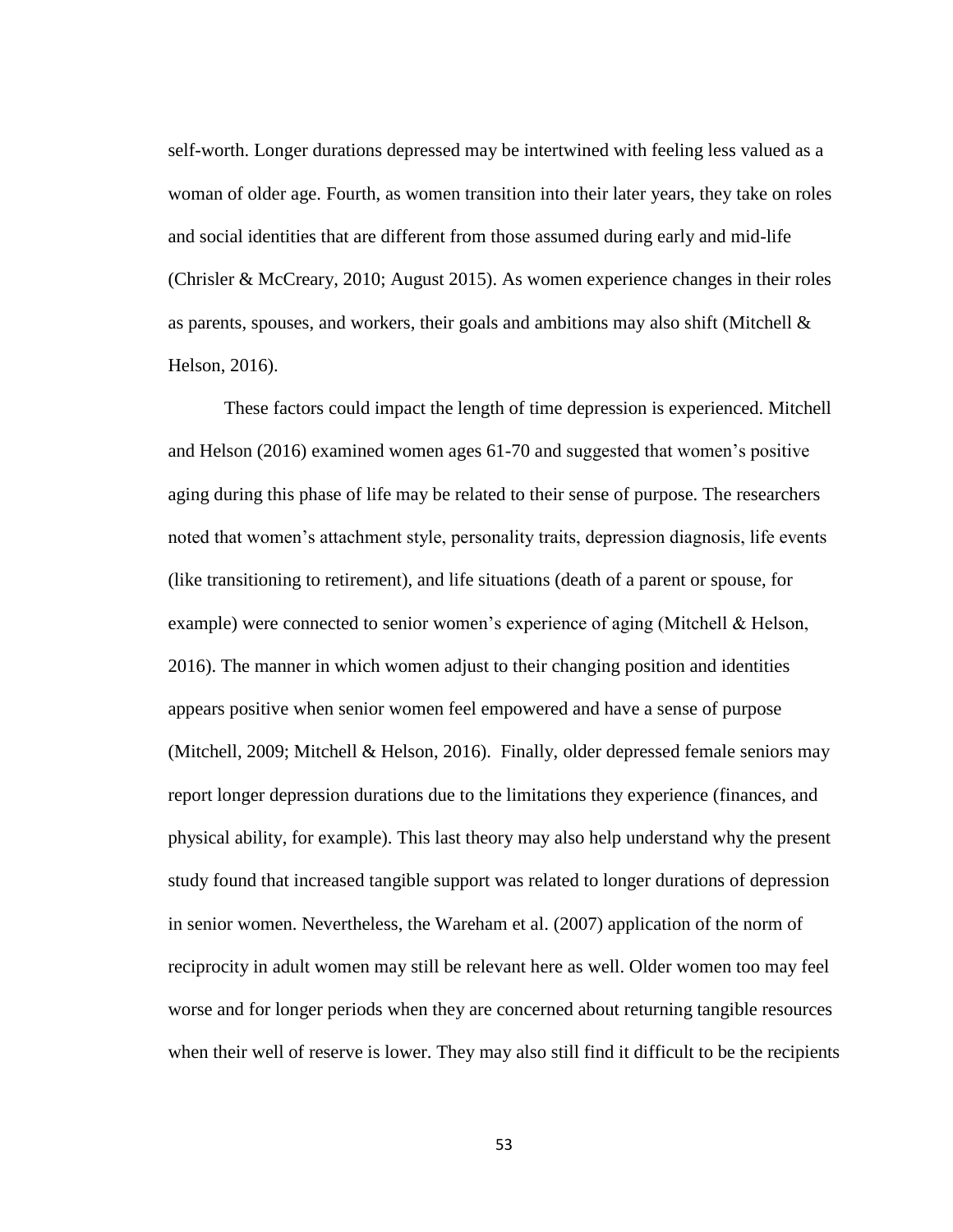self-worth. Longer durations depressed may be intertwined with feeling less valued as a woman of older age. Fourth, as women transition into their later years, they take on roles and social identities that are different from those assumed during early and mid-life (Chrisler & McCreary, 2010; August 2015). As women experience changes in their roles as parents, spouses, and workers, their goals and ambitions may also shift (Mitchell & Helson, 2016).

These factors could impact the length of time depression is experienced. Mitchell and Helson (2016) examined women ages 61-70 and suggested that women's positive aging during this phase of life may be related to their sense of purpose. The researchers noted that women's attachment style, personality traits, depression diagnosis, life events (like transitioning to retirement), and life situations (death of a parent or spouse, for example) were connected to senior women's experience of aging (Mitchell & Helson, 2016). The manner in which women adjust to their changing position and identities appears positive when senior women feel empowered and have a sense of purpose (Mitchell, 2009; Mitchell & Helson, 2016). Finally, older depressed female seniors may report longer depression durations due to the limitations they experience (finances, and physical ability, for example). This last theory may also help understand why the present study found that increased tangible support was related to longer durations of depression in senior women. Nevertheless, the Wareham et al. (2007) application of the norm of reciprocity in adult women may still be relevant here as well. Older women too may feel worse and for longer periods when they are concerned about returning tangible resources when their well of reserve is lower. They may also still find it difficult to be the recipients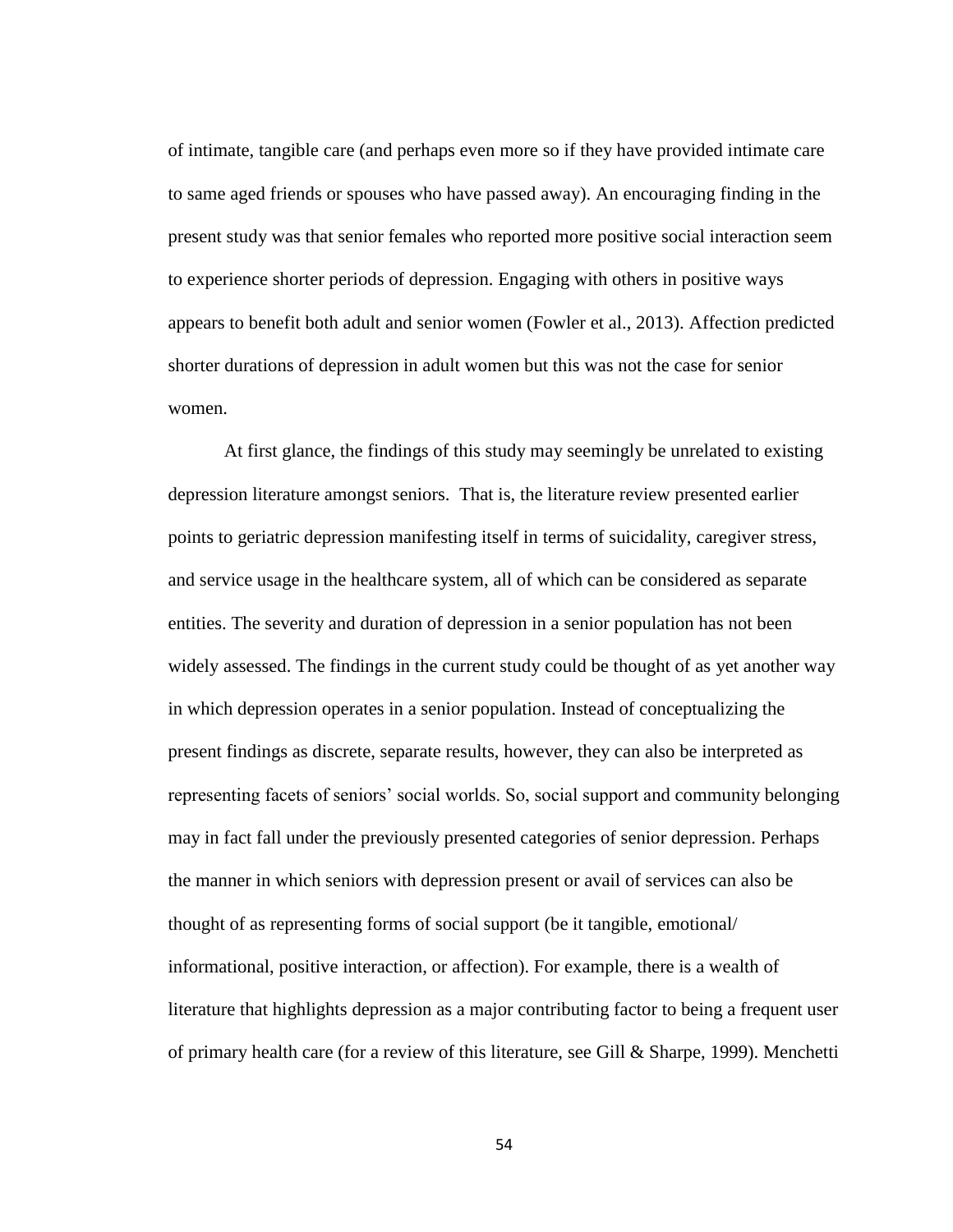of intimate, tangible care (and perhaps even more so if they have provided intimate care to same aged friends or spouses who have passed away). An encouraging finding in the present study was that senior females who reported more positive social interaction seem to experience shorter periods of depression. Engaging with others in positive ways appears to benefit both adult and senior women (Fowler et al., 2013). Affection predicted shorter durations of depression in adult women but this was not the case for senior women.

At first glance, the findings of this study may seemingly be unrelated to existing depression literature amongst seniors. That is, the literature review presented earlier points to geriatric depression manifesting itself in terms of suicidality, caregiver stress, and service usage in the healthcare system, all of which can be considered as separate entities. The severity and duration of depression in a senior population has not been widely assessed. The findings in the current study could be thought of as yet another way in which depression operates in a senior population. Instead of conceptualizing the present findings as discrete, separate results, however, they can also be interpreted as representing facets of seniors' social worlds. So, social support and community belonging may in fact fall under the previously presented categories of senior depression. Perhaps the manner in which seniors with depression present or avail of services can also be thought of as representing forms of social support (be it tangible, emotional/ informational, positive interaction, or affection). For example, there is a wealth of literature that highlights depression as a major contributing factor to being a frequent user of primary health care (for a review of this literature, see Gill & Sharpe, 1999). Menchetti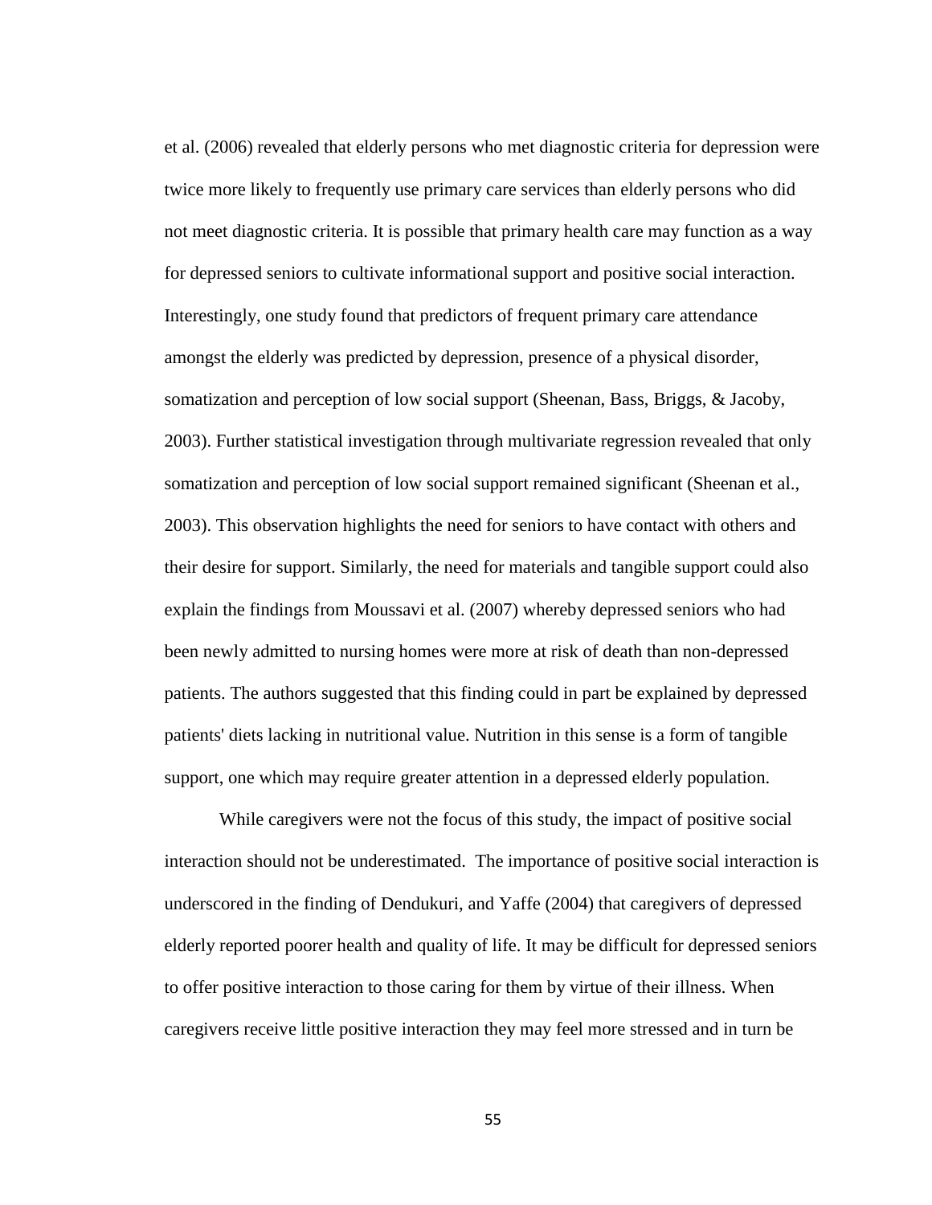et al. (2006) revealed that elderly persons who met diagnostic criteria for depression were twice more likely to frequently use primary care services than elderly persons who did not meet diagnostic criteria. It is possible that primary health care may function as a way for depressed seniors to cultivate informational support and positive social interaction. Interestingly, one study found that predictors of frequent primary care attendance amongst the elderly was predicted by depression, presence of a physical disorder, somatization and perception of low social support (Sheenan, Bass, Briggs, & Jacoby, 2003). Further statistical investigation through multivariate regression revealed that only somatization and perception of low social support remained significant (Sheenan et al., 2003). This observation highlights the need for seniors to have contact with others and their desire for support. Similarly, the need for materials and tangible support could also explain the findings from Moussavi et al. (2007) whereby depressed seniors who had been newly admitted to nursing homes were more at risk of death than non-depressed patients. The authors suggested that this finding could in part be explained by depressed patients' diets lacking in nutritional value. Nutrition in this sense is a form of tangible support, one which may require greater attention in a depressed elderly population.

While caregivers were not the focus of this study, the impact of positive social interaction should not be underestimated. The importance of positive social interaction is underscored in the finding of Dendukuri, and Yaffe (2004) that caregivers of depressed elderly reported poorer health and quality of life. It may be difficult for depressed seniors to offer positive interaction to those caring for them by virtue of their illness. When caregivers receive little positive interaction they may feel more stressed and in turn be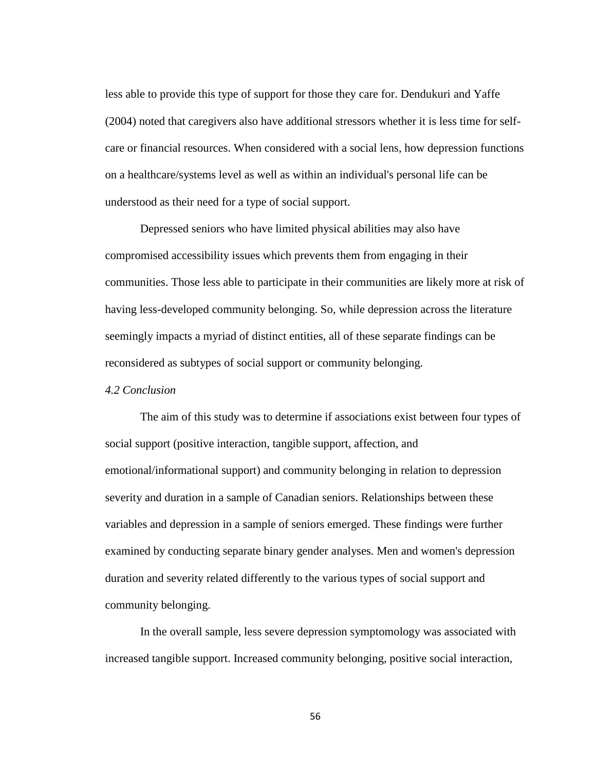less able to provide this type of support for those they care for. Dendukuri and Yaffe (2004) noted that caregivers also have additional stressors whether it is less time for self-care or financial resources. When considered with a social lens, how depression functions on a healthcare/systems level as well as within an individual's personal life can be understood as their need for a type of social support.

Depressed seniors who have limited physical abilities may also have compromised accessibility issues which prevents them from engaging in their communities. Those less able to participate in their communities are likely more at risk of having less-developed community belonging. So, while depression across the literature seemingly impacts a myriad of distinct entities, all of these separate findings can be reconsidered as subtypes of social support or community belonging.

### *4.2 Conclusion*

The aim of this study was to determine if associations exist between four types of social support (positive interaction, tangible support, affection, and emotional/informational support) and community belonging in relation to depression severity and duration in a sample of Canadian seniors. Relationships between these variables and depression in a sample of seniors emerged. These findings were further examined by conducting separate binary gender analyses. Men and women's depression duration and severity related differently to the various types of social support and community belonging.

In the overall sample, less severe depression symptomology was associated with increased tangible support. Increased community belonging, positive social interaction,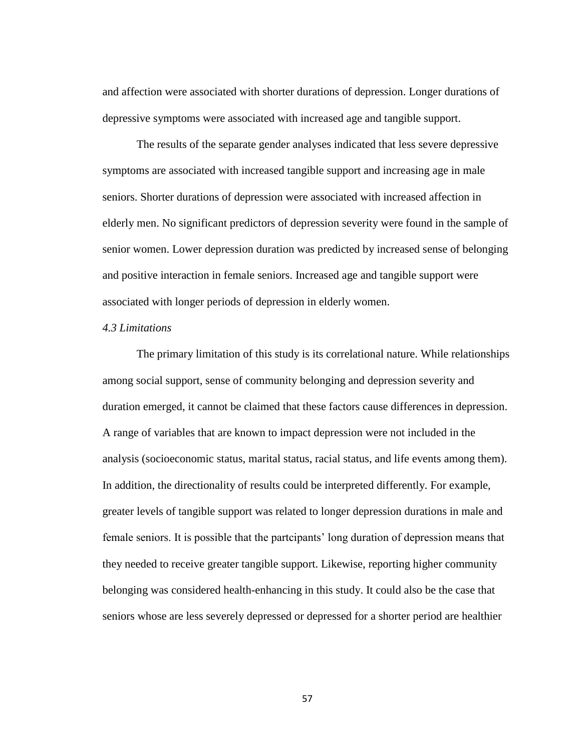and affection were associated with shorter durations of depression. Longer durations of depressive symptoms were associated with increased age and tangible support.

The results of the separate gender analyses indicated that less severe depressive symptoms are associated with increased tangible support and increasing age in male seniors. Shorter durations of depression were associated with increased affection in elderly men. No significant predictors of depression severity were found in the sample of senior women. Lower depression duration was predicted by increased sense of belonging and positive interaction in female seniors. Increased age and tangible support were associated with longer periods of depression in elderly women.

*4.3 Limitations*

The primary limitation of this study is its correlational nature. While relationships among social support, sense of community belonging and depression severity and duration emerged, it cannot be claimed that these factors cause differences in depression. A range of variables that are known to impact depression were not included in the analysis (socioeconomic status, marital status, racial status, and life events among them). In addition, the directionality of results could be interpreted differently. For example, greater levels of tangible support was related to longer depression durations in male and female seniors. It is possible that the partcipants' long duration of depression means that they needed to receive greater tangible support. Likewise, reporting higher community belonging was considered health-enhancing in this study. It could also be the case that seniors whose are less severely depressed or depressed for a shorter period are healthier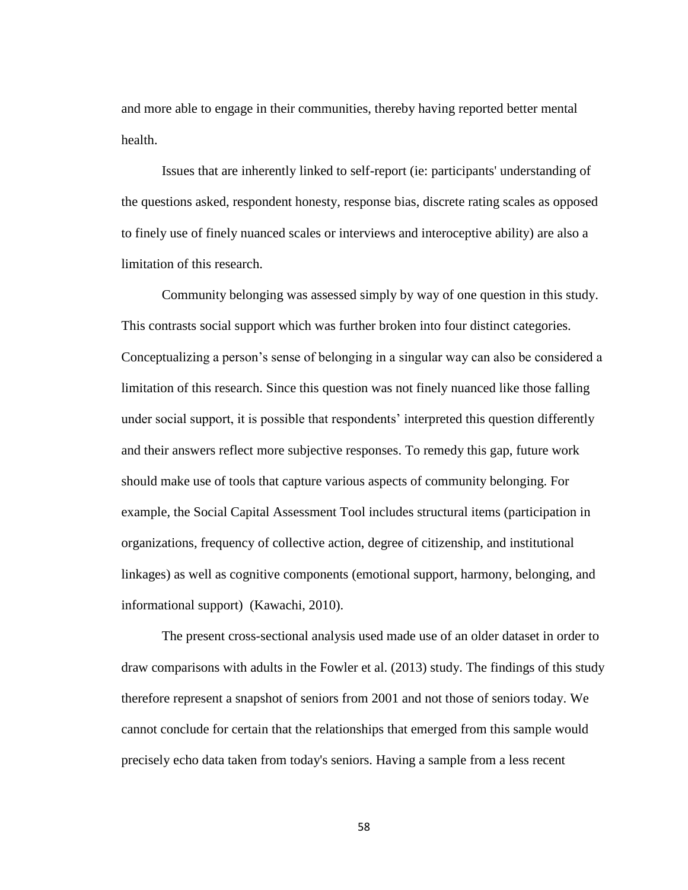and more able to engage in their communities, thereby having reported better mental health.

Issues that are inherently linked to self-report (ie: participants' understanding of the questions asked, respondent honesty, response bias, discrete rating scales as opposed to finely use of finely nuanced scales or interviews and interoceptive ability) are also a limitation of this research.

Community belonging was assessed simply by way of one question in this study. This contrasts social support which was further broken into four distinct categories. Conceptualizing a person's sense of belonging in a singular way can also be considered a limitation of this research. Since this question was not finely nuanced like those falling under social support, it is possible that respondents' interpreted this question differently and their answers reflect more subjective responses. To remedy this gap, future work should make use of tools that capture various aspects of community belonging. For example, the Social Capital Assessment Tool includes structural items (participation in organizations, frequency of collective action, degree of citizenship, and institutional linkages) as well as cognitive components (emotional support, harmony, belonging, and informational support) (Kawachi, 2010).

The present cross-sectional analysis used made use of an older dataset in order to draw comparisons with adults in the Fowler et al. (2013) study. The findings of this study therefore represent a snapshot of seniors from 2001 and not those of seniors today. We cannot conclude for certain that the relationships that emerged from this sample would precisely echo data taken from today's seniors. Having a sample from a less recent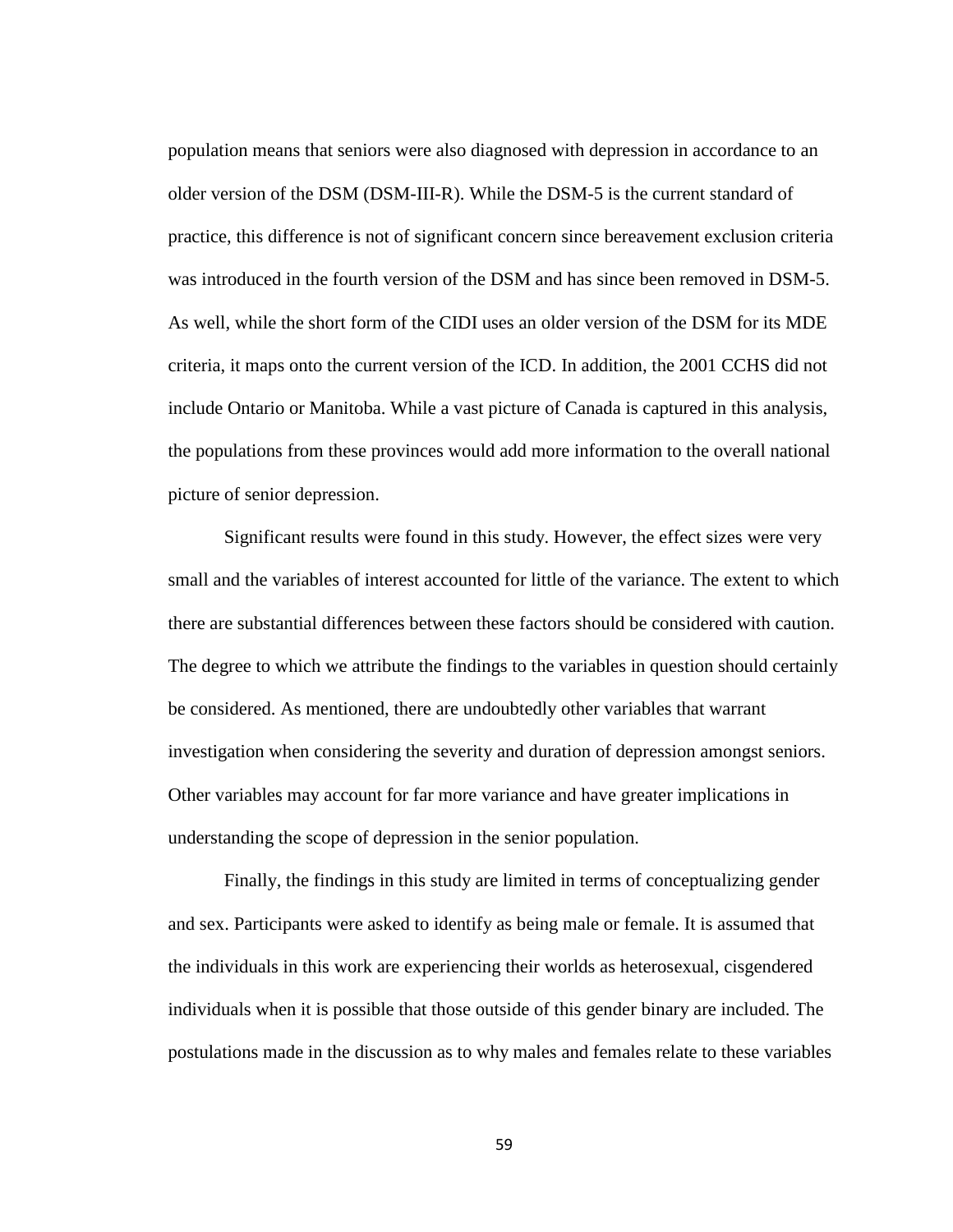population means that seniors were also diagnosed with depression in accordance to an older version of the DSM (DSM-III-R). While the DSM-5 is the current standard of practice, this difference is not of significant concern since bereavement exclusion criteria was introduced in the fourth version of the DSM and has since been removed in DSM-5. As well, while the short form of the CIDI uses an older version of the DSM for its MDE criteria, it maps onto the current version of the ICD. In addition, the 2001 CCHS did not include Ontario or Manitoba. While a vast picture of Canada is captured in this analysis, the populations from these provinces would add more information to the overall national picture of senior depression.

Significant results were found in this study. However, the effect sizes were very small and the variables of interest accounted for little of the variance. The extent to which there are substantial differences between these factors should be considered with caution. The degree to which we attribute the findings to the variables in question should certainly be considered. As mentioned, there are undoubtedly other variables that warrant investigation when considering the severity and duration of depression amongst seniors. Other variables may account for far more variance and have greater implications in understanding the scope of depression in the senior population.

Finally, the findings in this study are limited in terms of conceptualizing gender and sex. Participants were asked to identify as being male or female. It is assumed that the individuals in this work are experiencing their worlds as heterosexual, cisgendered individuals when it is possible that those outside of this gender binary are included. The postulations made in the discussion as to why males and females relate to these variables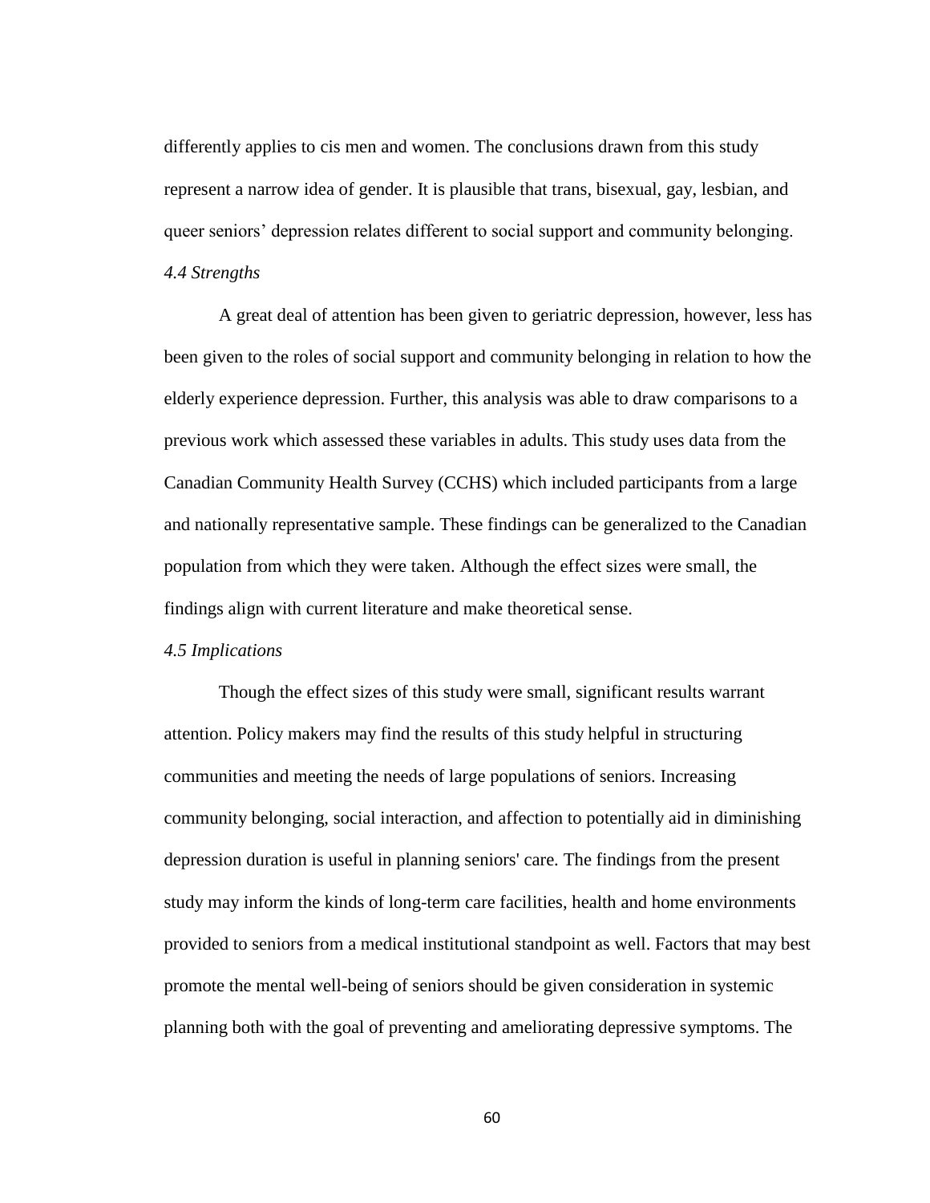differently applies to cis men and women. The conclusions drawn from this study represent a narrow idea of gender. It is plausible that trans, bisexual, gay, lesbian, and queer seniors' depression relates different to social support and community belonging.

### *4.4 Strengths*

A great deal of attention has been given to geriatric depression, however, less has been given to the roles of social support and community belonging in relation to how the elderly experience depression. Further, this analysis was able to draw comparisons to a previous work which assessed these variables in adults. This study uses data from the Canadian Community Health Survey (CCHS) which included participants from a large and nationally representative sample. These findings can be generalized to the Canadian population from which they were taken. Although the effect sizes were small, the findings align with current literature and make theoretical sense.

### *4.5 Implications*

Though the effect sizes of this study were small, significant results warrant attention. Policy makers may find the results of this study helpful in structuring communities and meeting the needs of large populations of seniors. Increasing community belonging, social interaction, and affection to potentially aid in diminishing depression duration is useful in planning seniors' care. The findings from the present study may inform the kinds of long-term care facilities, health and home environments provided to seniors from a medical institutional standpoint as well. Factors that may best promote the mental well-being of seniors should be given consideration in systemic planning both with the goal of preventing and ameliorating depressive symptoms. The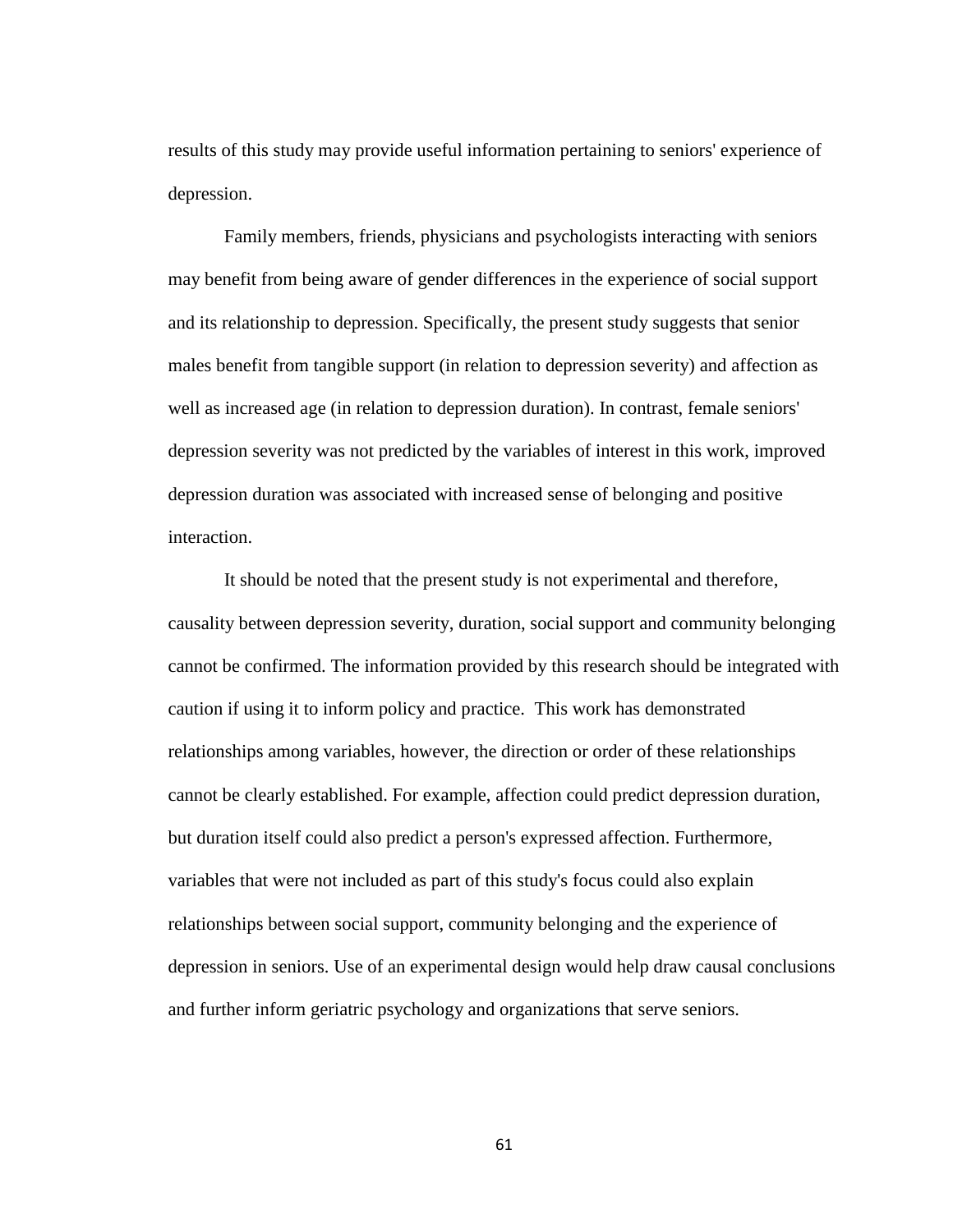results of this study may provide useful information pertaining to seniors' experience of depression.

Family members, friends, physicians and psychologists interacting with seniors may benefit from being aware of gender differences in the experience of social support and its relationship to depression. Specifically, the present study suggests that senior males benefit from tangible support (in relation to depression severity) and affection as well as increased age (in relation to depression duration). In contrast, female seniors' depression severity was not predicted by the variables of interest in this work, improved depression duration was associated with increased sense of belonging and positive interaction.

It should be noted that the present study is not experimental and therefore, causality between depression severity, duration, social support and community belonging cannot be confirmed. The information provided by this research should be integrated with caution if using it to inform policy and practice. This work has demonstrated relationships among variables, however, the direction or order of these relationships cannot be clearly established. For example, affection could predict depression duration, but duration itself could also predict a person's expressed affection. Furthermore, variables that were not included as part of this study's focus could also explain relationships between social support, community belonging and the experience of depression in seniors. Use of an experimental design would help draw causal conclusions and further inform geriatric psychology and organizations that serve seniors.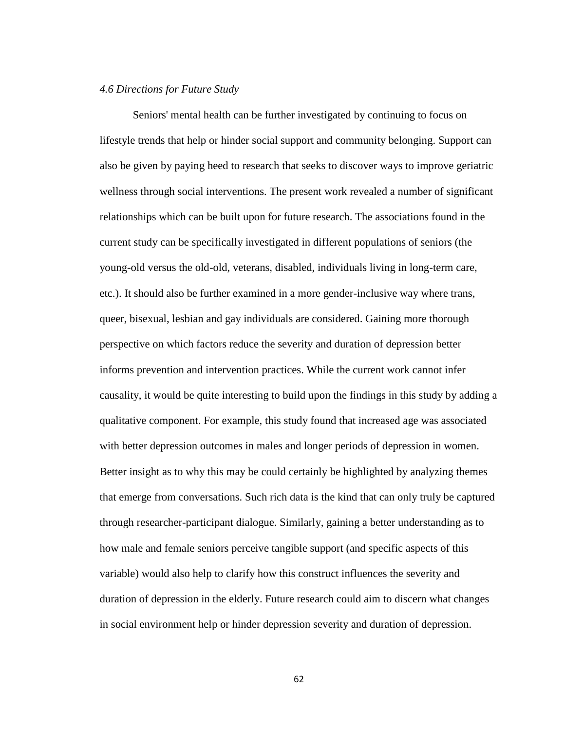*4.6 Directions for Future Study*

Seniors' mental health can be further investigated by continuing to focus on lifestyle trends that help or hinder social support and community belonging. Support can also be given by paying heed to research that seeks to discover ways to improve geriatric wellness through social interventions. The present work revealed a number of significant relationships which can be built upon for future research. The associations found in the current study can be specifically investigated in different populations of seniors (the young-old versus the old-old, veterans, disabled, individuals living in long-term care, etc.). It should also be further examined in a more gender-inclusive way where trans, queer, bisexual, lesbian and gay individuals are considered. Gaining more thorough perspective on which factors reduce the severity and duration of depression better informs prevention and intervention practices. While the current work cannot infer causality, it would be quite interesting to build upon the findings in this study by adding a qualitative component. For example, this study found that increased age was associated with better depression outcomes in males and longer periods of depression in women. Better insight as to why this may be could certainly be highlighted by analyzing themes that emerge from conversations. Such rich data is the kind that can only truly be captured through researcher-participant dialogue. Similarly, gaining a better understanding as to how male and female seniors perceive tangible support (and specific aspects of this variable) would also help to clarify how this construct influences the severity and duration of depression in the elderly. Future research could aim to discern what changes in social environment help or hinder depression severity and duration of depression.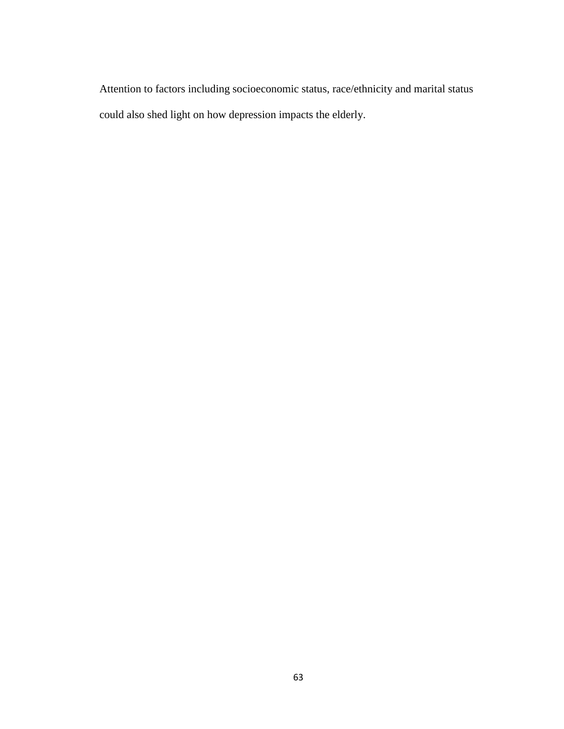Attention to factors including socioeconomic status, race/ethnicity and marital status could also shed light on how depression impacts the elderly.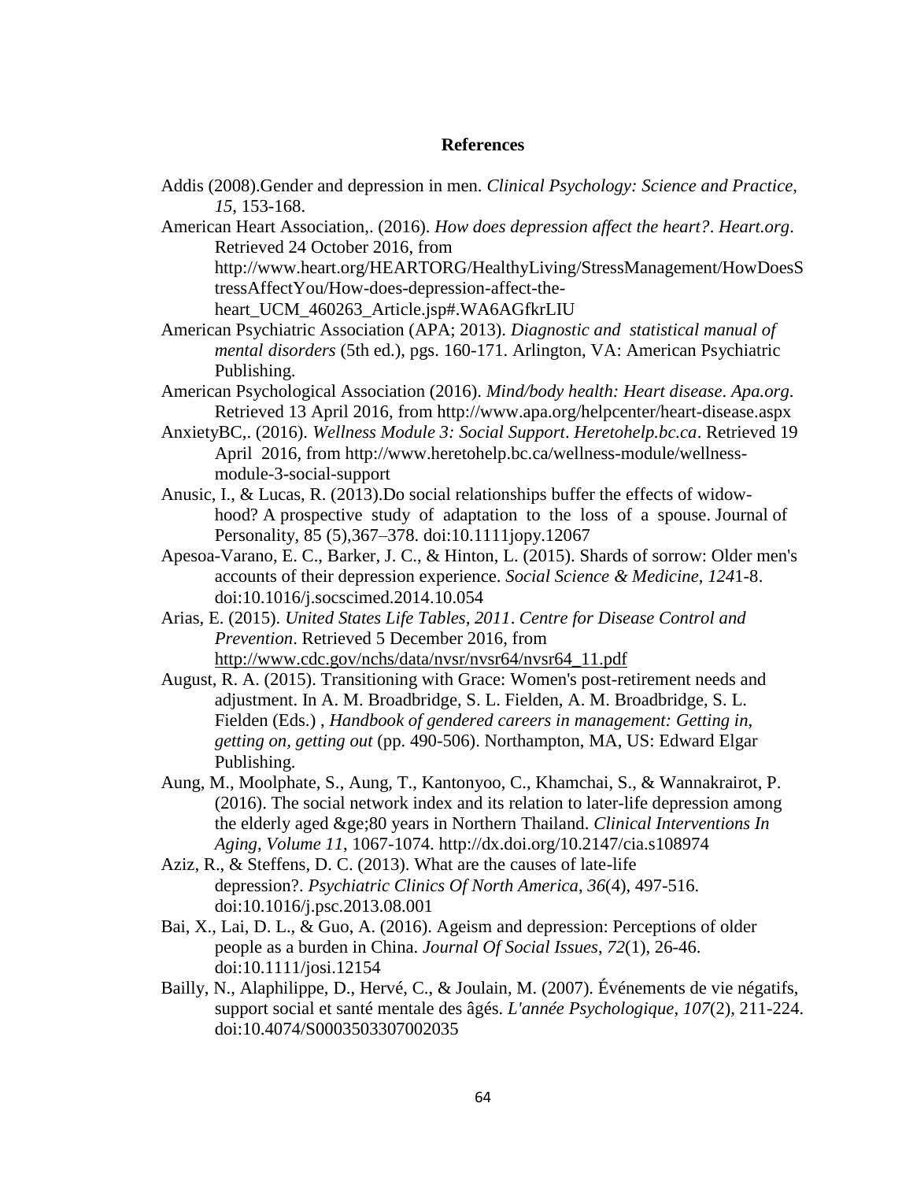**References**

Addis (2008).Gender and depression in men. *Clinical Psychology: Science and Practice*, *15*, 153-168.

American Heart Association,. (2016). *How does depression affect the heart?*. *Heart.org*. Retrieved 24 October 2016, from http://www.heart.org/HEARTORG/HealthyLiving/StressManagement/HowDoesStressAffectYou/How-does-depression-affect-the-heart_UCM_460263_Article.jsp#.WA6AGfkrLIU

American Psychiatric Association (APA; 2013). *Diagnostic and statistical manual of mental disorders* (5th ed.), pgs. 160-171. Arlington, VA: American Psychiatric Publishing.

American Psychological Association (2016). *Mind/body health: Heart disease*. *Apa.org*. Retrieved 13 April 2016, from http://www.apa.org/helpcenter/heart-disease.aspx

AnxietyBC,. (2016). *Wellness Module 3: Social Support*. *Heretohelp.bc.ca*. Retrieved 19 April 2016, from http://www.heretohelp.bc.ca/wellness-module/wellness-module-3-social-support

Anusic, I., & Lucas, R. (2013).Do social relationships buffer the effects of widow-hood? A prospective study of adaptation to the loss of a spouse. Journal of Personality, 85 (5),367–378. doi:10.1111jopy.12067

Apesoa-Varano, E. C., Barker, J. C., & Hinton, L. (2015). Shards of sorrow: Older men's accounts of their depression experience. *Social Science & Medicine*, *124*1-8. doi:10.1016/j.socscimed.2014.10.054

Arias, E. (2015). *United States Life Tables, 2011*. *Centre for Disease Control and Prevention*. Retrieved 5 December 2016, from http://www.cdc.gov/nchs/data/nvsr/nvsr64/nvsr64_11.pdf

August, R. A. (2015). Transitioning with Grace: Women's post-retirement needs and adjustment. In A. M. Broadbridge, S. L. Fielden, A. M. Broadbridge, S. L. Fielden (Eds.) , *Handbook of gendered careers in management: Getting in, getting on, getting out* (pp. 490-506). Northampton, MA, US: Edward Elgar Publishing.

Aung, M., Moolphate, S., Aung, T., Kantonyoo, C., Khamchai, S., & Wannakrairot, P. (2016). The social network index and its relation to later-life depression among the elderly aged &ge;80 years in Northern Thailand. *Clinical Interventions In Aging*, *Volume 11*, 1067-1074. http://dx.doi.org/10.2147/cia.s108974

Aziz, R., & Steffens, D. C. (2013). What are the causes of late-life depression?. *Psychiatric Clinics Of North America*, *36*(4), 497-516. doi:10.1016/j.psc.2013.08.001

Bai, X., Lai, D. L., & Guo, A. (2016). Ageism and depression: Perceptions of older people as a burden in China. *Journal Of Social Issues*, *72*(1), 26-46. doi:10.1111/josi.12154

Bailly, N., Alaphilippe, D., Hervé, C., & Joulain, M. (2007). Événements de vie négatifs, support social et santé mentale des âgés. *L'année Psychologique*, *107*(2), 211-224. doi:10.4074/S0003503307002035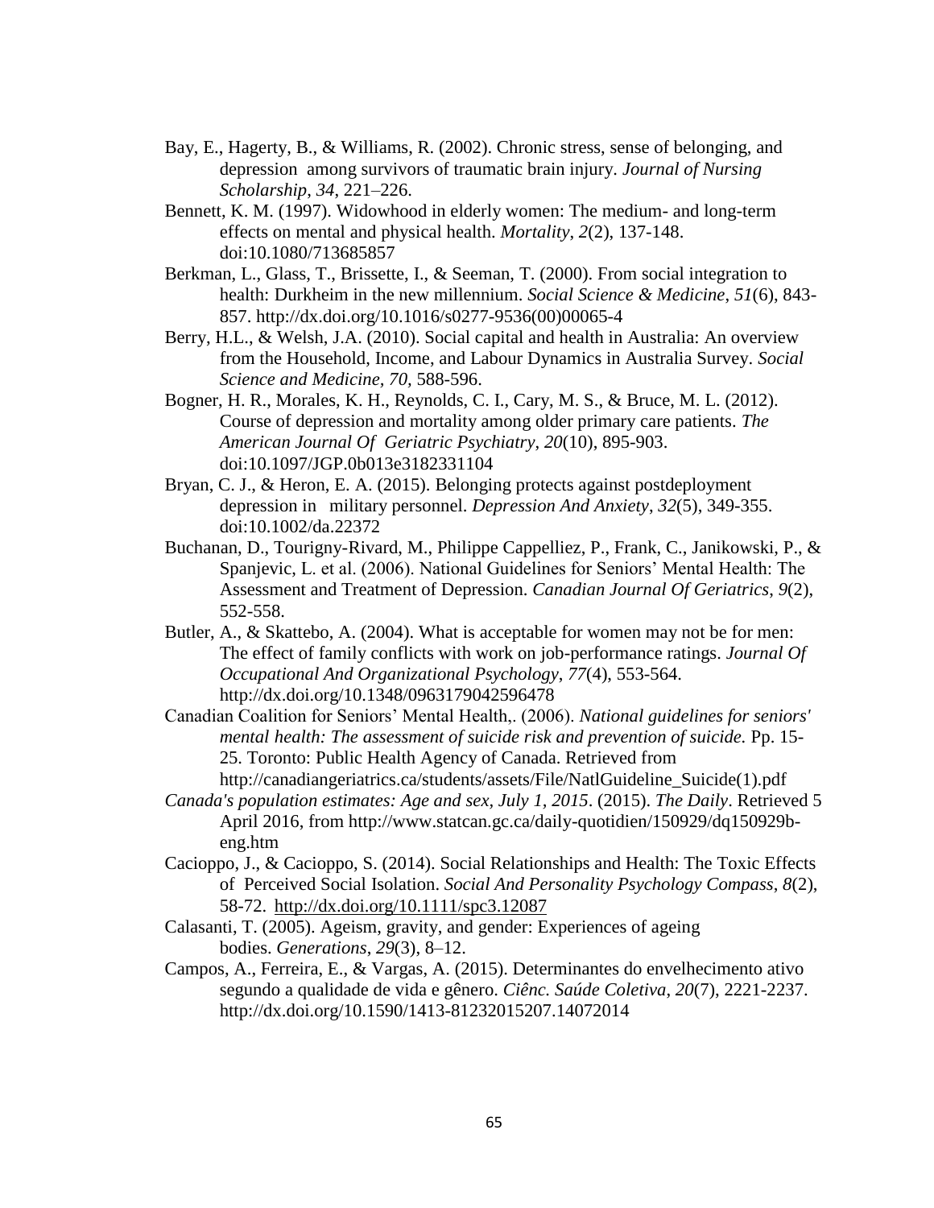Bay, E., Hagerty, B., & Williams, R. (2002). Chronic stress, sense of belonging, and depression among survivors of traumatic brain injury. *Journal of Nursing Scholarship*, *34*, 221–226.

Bennett, K. M. (1997). Widowhood in elderly women: The medium- and long-term effects on mental and physical health. *Mortality*, *2*(2), 137-148. doi:10.1080/713685857

Berkman, L., Glass, T., Brissette, I., & Seeman, T. (2000). From social integration to health: Durkheim in the new millennium. *Social Science & Medicine*, *51*(6), 843-857. http://dx.doi.org/10.1016/s0277-9536(00)00065-4

Berry, H.L., & Welsh, J.A. (2010). Social capital and health in Australia: An overview from the Household, Income, and Labour Dynamics in Australia Survey. *Social Science and Medicine*, *70*, 588-596.

Bogner, H. R., Morales, K. H., Reynolds, C. I., Cary, M. S., & Bruce, M. L. (2012). Course of depression and mortality among older primary care patients. *The American Journal Of Geriatric Psychiatry*, *20*(10), 895-903. doi:10.1097/JGP.0b013e3182331104

Bryan, C. J., & Heron, E. A. (2015). Belonging protects against postdeployment depression in military personnel. *Depression And Anxiety*, *32*(5), 349-355. doi:10.1002/da.22372

Buchanan, D., Tourigny-Rivard, M., Philippe Cappelliez, P., Frank, C., Janikowski, P., & Spanjevic, L. et al. (2006). National Guidelines for Seniors' Mental Health: The Assessment and Treatment of Depression. *Canadian Journal Of Geriatrics*, *9*(2), 552-558.

Butler, A., & Skattebo, A. (2004). What is acceptable for women may not be for men: The effect of family conflicts with work on job-performance ratings. *Journal Of Occupational And Organizational Psychology*, *77*(4), 553-564. http://dx.doi.org/10.1348/0963179042596478

Canadian Coalition for Seniors' Mental Health,. (2006). *National guidelines for seniors' mental health: The assessment of suicide risk and prevention of suicide.* Pp. 15-25. Toronto: Public Health Agency of Canada. Retrieved from http://canadiangeriatrics.ca/students/assets/File/NatlGuideline_Suicide(1).pdf

*Canada's population estimates: Age and sex, July 1, 2015*. (2015). *The Daily*. Retrieved 5 April 2016, from http://www.statcan.gc.ca/daily-quotidien/150929/dq150929b-eng.htm

Cacioppo, J., & Cacioppo, S. (2014). Social Relationships and Health: The Toxic Effects of Perceived Social Isolation. *Social And Personality Psychology Compass*, *8*(2), 58-72. http://dx.doi.org/10.1111/spc3.12087

Calasanti, T. (2005). Ageism, gravity, and gender: Experiences of ageing bodies. *Generations*, *29*(3), 8–12.

Campos, A., Ferreira, E., & Vargas, A. (2015). Determinantes do envelhecimento ativo segundo a qualidade de vida e gênero. *Ciênc. Saúde Coletiva*, *20*(7), 2221-2237. http://dx.doi.org/10.1590/1413-81232015207.14072014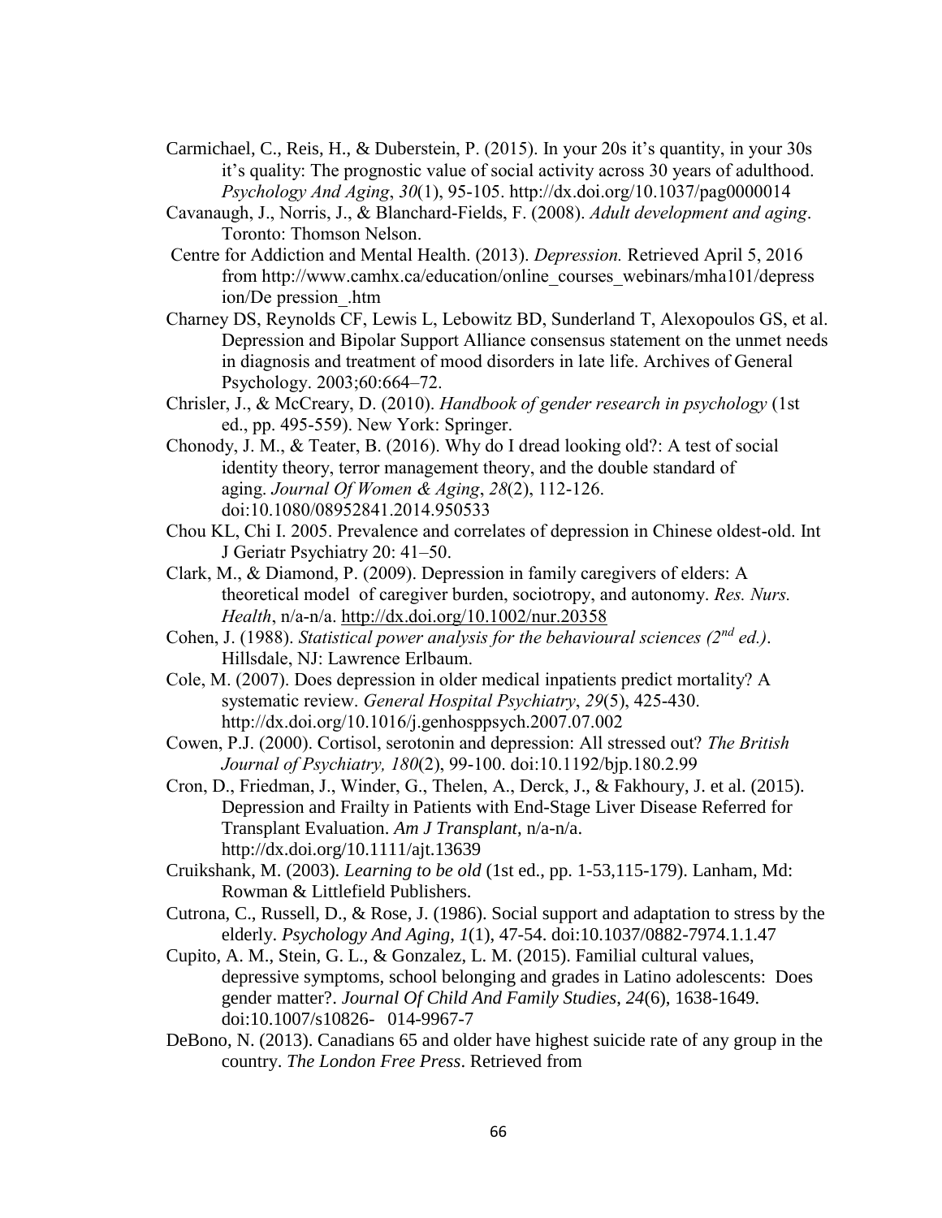Carmichael, C., Reis, H., & Duberstein, P. (2015). In your 20s it's quantity, in your 30s it's quality: The prognostic value of social activity across 30 years of adulthood. *Psychology And Aging*, *30*(1), 95-105. http://dx.doi.org/10.1037/pag0000014

Cavanaugh, J., Norris, J., & Blanchard-Fields, F. (2008). *Adult development and aging*. Toronto: Thomson Nelson.

Centre for Addiction and Mental Health. (2013). *Depression.* Retrieved April 5, 2016 from http://www.camhx.ca/education/online_courses_webinars/mha101/depression/De pression_.htm

Charney DS, Reynolds CF, Lewis L, Lebowitz BD, Sunderland T, Alexopoulos GS, et al. Depression and Bipolar Support Alliance consensus statement on the unmet needs in diagnosis and treatment of mood disorders in late life. Archives of General Psychology. 2003;60:664–72.

Chrisler, J., & McCreary, D. (2010). *Handbook of gender research in psychology* (1st ed., pp. 495-559). New York: Springer.

Chonody, J. M., & Teater, B. (2016). Why do I dread looking old?: A test of social identity theory, terror management theory, and the double standard of aging. *Journal Of Women & Aging*, *28*(2), 112-126. doi:10.1080/08952841.2014.950533

Chou KL, Chi I. 2005. Prevalence and correlates of depression in Chinese oldest-old. Int J Geriatr Psychiatry 20: 41–50.

Clark, M., & Diamond, P. (2009). Depression in family caregivers of elders: A theoretical model of caregiver burden, sociotropy, and autonomy. *Res. Nurs. Health*, n/a-n/a. http://dx.doi.org/10.1002/nur.20358

Cohen, J. (1988). *Statistical power analysis for the behavioural sciences (2nd ed.)*. Hillsdale, NJ: Lawrence Erlbaum.

Cole, M. (2007). Does depression in older medical inpatients predict mortality? A systematic review. *General Hospital Psychiatry*, *29*(5), 425-430. http://dx.doi.org/10.1016/j.genhosppsych.2007.07.002

Cowen, P.J. (2000). Cortisol, serotonin and depression: All stressed out? *The British Journal of Psychiatry, 180*(2), 99-100. doi:10.1192/bjp.180.2.99

Cron, D., Friedman, J., Winder, G., Thelen, A., Derck, J., & Fakhoury, J. et al. (2015). Depression and Frailty in Patients with End-Stage Liver Disease Referred for Transplant Evaluation. *Am J Transplant*, n/a-n/a. http://dx.doi.org/10.1111/ajt.13639

Cruikshank, M. (2003). *Learning to be old* (1st ed., pp. 1-53,115-179). Lanham, Md: Rowman & Littlefield Publishers.

Cutrona, C., Russell, D., & Rose, J. (1986). Social support and adaptation to stress by the elderly. *Psychology And Aging*, *1*(1), 47-54. doi:10.1037/0882-7974.1.1.47

Cupito, A. M., Stein, G. L., & Gonzalez, L. M. (2015). Familial cultural values, depressive symptoms, school belonging and grades in Latino adolescents: Does gender matter?. *Journal Of Child And Family Studies*, *24*(6), 1638-1649. doi:10.1007/s10826- 014-9967-7

DeBono, N. (2013). Canadians 65 and older have highest suicide rate of any group in the country. *The London Free Press*. Retrieved from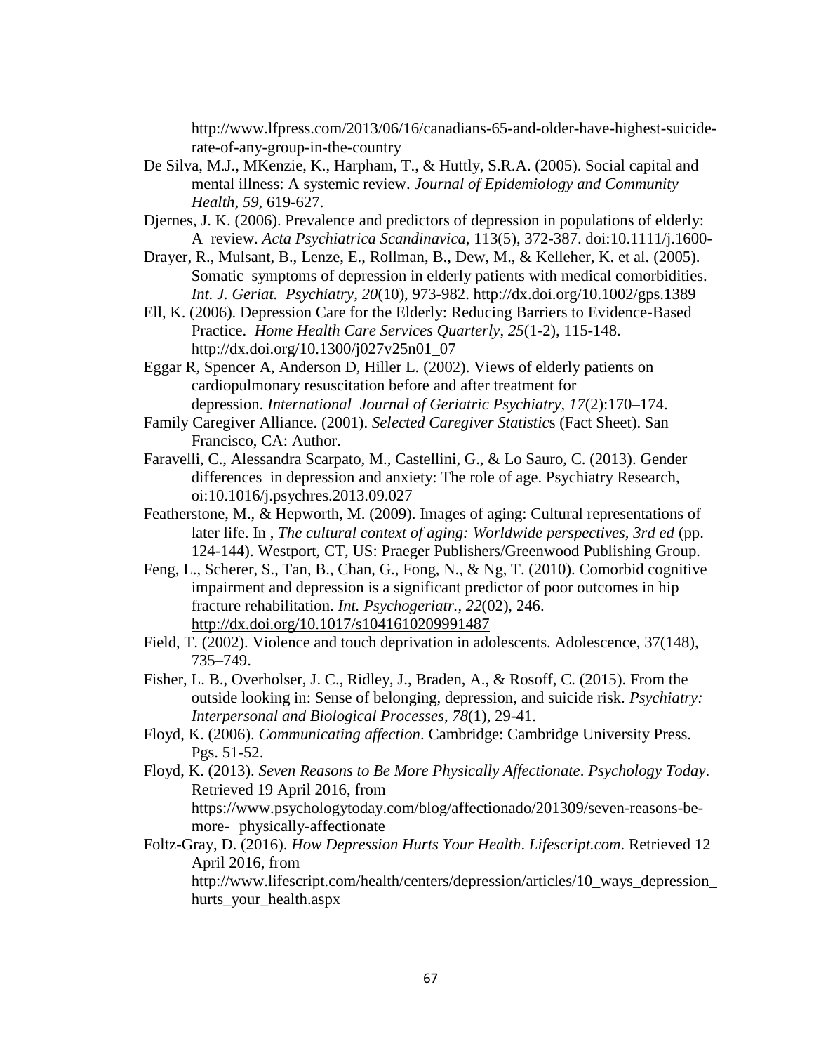http://www.lfpress.com/2013/06/16/canadians-65-and-older-have-highest-suicide-rate-of-any-group-in-the-country

De Silva, M.J., MKenzie, K., Harpham, T., & Huttly, S.R.A. (2005). Social capital and mental illness: A systemic review. *Journal of Epidemiology and Community Health, 59*, 619-627.

Djernes, J. K. (2006). Prevalence and predictors of depression in populations of elderly: A review. *Acta Psychiatrica Scandinavica*, 113(5), 372-387. doi:10.1111/j.1600-

Drayer, R., Mulsant, B., Lenze, E., Rollman, B., Dew, M., & Kelleher, K. et al. (2005). Somatic symptoms of depression in elderly patients with medical comorbidities. *Int. J. Geriat. Psychiatry*, *20*(10), 973-982. http://dx.doi.org/10.1002/gps.1389

Ell, K. (2006). Depression Care for the Elderly: Reducing Barriers to Evidence-Based Practice. *Home Health Care Services Quarterly*, *25*(1-2), 115-148. http://dx.doi.org/10.1300/j027v25n01_07

Eggar R, Spencer A, Anderson D, Hiller L. (2002). Views of elderly patients on cardiopulmonary resuscitation before and after treatment for depression. *International Journal of Geriatric Psychiatry*, *17*(2):170–174.

Family Caregiver Alliance. (2001). *Selected Caregiver Statistic*s (Fact Sheet). San Francisco, CA: Author.

Faravelli, C., Alessandra Scarpato, M., Castellini, G., & Lo Sauro, C. (2013). Gender differences in depression and anxiety: The role of age. Psychiatry Research, oi:10.1016/j.psychres.2013.09.027

Featherstone, M., & Hepworth, M. (2009). Images of aging: Cultural representations of later life. In , *The cultural context of aging: Worldwide perspectives, 3rd ed* (pp. 124-144). Westport, CT, US: Praeger Publishers/Greenwood Publishing Group.

Feng, L., Scherer, S., Tan, B., Chan, G., Fong, N., & Ng, T. (2010). Comorbid cognitive impairment and depression is a significant predictor of poor outcomes in hip fracture rehabilitation. *Int. Psychogeriatr.*, *22*(02), 246. http://dx.doi.org/10.1017/s1041610209991487

Field, T. (2002). Violence and touch deprivation in adolescents. Adolescence, 37(148), 735–749.

Fisher, L. B., Overholser, J. C., Ridley, J., Braden, A., & Rosoff, C. (2015). From the outside looking in: Sense of belonging, depression, and suicide risk. *Psychiatry: Interpersonal and Biological Processes*, *78*(1), 29-41.

Floyd, K. (2006). *Communicating affection*. Cambridge: Cambridge University Press. Pgs. 51-52.

Floyd, K. (2013). *Seven Reasons to Be More Physically Affectionate*. *Psychology Today*. Retrieved 19 April 2016, from https://www.psychologytoday.com/blog/affectionado/201309/seven-reasons-be-more- physically-affectionate

Foltz-Gray, D. (2016). *How Depression Hurts Your Health*. *Lifescript.com*. Retrieved 12 April 2016, from http://www.lifescript.com/health/centers/depression/articles/10_ways_depression_hurts_your_health.aspx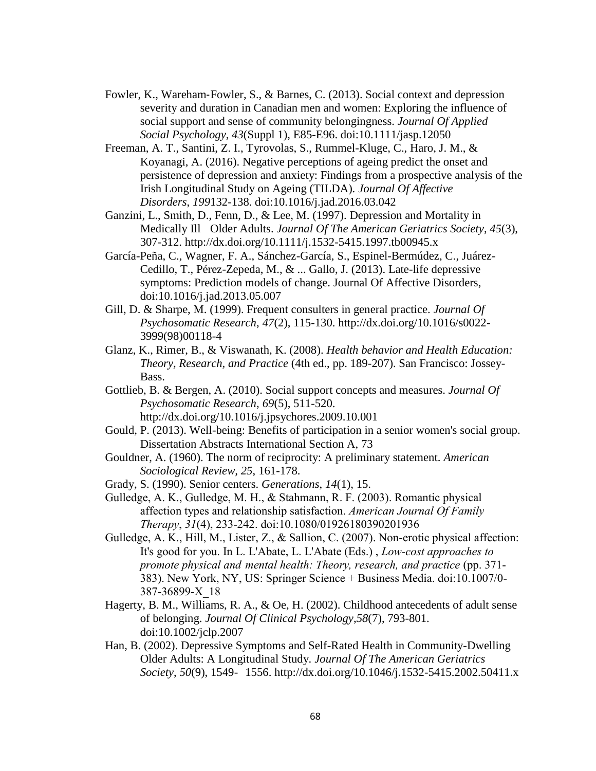Fowler, K., Wareham-Fowler, S., & Barnes, C. (2013). Social context and depression severity and duration in Canadian men and women: Exploring the influence of social support and sense of community belongingness. *Journal Of Applied Social Psychology*, *43*(Suppl 1), E85-E96. doi:10.1111/jasp.12050

Freeman, A. T., Santini, Z. I., Tyrovolas, S., Rummel-Kluge, C., Haro, J. M., & Koyanagi, A. (2016). Negative perceptions of ageing predict the onset and persistence of depression and anxiety: Findings from a prospective analysis of the Irish Longitudinal Study on Ageing (TILDA). *Journal Of Affective Disorders*, *199*132-138. doi:10.1016/j.jad.2016.03.042

Ganzini, L., Smith, D., Fenn, D., & Lee, M. (1997). Depression and Mortality in Medically Ill Older Adults. *Journal Of The American Geriatrics Society*, *45*(3), 307-312. http://dx.doi.org/10.1111/j.1532-5415.1997.tb00945.x

García-Peña, C., Wagner, F. A., Sánchez-García, S., Espinel-Bermúdez, C., Juárez-Cedillo, T., Pérez-Zepeda, M., & ... Gallo, J. (2013). Late-life depressive symptoms: Prediction models of change. Journal Of Affective Disorders, doi:10.1016/j.jad.2013.05.007

Gill, D. & Sharpe, M. (1999). Frequent consulters in general practice. *Journal Of Psychosomatic Research*, *47*(2), 115-130. http://dx.doi.org/10.1016/s0022-3999(98)00118-4

Glanz, K., Rimer, B., & Viswanath, K. (2008). *Health behavior and Health Education: Theory, Research, and Practice* (4th ed., pp. 189-207). San Francisco: Jossey-Bass.

Gottlieb, B. & Bergen, A. (2010). Social support concepts and measures. *Journal Of Psychosomatic Research*, *69*(5), 511-520. http://dx.doi.org/10.1016/j.jpsychores.2009.10.001

Gould, P. (2013). Well-being: Benefits of participation in a senior women's social group. Dissertation Abstracts International Section A, 73

Gouldner, A. (1960). The norm of reciprocity: A preliminary statement. *American Sociological Review*, *25*, 161-178.

Grady, S. (1990). Senior centers. *Generations*, *14*(1), 15.

Gulledge, A. K., Gulledge, M. H., & Stahmann, R. F. (2003). Romantic physical affection types and relationship satisfaction. *American Journal Of Family Therapy*, *31*(4), 233-242. doi:10.1080/01926180390201936

Gulledge, A. K., Hill, M., Lister, Z., & Sallion, C. (2007). Non-erotic physical affection: It's good for you. In L. L'Abate, L. L'Abate (Eds.) , *Low-cost approaches to promote physical and mental health: Theory, research, and practice* (pp. 371-383). New York, NY, US: Springer Science + Business Media. doi:10.1007/0-387-36899-X_18

Hagerty, B. M., Williams, R. A., & Oe, H. (2002). Childhood antecedents of adult sense of belonging. *Journal Of Clinical Psychology*,*58*(7), 793-801. doi:10.1002/jclp.2007

Han, B. (2002). Depressive Symptoms and Self-Rated Health in Community-Dwelling Older Adults: A Longitudinal Study. *Journal Of The American Geriatrics Society*, *50*(9), 1549- 1556. http://dx.doi.org/10.1046/j.1532-5415.2002.50411.x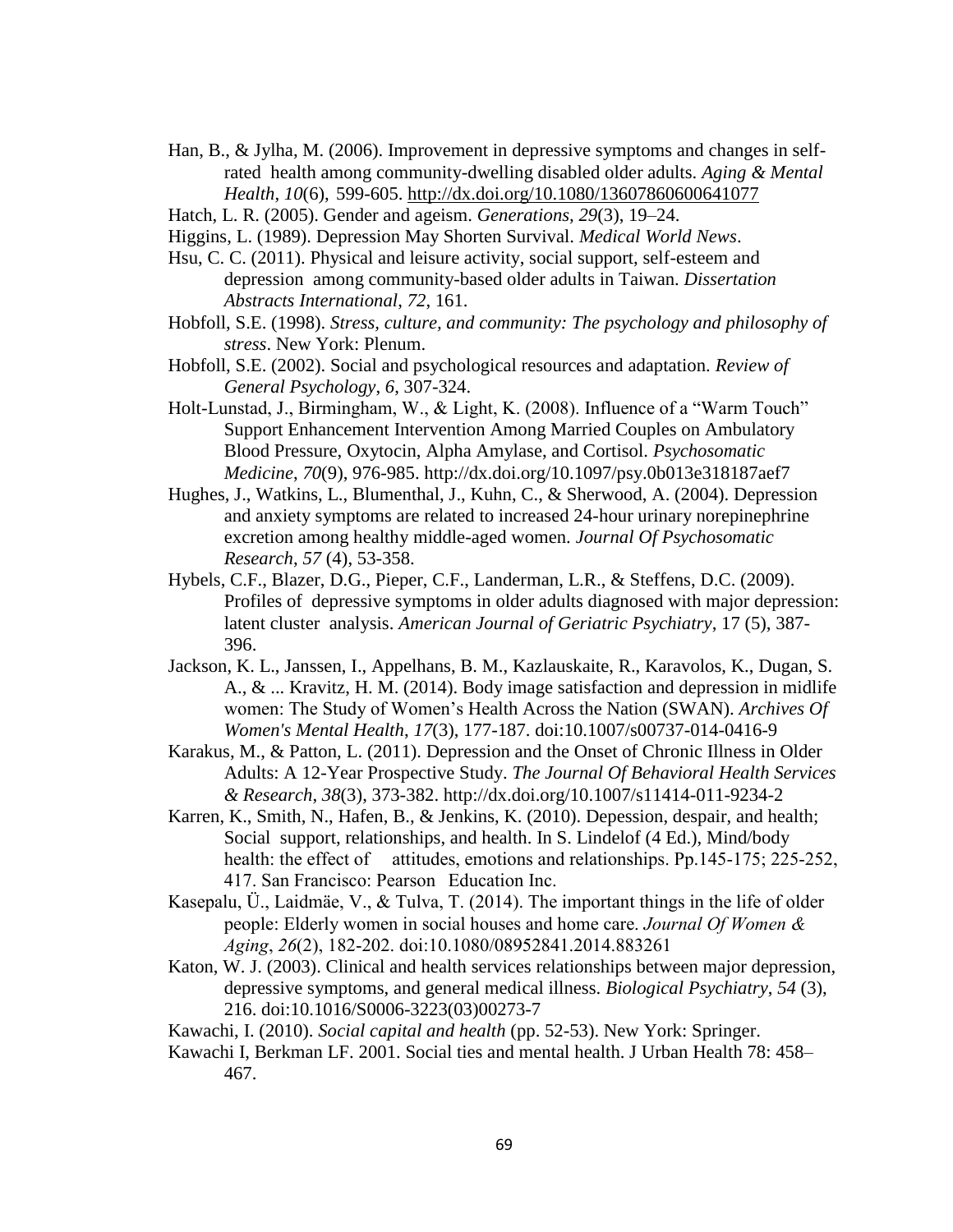Han, B., & Jylha, M. (2006). Improvement in depressive symptoms and changes in self-rated health among community-dwelling disabled older adults. *Aging & Mental Health*, *10*(6), 599-605. http://dx.doi.org/10.1080/13607860600641077

Hatch, L. R. (2005). Gender and ageism. *Generations, 29*(3), 19–24.

Higgins, L. (1989). Depression May Shorten Survival. *Medical World News*.

Hsu, C. C. (2011). Physical and leisure activity, social support, self-esteem and depression among community-based older adults in Taiwan. *Dissertation Abstracts International*, *72*, 161.

Hobfoll, S.E. (1998). *Stress, culture, and community: The psychology and philosophy of stress*. New York: Plenum.

Hobfoll, S.E. (2002). Social and psychological resources and adaptation. *Review of General Psychology*, *6*, 307-324.

Holt-Lunstad, J., Birmingham, W., & Light, K. (2008). Influence of a "Warm Touch" Support Enhancement Intervention Among Married Couples on Ambulatory Blood Pressure, Oxytocin, Alpha Amylase, and Cortisol. *Psychosomatic Medicine*, *70*(9), 976-985. http://dx.doi.org/10.1097/psy.0b013e318187aef7

Hughes, J., Watkins, L., Blumenthal, J., Kuhn, C., & Sherwood, A. (2004). Depression and anxiety symptoms are related to increased 24-hour urinary norepinephrine excretion among healthy middle-aged women. *Journal Of Psychosomatic Research*, *57* (4), 53-358.

Hybels, C.F., Blazer, D.G., Pieper, C.F., Landerman, L.R., & Steffens, D.C. (2009). Profiles of depressive symptoms in older adults diagnosed with major depression: latent cluster analysis. *American Journal of Geriatric Psychiatry*, 17 (5), 387-396.

Jackson, K. L., Janssen, I., Appelhans, B. M., Kazlauskaite, R., Karavolos, K., Dugan, S. A., & ... Kravitz, H. M. (2014). Body image satisfaction and depression in midlife women: The Study of Women's Health Across the Nation (SWAN). *Archives Of Women's Mental Health*, *17*(3), 177-187. doi:10.1007/s00737-014-0416-9

Karakus, M., & Patton, L. (2011). Depression and the Onset of Chronic Illness in Older Adults: A 12-Year Prospective Study. *The Journal Of Behavioral Health Services & Research*, *38*(3), 373-382. http://dx.doi.org/10.1007/s11414-011-9234-2

Karren, K., Smith, N., Hafen, B., & Jenkins, K. (2010). Depession, despair, and health; Social support, relationships, and health. In S. Lindelof (4 Ed.), Mind/body health: the effect of attitudes, emotions and relationships. Pp.145-175; 225-252, 417. San Francisco: Pearson Education Inc.

Kasepalu, Ü., Laidmäe, V., & Tulva, T. (2014). The important things in the life of older people: Elderly women in social houses and home care. *Journal Of Women & Aging*, *26*(2), 182-202. doi:10.1080/08952841.2014.883261

Katon, W. J. (2003). Clinical and health services relationships between major depression, depressive symptoms, and general medical illness. *Biological Psychiatry*, *54* (3), 216. doi:10.1016/S0006-3223(03)00273-7

Kawachi, I. (2010). *Social capital and health* (pp. 52-53). New York: Springer.

Kawachi I, Berkman LF. 2001. Social ties and mental health. J Urban Health 78: 458–467.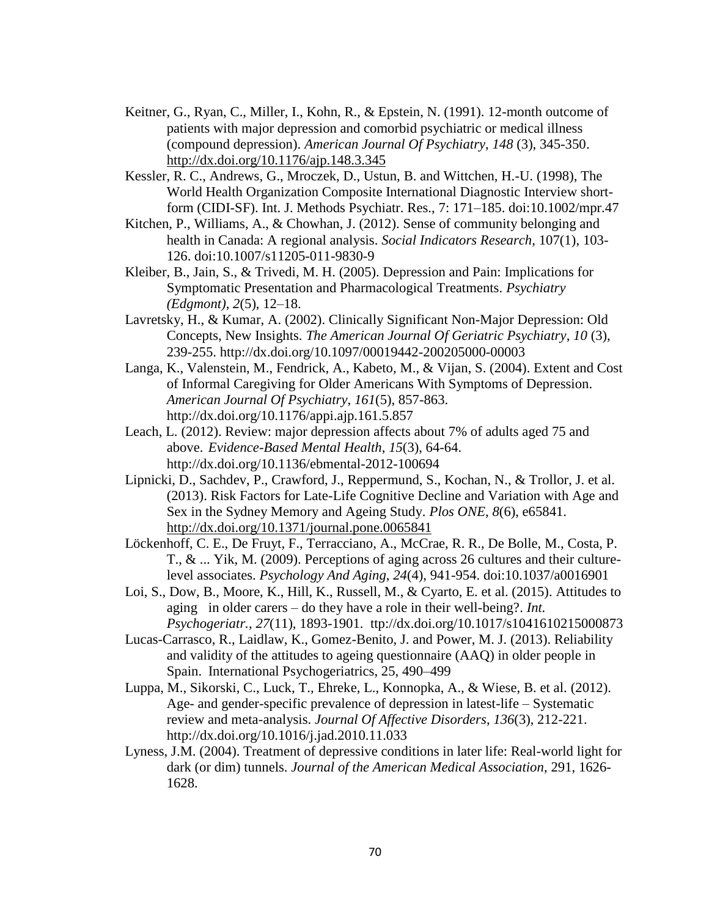Keitner, G., Ryan, C., Miller, I., Kohn, R., & Epstein, N. (1991). 12-month outcome of patients with major depression and comorbid psychiatric or medical illness (compound depression). *American Journal Of Psychiatry*, *148* (3), 345-350. http://dx.doi.org/10.1176/ajp.148.3.345

Kessler, R. C., Andrews, G., Mroczek, D., Ustun, B. and Wittchen, H.-U. (1998), The World Health Organization Composite International Diagnostic Interview short-form (CIDI-SF). Int. J. Methods Psychiatr. Res., 7: 171–185. doi:10.1002/mpr.47

Kitchen, P., Williams, A., & Chowhan, J. (2012). Sense of community belonging and health in Canada: A regional analysis. *Social Indicators Research,* 107(1), 103-126. doi:10.1007/s11205-011-9830-9

Kleiber, B., Jain, S., & Trivedi, M. H. (2005). Depression and Pain: Implications for Symptomatic Presentation and Pharmacological Treatments. *Psychiatry (Edgmont)*, *2*(5), 12–18.

Lavretsky, H., & Kumar, A. (2002). Clinically Significant Non-Major Depression: Old Concepts, New Insights. *The American Journal Of Geriatric Psychiatry*, *10* (3), 239-255. http://dx.doi.org/10.1097/00019442-200205000-00003

Langa, K., Valenstein, M., Fendrick, A., Kabeto, M., & Vijan, S. (2004). Extent and Cost of Informal Caregiving for Older Americans With Symptoms of Depression. *American Journal Of Psychiatry*, *161*(5), 857-863. http://dx.doi.org/10.1176/appi.ajp.161.5.857

Leach, L. (2012). Review: major depression affects about 7% of adults aged 75 and above. *Evidence-Based Mental Health*, *15*(3), 64-64. http://dx.doi.org/10.1136/ebmental-2012-100694

Lipnicki, D., Sachdev, P., Crawford, J., Reppermund, S., Kochan, N., & Trollor, J. et al. (2013). Risk Factors for Late-Life Cognitive Decline and Variation with Age and Sex in the Sydney Memory and Ageing Study. *Plos ONE*, *8*(6), e65841. http://dx.doi.org/10.1371/journal.pone.0065841

Löckenhoff, C. E., De Fruyt, F., Terracciano, A., McCrae, R. R., De Bolle, M., Costa, P. T., & ... Yik, M. (2009). Perceptions of aging across 26 cultures and their culture-level associates. *Psychology And Aging*, *24*(4), 941-954. doi:10.1037/a0016901

Loi, S., Dow, B., Moore, K., Hill, K., Russell, M., & Cyarto, E. et al. (2015). Attitudes to aging in older carers – do they have a role in their well-being?. *Int. Psychogeriatr.*, *27*(11), 1893-1901. ttp://dx.doi.org/10.1017/s1041610215000873

Lucas-Carrasco, R., Laidlaw, K., Gomez-Benito, J. and Power, M. J. (2013). Reliability and validity of the attitudes to ageing questionnaire (AAQ) in older people in Spain. International Psychogeriatrics, 25, 490–499

Luppa, M., Sikorski, C., Luck, T., Ehreke, L., Konnopka, A., & Wiese, B. et al. (2012). Age- and gender-specific prevalence of depression in latest-life – Systematic review and meta-analysis. *Journal Of Affective Disorders*, *136*(3), 212-221. http://dx.doi.org/10.1016/j.jad.2010.11.033

Lyness, J.M. (2004). Treatment of depressive conditions in later life: Real-world light for dark (or dim) tunnels. *Journal of the American Medical Association*, 291, 1626-1628.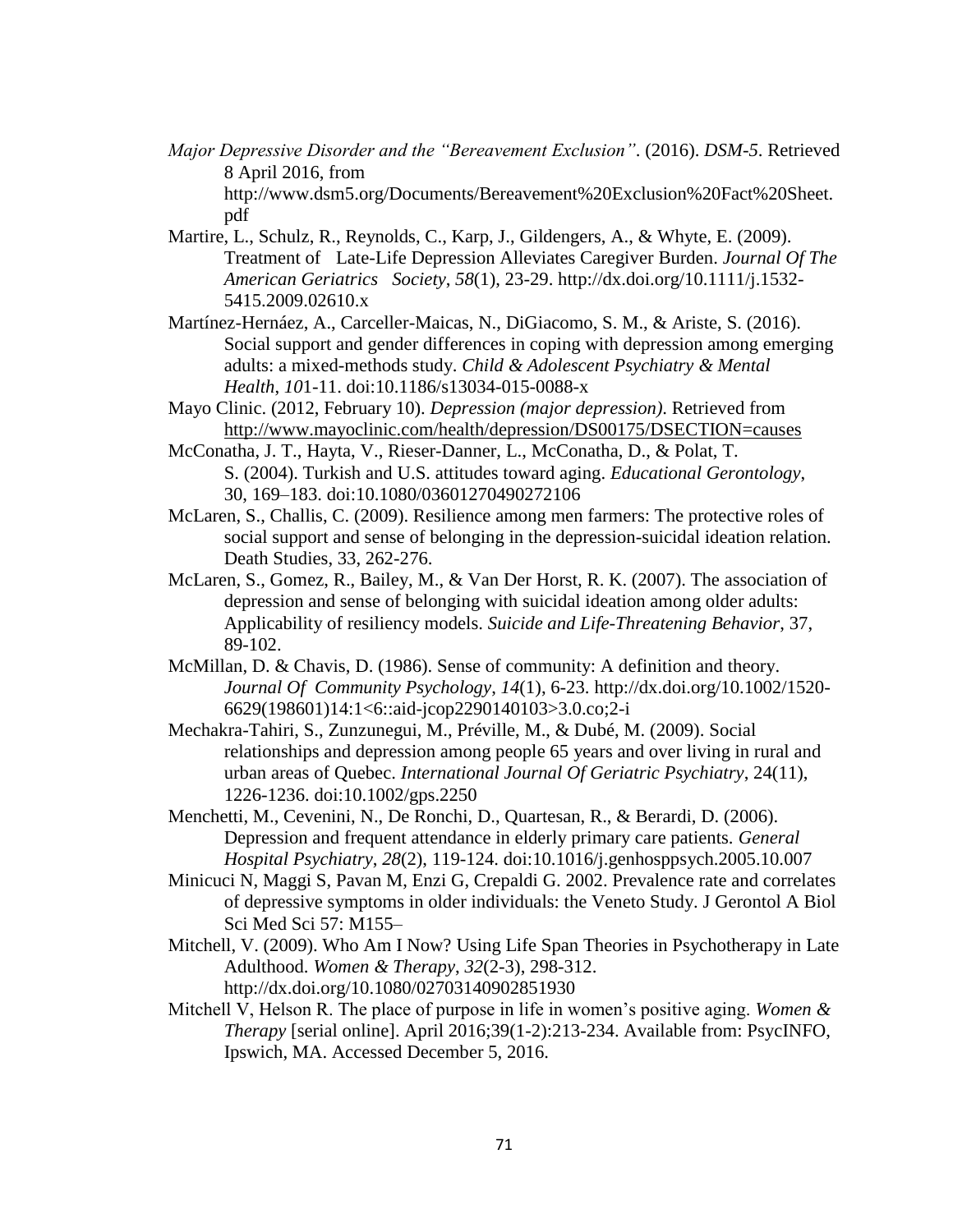*Major Depressive Disorder and the "Bereavement Exclusion"*. (2016). *DSM-5*. Retrieved 8 April 2016, from http://www.dsm5.org/Documents/Bereavement%20Exclusion%20Fact%20Sheet.pdf

Martire, L., Schulz, R., Reynolds, C., Karp, J., Gildengers, A., & Whyte, E. (2009). Treatment of Late-Life Depression Alleviates Caregiver Burden. *Journal Of The American Geriatrics Society*, *58*(1), 23-29. http://dx.doi.org/10.1111/j.1532-5415.2009.02610.x

Martínez-Hernáez, A., Carceller-Maicas, N., DiGiacomo, S. M., & Ariste, S. (2016). Social support and gender differences in coping with depression among emerging adults: a mixed-methods study. *Child & Adolescent Psychiatry & Mental Health*, *10*1-11. doi:10.1186/s13034-015-0088-x

Mayo Clinic. (2012, February 10). *Depression (major depression)*. Retrieved from http://www.mayoclinic.com/health/depression/DS00175/DSECTION=causes

McConatha, J. T., Hayta, V., Rieser-Danner, L., McConatha, D., & Polat, T. S. (2004). Turkish and U.S. attitudes toward aging. *Educational Gerontology*, 30, 169–183. doi:10.1080/03601270490272106

McLaren, S., Challis, C. (2009). Resilience among men farmers: The protective roles of social support and sense of belonging in the depression-suicidal ideation relation. Death Studies, 33, 262-276.

McLaren, S., Gomez, R., Bailey, M., & Van Der Horst, R. K. (2007). The association of depression and sense of belonging with suicidal ideation among older adults: Applicability of resiliency models. *Suicide and Life-Threatening Behavior*, 37, 89-102.

McMillan, D. & Chavis, D. (1986). Sense of community: A definition and theory. *Journal Of Community Psychology*, *14*(1), 6-23. http://dx.doi.org/10.1002/1520-6629(198601)14:1<6::aid-jcop2290140103>3.0.co;2-i

Mechakra-Tahiri, S., Zunzunegui, M., Préville, M., & Dubé, M. (2009). Social relationships and depression among people 65 years and over living in rural and urban areas of Quebec. *International Journal Of Geriatric Psychiatry*, 24(11), 1226-1236. doi:10.1002/gps.2250

Menchetti, M., Cevenini, N., De Ronchi, D., Quartesan, R., & Berardi, D. (2006). Depression and frequent attendance in elderly primary care patients. *General Hospital Psychiatry*, *28*(2), 119-124. doi:10.1016/j.genhosppsych.2005.10.007

Minicuci N, Maggi S, Pavan M, Enzi G, Crepaldi G. 2002. Prevalence rate and correlates of depressive symptoms in older individuals: the Veneto Study. J Gerontol A Biol Sci Med Sci 57: M155–

Mitchell, V. (2009). Who Am I Now? Using Life Span Theories in Psychotherapy in Late Adulthood. *Women & Therapy*, *32*(2-3), 298-312. http://dx.doi.org/10.1080/02703140902851930

Mitchell V, Helson R. The place of purpose in life in women's positive aging. *Women & Therapy* [serial online]. April 2016;39(1-2):213-234. Available from: PsycINFO, Ipswich, MA. Accessed December 5, 2016.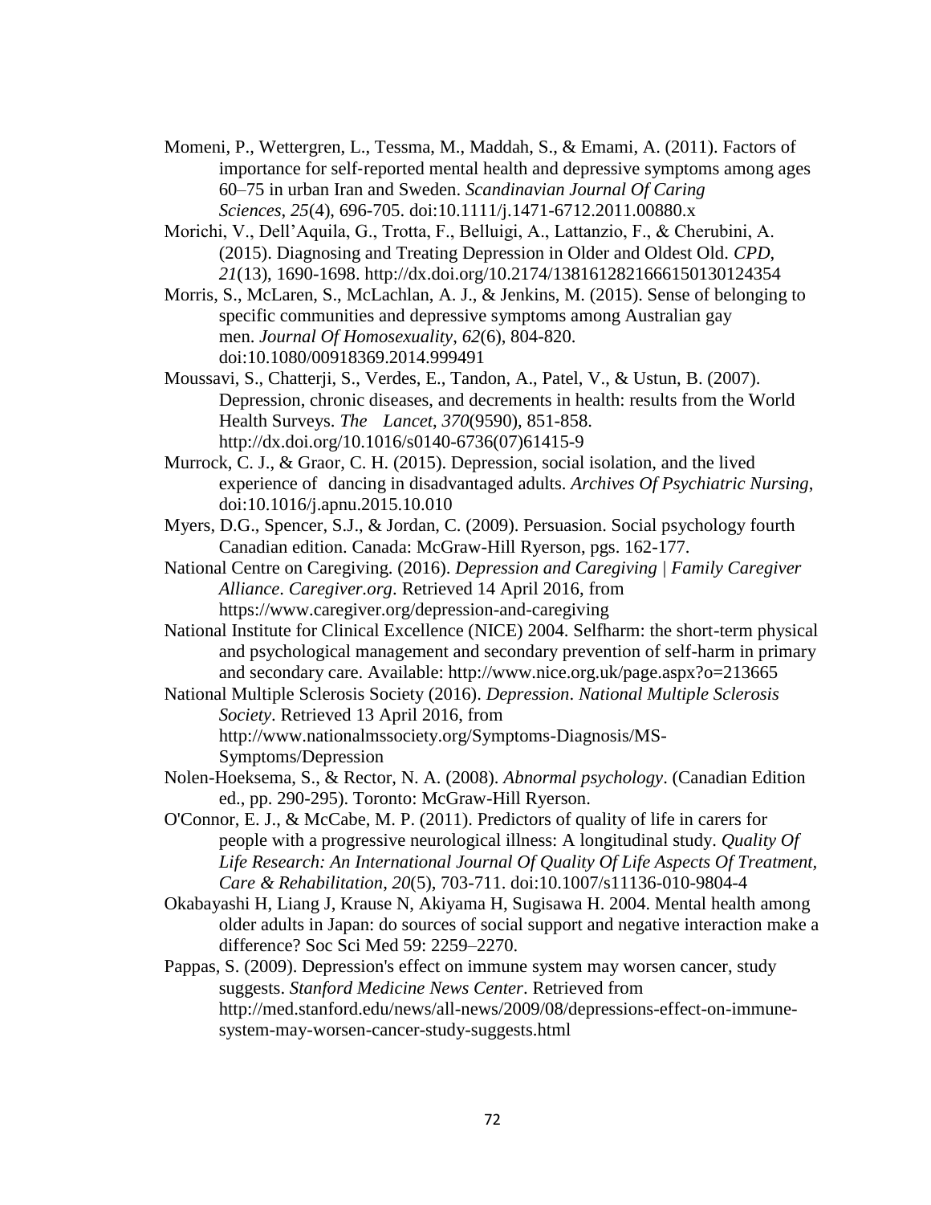Momeni, P., Wettergren, L., Tessma, M., Maddah, S., & Emami, A. (2011). Factors of importance for self-reported mental health and depressive symptoms among ages 60–75 in urban Iran and Sweden. *Scandinavian Journal Of Caring Sciences*, *25*(4), 696-705. doi:10.1111/j.1471-6712.2011.00880.x

Morichi, V., Dell'Aquila, G., Trotta, F., Belluigi, A., Lattanzio, F., & Cherubini, A. (2015). Diagnosing and Treating Depression in Older and Oldest Old. *CPD*, *21*(13), 1690-1698. http://dx.doi.org/10.2174/1381612821666150130124354

Morris, S., McLaren, S., McLachlan, A. J., & Jenkins, M. (2015). Sense of belonging to specific communities and depressive symptoms among Australian gay men. *Journal Of Homosexuality*, *62*(6), 804-820. doi:10.1080/00918369.2014.999491

Moussavi, S., Chatterji, S., Verdes, E., Tandon, A., Patel, V., & Ustun, B. (2007). Depression, chronic diseases, and decrements in health: results from the World Health Surveys. *The Lancet*, *370*(9590), 851-858. http://dx.doi.org/10.1016/s0140-6736(07)61415-9

Murrock, C. J., & Graor, C. H. (2015). Depression, social isolation, and the lived experience of dancing in disadvantaged adults. *Archives Of Psychiatric Nursing*, doi:10.1016/j.apnu.2015.10.010

Myers, D.G., Spencer, S.J., & Jordan, C. (2009). Persuasion. Social psychology fourth Canadian edition. Canada: McGraw-Hill Ryerson, pgs. 162-177.

National Centre on Caregiving. (2016). *Depression and Caregiving | Family Caregiver Alliance*. *Caregiver.org*. Retrieved 14 April 2016, from https://www.caregiver.org/depression-and-caregiving

National Institute for Clinical Excellence (NICE) 2004. Selfharm: the short-term physical and psychological management and secondary prevention of self-harm in primary and secondary care. Available: http://www.nice.org.uk/page.aspx?o=213665

National Multiple Sclerosis Society (2016). *Depression*. *National Multiple Sclerosis Society*. Retrieved 13 April 2016, from http://www.nationalmssociety.org/Symptoms-Diagnosis/MS-Symptoms/Depression

Nolen-Hoeksema, S., & Rector, N. A. (2008). *Abnormal psychology*. (Canadian Edition ed., pp. 290-295). Toronto: McGraw-Hill Ryerson.

O'Connor, E. J., & McCabe, M. P. (2011). Predictors of quality of life in carers for people with a progressive neurological illness: A longitudinal study. *Quality Of Life Research: An International Journal Of Quality Of Life Aspects Of Treatment, Care & Rehabilitation*, *20*(5), 703-711. doi:10.1007/s11136-010-9804-4

Okabayashi H, Liang J, Krause N, Akiyama H, Sugisawa H. 2004. Mental health among older adults in Japan: do sources of social support and negative interaction make a difference? Soc Sci Med 59: 2259–2270.

Pappas, S. (2009). Depression's effect on immune system may worsen cancer, study suggests. *Stanford Medicine News Center*. Retrieved from http://med.stanford.edu/news/all-news/2009/08/depressions-effect-on-immune-system-may-worsen-cancer-study-suggests.html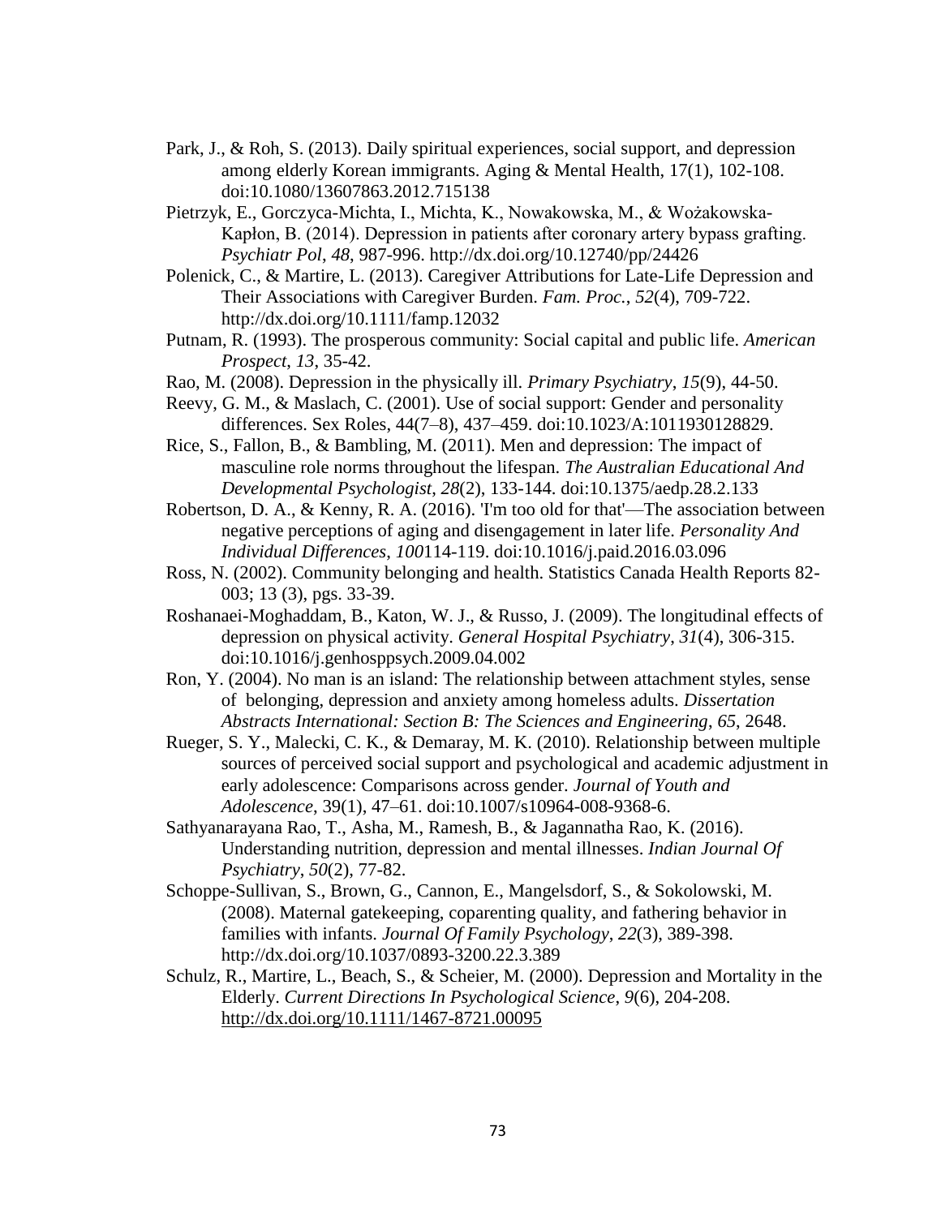Park, J., & Roh, S. (2013). Daily spiritual experiences, social support, and depression among elderly Korean immigrants. Aging & Mental Health, 17(1), 102-108. doi:10.1080/13607863.2012.715138

Pietrzyk, E., Gorczyca-Michta, I., Michta, K., Nowakowska, M., & Wożakowska-Kapłon, B. (2014). Depression in patients after coronary artery bypass grafting. *Psychiatr Pol*, *48*, 987-996. http://dx.doi.org/10.12740/pp/24426

Polenick, C., & Martire, L. (2013). Caregiver Attributions for Late-Life Depression and Their Associations with Caregiver Burden. *Fam. Proc.*, *52*(4), 709-722. http://dx.doi.org/10.1111/famp.12032

Putnam, R. (1993). The prosperous community: Social capital and public life. *American Prospect*, *13*, 35-42.

Rao, M. (2008). Depression in the physically ill. *Primary Psychiatry*, *15*(9), 44-50.

Reevy, G. M., & Maslach, C. (2001). Use of social support: Gender and personality differences. Sex Roles, 44(7–8), 437–459. doi:10.1023/A:1011930128829.

Rice, S., Fallon, B., & Bambling, M. (2011). Men and depression: The impact of masculine role norms throughout the lifespan. *The Australian Educational And Developmental Psychologist*, *28*(2), 133-144. doi:10.1375/aedp.28.2.133

Robertson, D. A., & Kenny, R. A. (2016). 'I'm too old for that'—The association between negative perceptions of aging and disengagement in later life. *Personality And Individual Differences*, *100*114-119. doi:10.1016/j.paid.2016.03.096

Ross, N. (2002). Community belonging and health. Statistics Canada Health Reports 82-003; 13 (3), pgs. 33-39.

Roshanaei-Moghaddam, B., Katon, W. J., & Russo, J. (2009). The longitudinal effects of depression on physical activity. *General Hospital Psychiatry*, *31*(4), 306-315. doi:10.1016/j.genhosppsych.2009.04.002

Ron, Y. (2004). No man is an island: The relationship between attachment styles, sense of belonging, depression and anxiety among homeless adults. *Dissertation Abstracts International: Section B: The Sciences and Engineering*, *65*, 2648.

Rueger, S. Y., Malecki, C. K., & Demaray, M. K. (2010). Relationship between multiple sources of perceived social support and psychological and academic adjustment in early adolescence: Comparisons across gender. *Journal of Youth and Adolescence*, 39(1), 47–61. doi:10.1007/s10964-008-9368-6.

Sathyanarayana Rao, T., Asha, M., Ramesh, B., & Jagannatha Rao, K. (2016). Understanding nutrition, depression and mental illnesses. *Indian Journal Of Psychiatry*, *50*(2), 77-82.

Schoppe-Sullivan, S., Brown, G., Cannon, E., Mangelsdorf, S., & Sokolowski, M. (2008). Maternal gatekeeping, coparenting quality, and fathering behavior in families with infants. *Journal Of Family Psychology*, *22*(3), 389-398. http://dx.doi.org/10.1037/0893-3200.22.3.389

Schulz, R., Martire, L., Beach, S., & Scheier, M. (2000). Depression and Mortality in the Elderly. *Current Directions In Psychological Science*, *9*(6), 204-208. http://dx.doi.org/10.1111/1467-8721.00095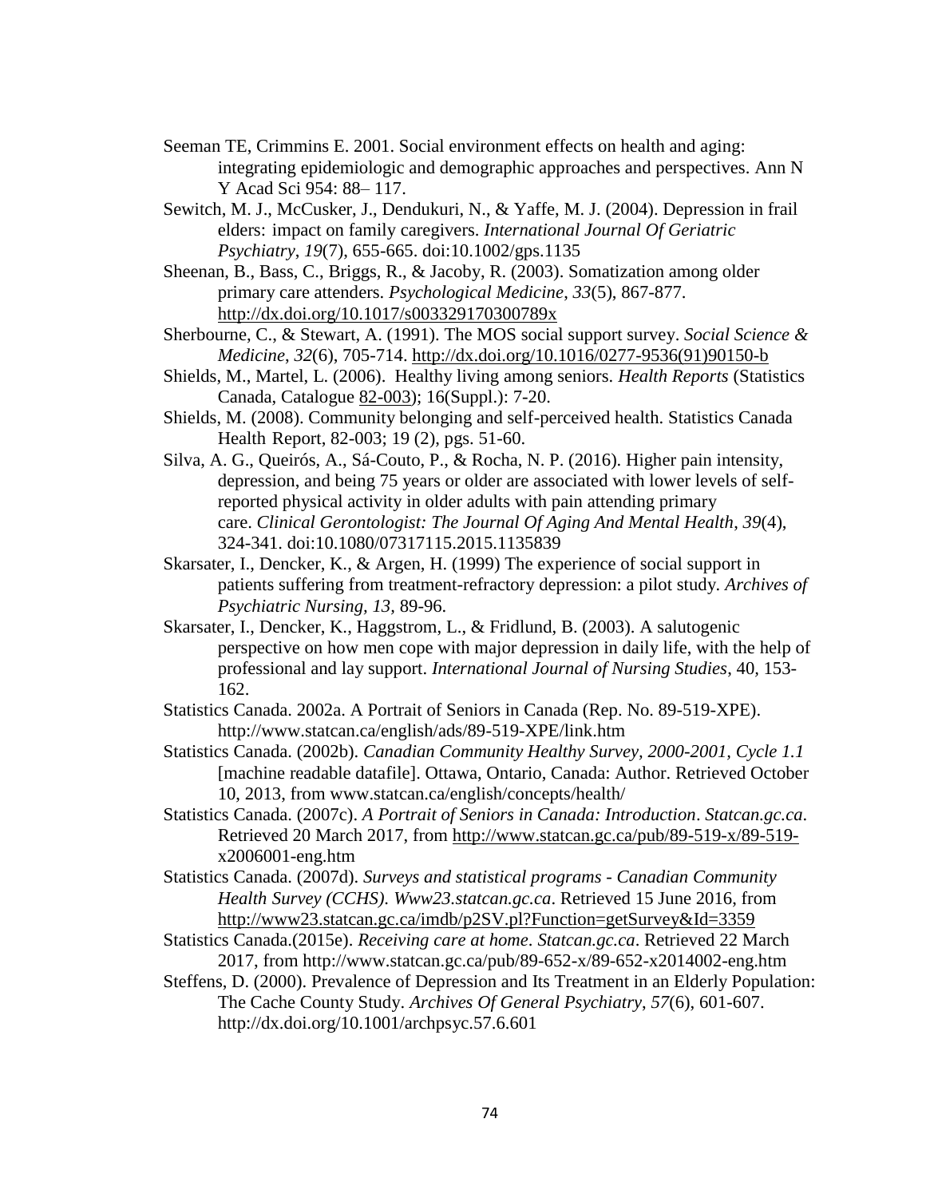Seeman TE, Crimmins E. 2001. Social environment effects on health and aging: integrating epidemiologic and demographic approaches and perspectives. Ann N Y Acad Sci 954: 88– 117.

Sewitch, M. J., McCusker, J., Dendukuri, N., & Yaffe, M. J. (2004). Depression in frail elders: impact on family caregivers. *International Journal Of Geriatric Psychiatry*, *19*(7), 655-665. doi:10.1002/gps.1135

Sheenan, B., Bass, C., Briggs, R., & Jacoby, R. (2003). Somatization among older primary care attenders. *Psychological Medicine*, *33*(5), 867-877. http://dx.doi.org/10.1017/s003329170300789x

Sherbourne, C., & Stewart, A. (1991). The MOS social support survey. *Social Science & Medicine*, *32*(6), 705-714. http://dx.doi.org/10.1016/0277-9536(91)90150-b

Shields, M., Martel, L. (2006). Healthy living among seniors. *Health Reports* (Statistics Canada, Catalogue 82-003); 16(Suppl.): 7-20.

Shields, M. (2008). Community belonging and self-perceived health. Statistics Canada Health Report, 82-003; 19 (2), pgs. 51-60.

Silva, A. G., Queirós, A., Sá-Couto, P., & Rocha, N. P. (2016). Higher pain intensity, depression, and being 75 years or older are associated with lower levels of self-reported physical activity in older adults with pain attending primary care. *Clinical Gerontologist: The Journal Of Aging And Mental Health*, *39*(4), 324-341. doi:10.1080/07317115.2015.1135839

Skarsater, I., Dencker, K., & Argen, H. (1999) The experience of social support in patients suffering from treatment-refractory depression: a pilot study. *Archives of Psychiatric Nursing, 13*, 89-96.

Skarsater, I., Dencker, K., Haggstrom, L., & Fridlund, B. (2003). A salutogenic perspective on how men cope with major depression in daily life, with the help of professional and lay support. *International Journal of Nursing Studies*, 40, 153-162.

Statistics Canada. 2002a. A Portrait of Seniors in Canada (Rep. No. 89-519-XPE). http://www.statcan.ca/english/ads/89-519-XPE/link.htm

Statistics Canada. (2002b). *Canadian Community Healthy Survey, 2000-2001, Cycle 1.1* [machine readable datafile]. Ottawa, Ontario, Canada: Author. Retrieved October 10, 2013, from www.statcan.ca/english/concepts/health/

Statistics Canada. (2007c). *A Portrait of Seniors in Canada: Introduction*. *Statcan.gc.ca*. Retrieved 20 March 2017, from http://www.statcan.gc.ca/pub/89-519-x/89-519-x2006001-eng.htm

Statistics Canada. (2007d). *Surveys and statistical programs - Canadian Community Health Survey (CCHS)*. *Www23.statcan.gc.ca*. Retrieved 15 June 2016, from http://www23.statcan.gc.ca/imdb/p2SV.pl?Function=getSurvey&Id=3359

Statistics Canada.(2015e). *Receiving care at home*. *Statcan.gc.ca*. Retrieved 22 March 2017, from http://www.statcan.gc.ca/pub/89-652-x/89-652-x2014002-eng.htm

Steffens, D. (2000). Prevalence of Depression and Its Treatment in an Elderly Population: The Cache County Study. *Archives Of General Psychiatry*, *57*(6), 601-607. http://dx.doi.org/10.1001/archpsyc.57.6.601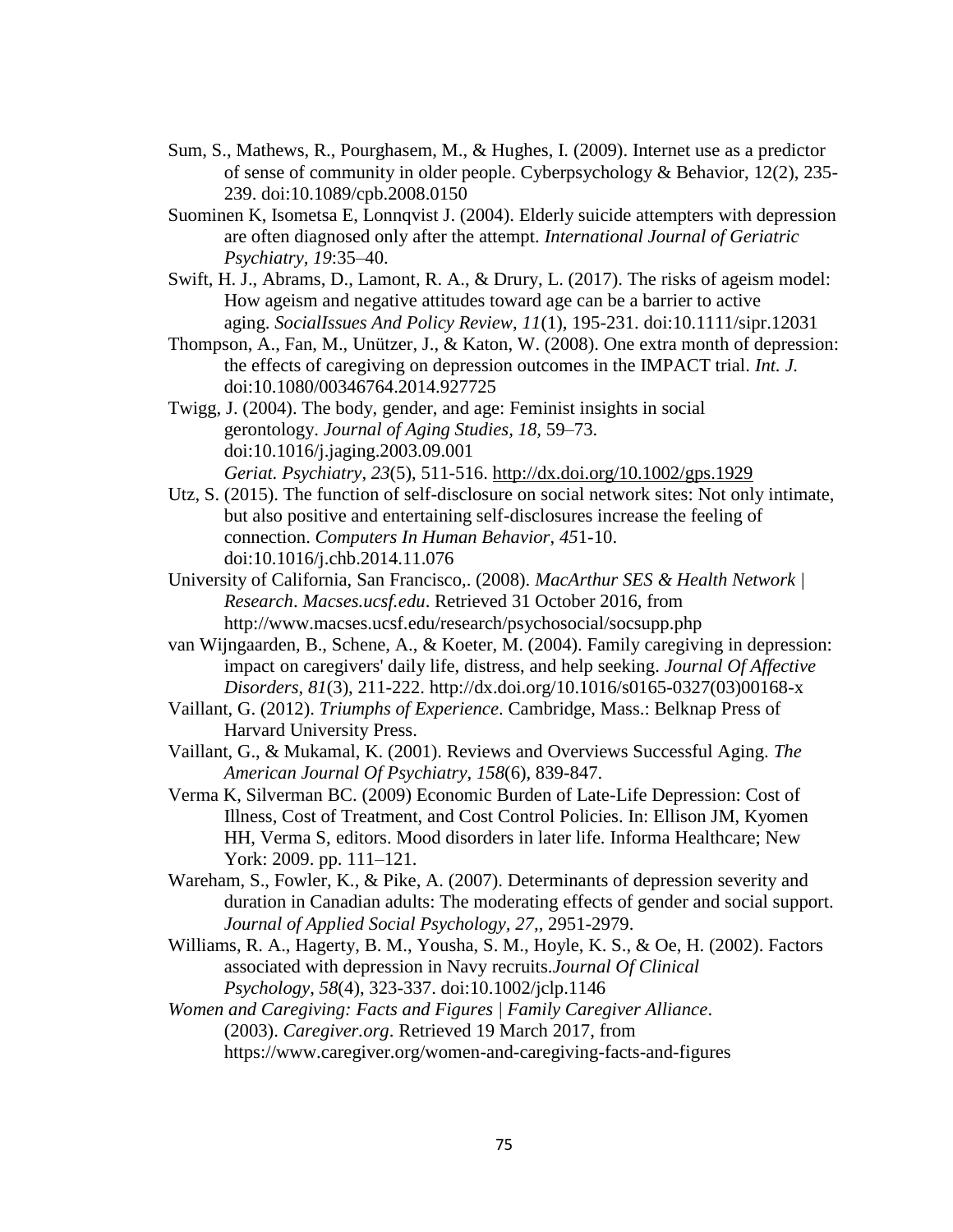Sum, S., Mathews, R., Pourghasem, M., & Hughes, I. (2009). Internet use as a predictor of sense of community in older people. Cyberpsychology & Behavior, 12(2), 235-239. doi:10.1089/cpb.2008.0150

Suominen K, Isometsa E, Lonnqvist J. (2004). Elderly suicide attempters with depression are often diagnosed only after the attempt. *International Journal of Geriatric Psychiatry, 19*:35–40.

Swift, H. J., Abrams, D., Lamont, R. A., & Drury, L. (2017). The risks of ageism model: How ageism and negative attitudes toward age can be a barrier to active aging. *SocialIssues And Policy Review*, *11*(1), 195-231. doi:10.1111/sipr.12031

Thompson, A., Fan, M., Unützer, J., & Katon, W. (2008). One extra month of depression: the effects of caregiving on depression outcomes in the IMPACT trial. *Int. J.* doi:10.1080/00346764.2014.927725

Twigg, J. (2004). The body, gender, and age: Feminist insights in social gerontology. *Journal of Aging Studies*, *18*, 59–73. doi:10.1016/j.jaging.2003.09.001
*Geriat. Psychiatry*, *23*(5), 511-516. http://dx.doi.org/10.1002/gps.1929

Utz, S. (2015). The function of self-disclosure on social network sites: Not only intimate, but also positive and entertaining self-disclosures increase the feeling of connection. *Computers In Human Behavior*, *45*1-10. doi:10.1016/j.chb.2014.11.076

University of California, San Francisco,. (2008). *MacArthur SES & Health Network | Research*. *Macses.ucsf.edu*. Retrieved 31 October 2016, from http://www.macses.ucsf.edu/research/psychosocial/socsupp.php

van Wijngaarden, B., Schene, A., & Koeter, M. (2004). Family caregiving in depression: impact on caregivers' daily life, distress, and help seeking. *Journal Of Affective Disorders*, *81*(3), 211-222. http://dx.doi.org/10.1016/s0165-0327(03)00168-x

Vaillant, G. (2012). *Triumphs of Experience*. Cambridge, Mass.: Belknap Press of Harvard University Press.

Vaillant, G., & Mukamal, K. (2001). Reviews and Overviews Successful Aging. *The American Journal Of Psychiatry*, *158*(6), 839-847.

Verma K, Silverman BC. (2009) Economic Burden of Late-Life Depression: Cost of Illness, Cost of Treatment, and Cost Control Policies. In: Ellison JM, Kyomen HH, Verma S, editors. Mood disorders in later life. Informa Healthcare; New York: 2009. pp. 111–121.

Wareham, S., Fowler, K., & Pike, A. (2007). Determinants of depression severity and duration in Canadian adults: The moderating effects of gender and social support. *Journal of Applied Social Psychology, 27,*, 2951-2979.

Williams, R. A., Hagerty, B. M., Yousha, S. M., Hoyle, K. S., & Oe, H. (2002). Factors associated with depression in Navy recruits.*Journal Of Clinical Psychology*, *58*(4), 323-337. doi:10.1002/jclp.1146

*Women and Caregiving: Facts and Figures | Family Caregiver Alliance*. (2003). *Caregiver.org*. Retrieved 19 March 2017, from https://www.caregiver.org/women-and-caregiving-facts-and-figures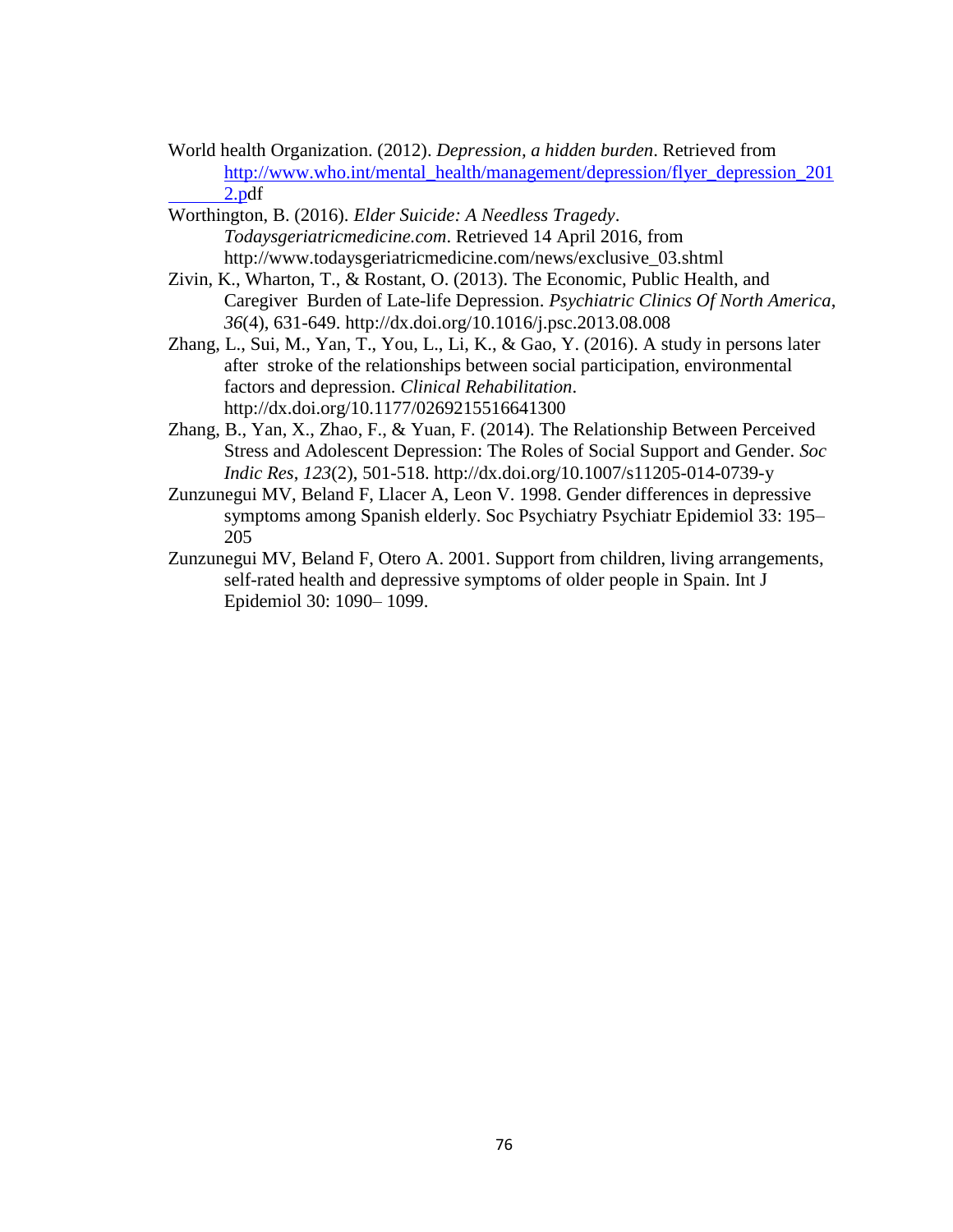World health Organization. (2012). *Depression, a hidden burden*. Retrieved from http://www.who.int/mental_health/management/depression/flyer_depression_2012.pdf

Worthington, B. (2016). *Elder Suicide: A Needless Tragedy*. *Todaysgeriatricmedicine.com*. Retrieved 14 April 2016, from http://www.todaysgeriatricmedicine.com/news/exclusive_03.shtml

Zivin, K., Wharton, T., & Rostant, O. (2013). The Economic, Public Health, and Caregiver Burden of Late-life Depression. *Psychiatric Clinics Of North America*, *36*(4), 631-649. http://dx.doi.org/10.1016/j.psc.2013.08.008

Zhang, L., Sui, M., Yan, T., You, L., Li, K., & Gao, Y. (2016). A study in persons later after stroke of the relationships between social participation, environmental factors and depression. *Clinical Rehabilitation*. http://dx.doi.org/10.1177/0269215516641300

Zhang, B., Yan, X., Zhao, F., & Yuan, F. (2014). The Relationship Between Perceived Stress and Adolescent Depression: The Roles of Social Support and Gender. *Soc Indic Res*, *123*(2), 501-518. http://dx.doi.org/10.1007/s11205-014-0739-y

Zunzunegui MV, Beland F, Llacer A, Leon V. 1998. Gender differences in depressive symptoms among Spanish elderly. Soc Psychiatry Psychiatr Epidemiol 33: 195–205

Zunzunegui MV, Beland F, Otero A. 2001. Support from children, living arrangements, self-rated health and depressive symptoms of older people in Spain. Int J Epidemiol 30: 1090– 1099.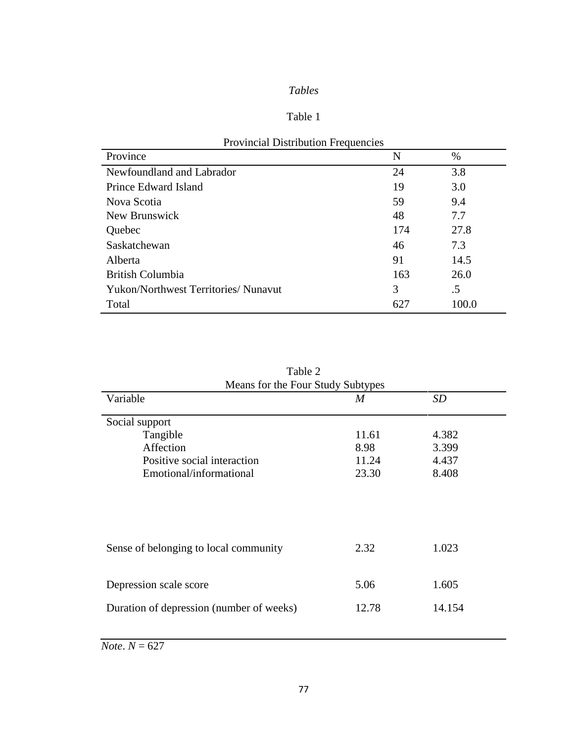*Tables*

Table 1

Provincial Distribution Frequencies

| Province | N | % |
|---|---|---|
| Newfoundland and Labrador | 24 | 3.8 |
| Prince Edward Island | 19 | 3.0 |
| Nova Scotia | 59 | 9.4 |
| New Brunswick | 48 | 7.7 |
| Quebec | 174 | 27.8 |
| Saskatchewan | 46 | 7.3 |
| Alberta | 91 | 14.5 |
| British Columbia | 163 | 26.0 |
| Yukon/Northwest Territories/ Nunavut | 3 | .5 |
| Total | 627 | 100.0 |

Table 2

Means for the Four Study Subtypes

| Variable | *M* | *SD* |
|---|---|---|
| Social support | | |
| Tangible | 11.61 | 4.382 |
| Affection | 8.98 | 3.399 |
| Positive social interaction | 11.24 | 4.437 |
| Emotional/informational | 23.30 | 8.408 |
| Sense of belonging to local community | 2.32 | 1.023 |
| Depression scale score | 5.06 | 1.605 |
| Duration of depression (number of weeks) | 12.78 | 14.154 |

*Note*. $N = 627$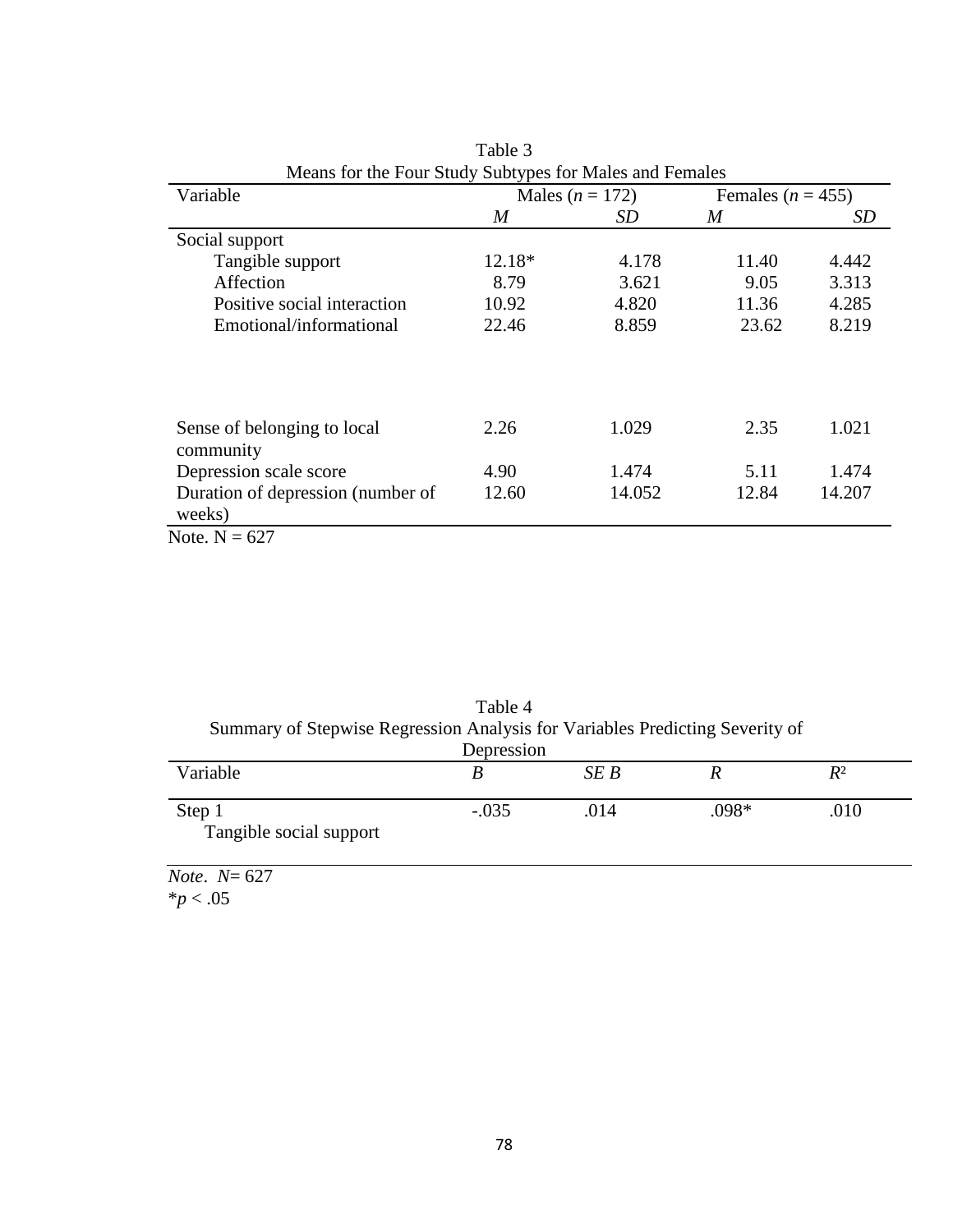Table 3

Means for the Four Study Subtypes for Males and Females

| Variable | Males ($n$ = 172) | | Females ($n$ = 455) | |
|---|---|---|---|---|
| | *M* | *SD* | *M* | *SD* |
| Social support | | | | |
| Tangible support | 12.18* | 4.178 | 11.40 | 4.442 |
| Affection | 8.79 | 3.621 | 9.05 | 3.313 |
| Positive social interaction | 10.92 | 4.820 | 11.36 | 4.285 |
| Emotional/informational | 22.46 | 8.859 | 23.62 | 8.219 |
| Sense of belonging to local community | 2.26 | 1.029 | 2.35 | 1.021 |
| Depression scale score | 4.90 | 1.474 | 5.11 | 1.474 |
| Duration of depression (number of weeks) | 12.60 | 14.052 | 12.84 | 14.207 |

Note. N = 627

Table 4

Summary of Stepwise Regression Analysis for Variables Predicting Severity of Depression

| Variable | *B* | *SE B* | *R* | $R^2$ |
|---|---|---|---|---|
| Step 1<br>Tangible social support | -.035 | .014 | .098* | .010 |

*Note*. *N*= 627

*$p < .05$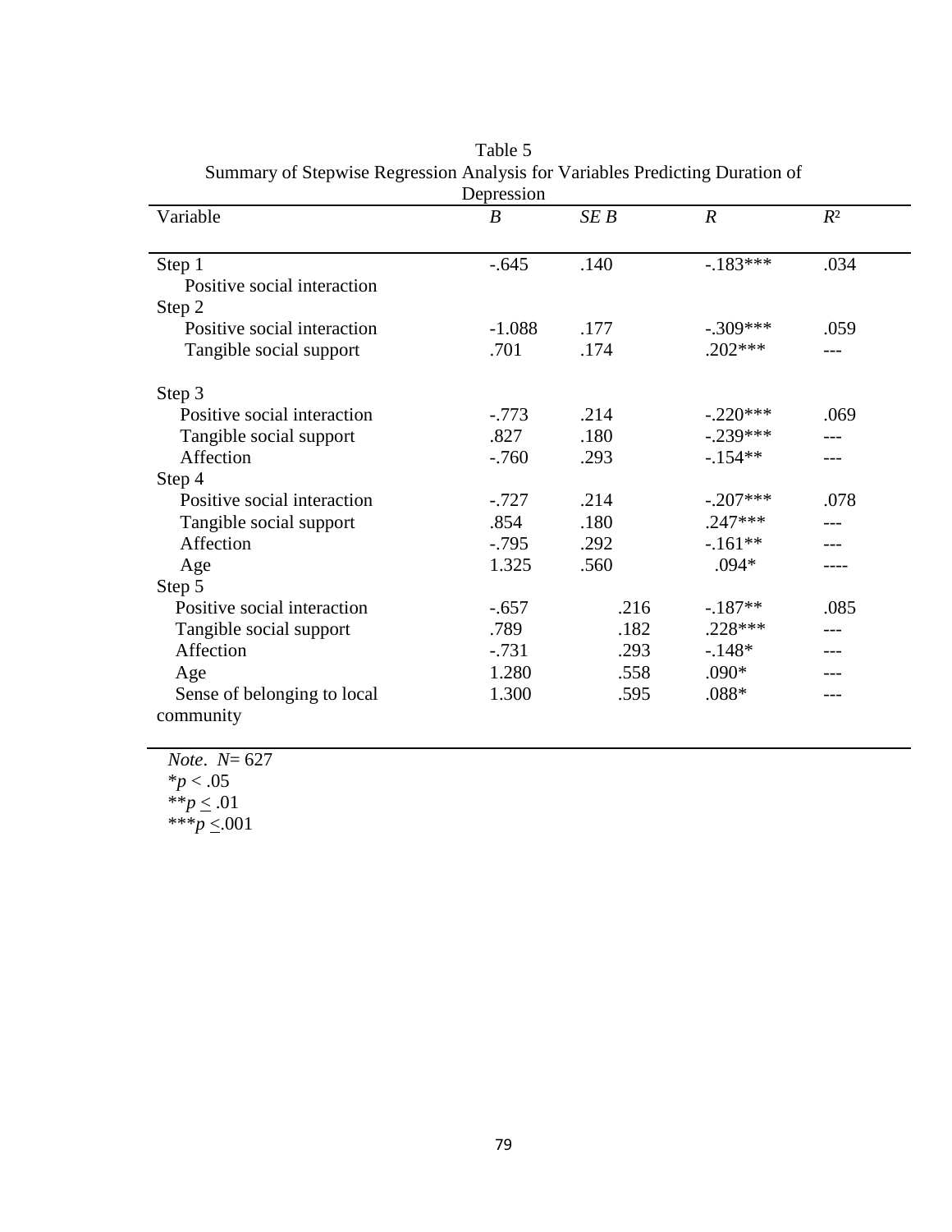Table 5
Summary of Stepwise Regression Analysis for Variables Predicting Duration of Depression

| Variable | *B* | *SE B* | *R* | $R^2$ |
|---|---|---|---|---|
| Step 1 | | | | |
| Positive social interaction | -.645 | .140 | -.183*** | .034 |
| Step 2 | | | | |
| Positive social interaction | -1.088 | .177 | -.309*** | .059 |
| Tangible social support | .701 | .174 | .202*** | --- |
| Step 3 | | | | |
| Positive social interaction | -.773 | .214 | -.220*** | .069 |
| Tangible social support | .827 | .180 | -.239*** | --- |
| Affection | -.760 | .293 | -.154** | --- |
| Step 4 | | | | |
| Positive social interaction | -.727 | .214 | -.207*** | .078 |
| Tangible social support | .854 | .180 | .247*** | --- |
| Affection | -.795 | .292 | -.161** | --- |
| Age | 1.325 | .560 | .094* | ---- |
| Step 5 | | | | |
| Positive social interaction | -.657 | .216 | -.187** | .085 |
| Tangible social support | .789 | .182 | .228*** | --- |
| Affection | -.731 | .293 | -.148* | --- |
| Age | 1.280 | .558 | .090* | --- |
| Sense of belonging to local community | 1.300 | .595 | .088* | --- |

*Note*. *N*= 627
*$p < .05$
**$p \leq .01$
***$p \leq .001$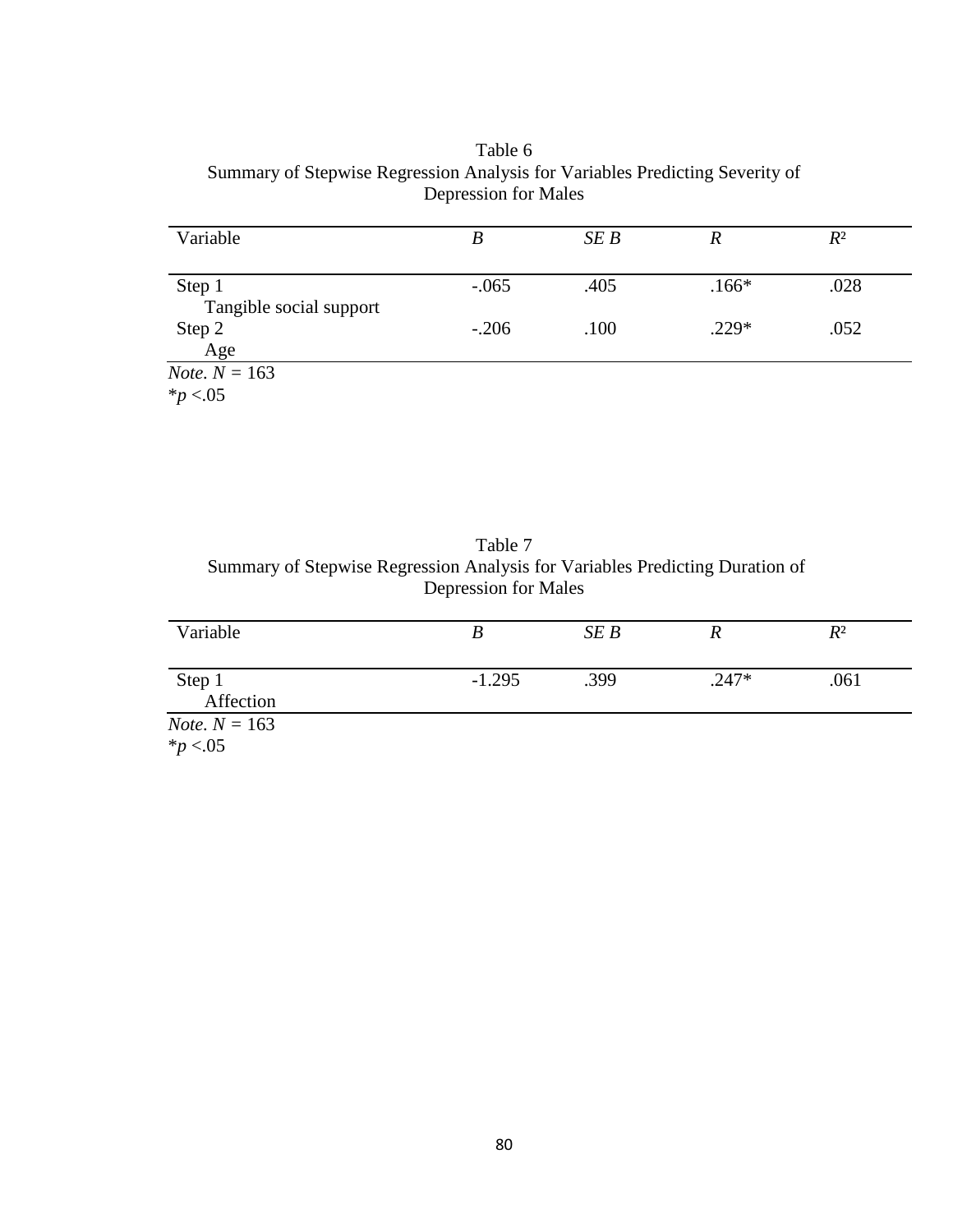Table 6
Summary of Stepwise Regression Analysis for Variables Predicting Severity of Depression for Males

| Variable | *B* | *SE B* | *R* | $R^2$ |
|---|---|---|---|---|
| Step 1<br>Tangible social support | -.065 | .405 | .166* | .028 |
| Step 2<br>Age | -.206 | .100 | .229* | .052 |

*Note*. $N = 163$
$^*p < .05$

Table 7
Summary of Stepwise Regression Analysis for Variables Predicting Duration of Depression for Males

| Variable | *B* | *SE B* | *R* | $R^2$ |
|---|---|---|---|---|
| Step 1<br>Affection | -1.295 | .399 | .247* | .061 |

*Note*. $N = 163$
$^*p < .05$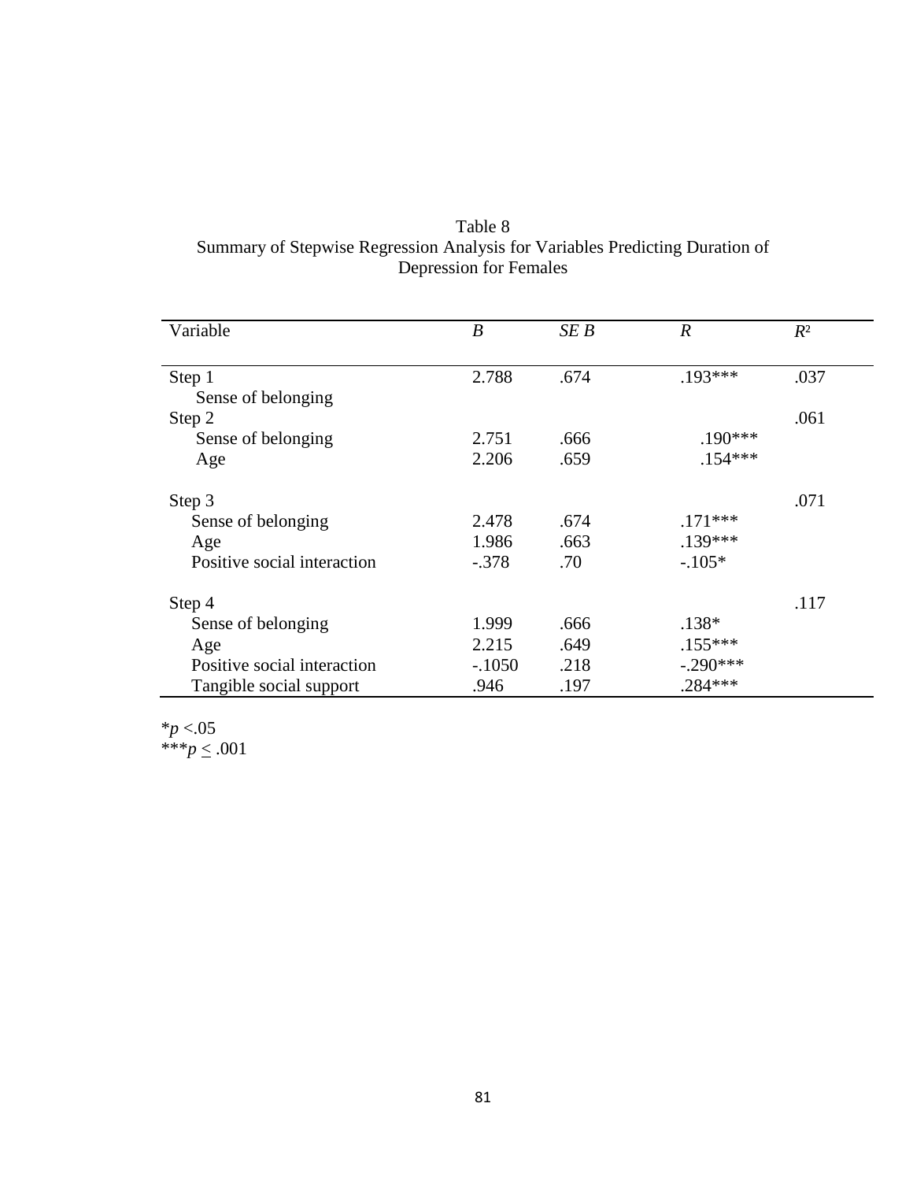Table 8
Summary of Stepwise Regression Analysis for Variables Predicting Duration of Depression for Females

| Variable | *B* | *SE B* | *R* | $R^2$ |
|---|---|---|---|---|
| Step 1 | 2.788 | .674 | .193*** | .037 |
| Sense of belonging | | | | |
| Step 2 | | | | .061 |
| Sense of belonging | 2.751 | .666 | .190*** | |
| Age | 2.206 | .659 | .154*** | |
| Step 3 | | | | .071 |
| Sense of belonging | 2.478 | .674 | .171*** | |
| Age | 1.986 | .663 | .139*** | |
| Positive social interaction | -.378 | .70 | -.105* | |
| Step 4 | | | | .117 |
| Sense of belonging | 1.999 | .666 | .138* | |
| Age | 2.215 | .649 | .155*** | |
| Positive social interaction | -.1050 | .218 | -.290*** | |
| Tangible social support | .946 | .197 | .284*** | |

*$p < .05$
***$p \leq .001$